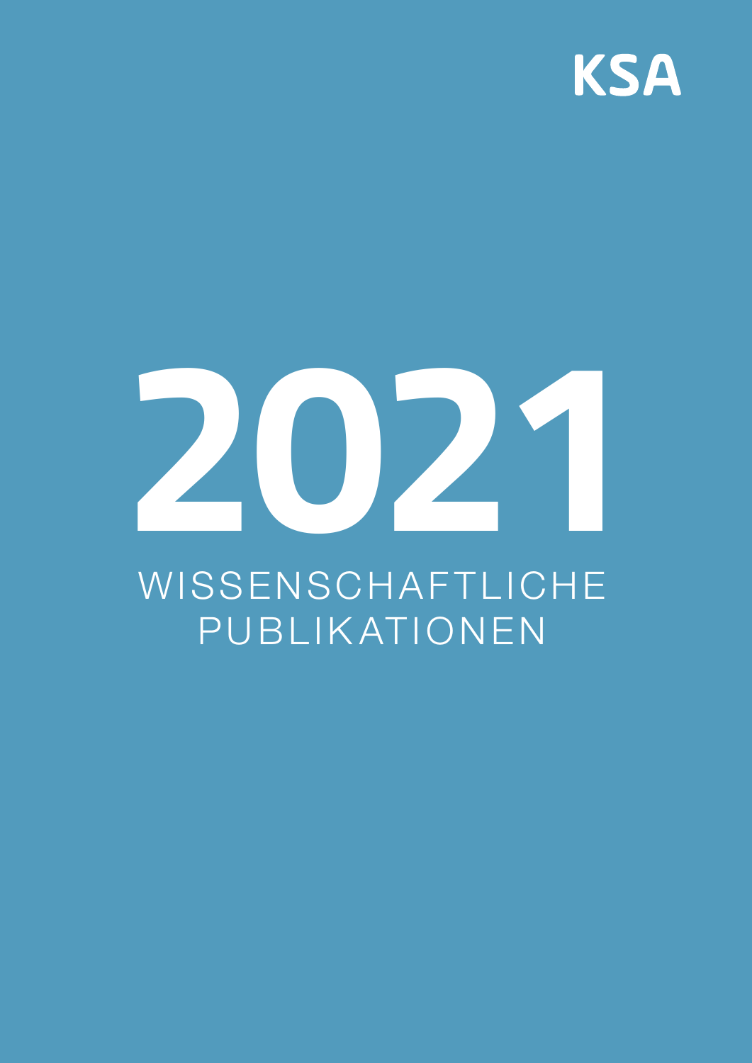KSA

# 2021

## WISSENSCHAFTLICHE PUBLIKATIONEN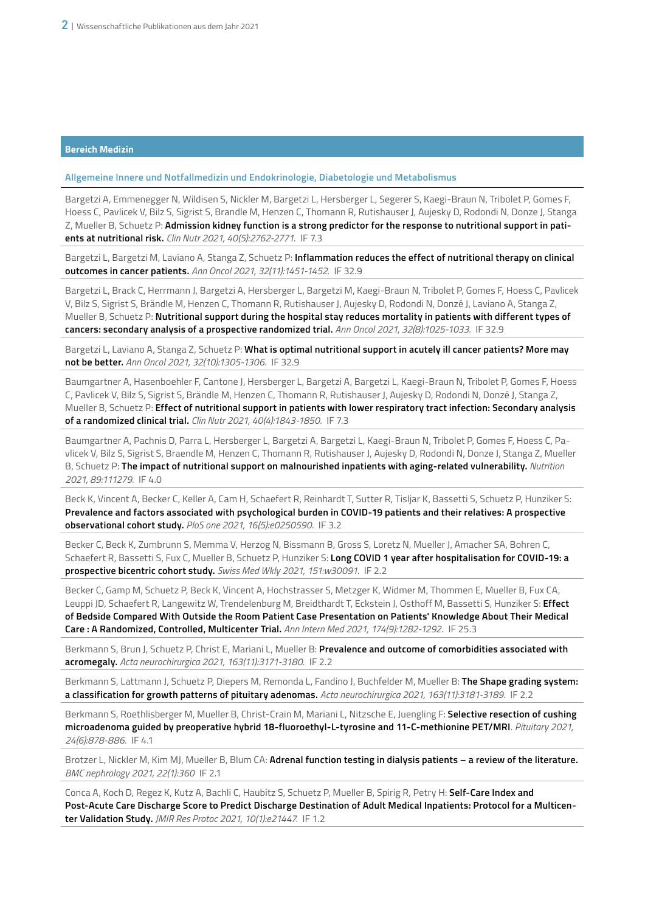## Bereich Medizin

### Allgemeine Innere und Notfallmedizin und Endokrinologie, Diabetologie und Metabolismus

Bargetzi A, Emmenegger N, Wildisen S, Nickler M, Bargetzi L, Hersberger L, Segerer S, Kaegi-Braun N, Tribolet P, Gomes F, Hoess C, Pavlicek V, Bilz S, Sigrist S, Brandle M, Henzen C, Thomann R, Rutishauser J, Aujesky D, Rodondi N, Donze J, Stanga Z, Mueller B, Schuetz P: **Admission kidney function is a strong predictor for the response to nutritional support in patients at nutritional risk.** *Clin Nutr 2021, 40(5):2762-2771.* IF 7.3

Bargetzi L, Bargetzi M, Laviano A, Stanga Z, Schuetz P: **Inflammation reduces the effect of nutritional therapy on clinical outcomes in cancer patients.** *Ann Oncol 2021, 32(11):1451-1452.* IF 32.9

Bargetzi L, Brack C, Herrmann J, Bargetzi A, Hersberger L, Bargetzi M, Kaegi-Braun N, Tribolet P, Gomes F, Hoess C, Pavlicek V, Bilz S, Sigrist S, Brändle M, Henzen C, Thomann R, Rutishauser J, Aujesky D, Rodondi N, Donzé J, Laviano A, Stanga Z, Mueller B, Schuetz P: **Nutritional support during the hospital stay reduces mortality in patients with different types of cancers: secondary analysis of a prospective randomized trial.** *Ann Oncol 2021, 32(8):1025-1033.* IF 32.9

Bargetzi L, Laviano A, Stanga Z, Schuetz P: **What is optimal nutritional support in acutely ill cancer patients? More may not be better.** *Ann Oncol 2021, 32(10):1305-1306.* IF 32.9

Baumgartner A, Hasenboehler F, Cantone J, Hersberger L, Bargetzi A, Bargetzi L, Kaegi-Braun N, Tribolet P, Gomes F, Hoess C, Pavlicek V, Bilz S, Sigrist S, Brändle M, Henzen C, Thomann R, Rutishauser J, Aujesky D, Rodondi N, Donzé J, Stanga Z, Mueller B, Schuetz P: **Effect of nutritional support in patients with lower respiratory tract infection: Secondary analysis of a randomized clinical trial.** *Clin Nutr 2021, 40(4):1843-1850.* IF 7.3

Baumgartner A, Pachnis D, Parra L, Hersberger L, Bargetzi A, Bargetzi L, Kaegi-Braun N, Tribolet P, Gomes F, Hoess C, Pavlicek V, Bilz S, Sigrist S, Braendle M, Henzen C, Thomann R, Rutishauser J, Aujesky D, Rodondi N, Donze J, Stanga Z, Mueller B, Schuetz P: **The impact of nutritional support on malnourished inpatients with aging-related vulnerability.** *Nutrition 2021, 89:111279.* IF 4.0

Beck K, Vincent A, Becker C, Keller A, Cam H, Schaefert R, Reinhardt T, Sutter R, Tisljar K, Bassetti S, Schuetz P, Hunziker S: **Prevalence and factors associated with psychological burden in COVID-19 patients and their relatives: A prospective observational cohort study.** *PloS one 2021, 16(5):e0250590.* IF 3.2

Becker C, Beck K, Zumbrunn S, Memma V, Herzog N, Bissmann B, Gross S, Loretz N, Mueller J, Amacher SA, Bohren C, Schaefert R, Bassetti S, Fux C, Mueller B, Schuetz P, Hunziker S: **Long COVID 1 year after hospitalisation for COVID-19: a prospective bicentric cohort study.** *Swiss Med Wkly 2021, 151:w30091.* IF 2.2

Becker C, Gamp M, Schuetz P, Beck K, Vincent A, Hochstrasser S, Metzger K, Widmer M, Thommen E, Mueller B, Fux CA, Leuppi JD, Schaefert R, Langewitz W, Trendelenburg M, Breidthardt T, Eckstein J, Osthoff M, Bassetti S, Hunziker S: **Effect of Bedside Compared With Outside the Room Patient Case Presentation on Patients' Knowledge About Their Medical Care : A Randomized, Controlled, Multicenter Trial.** *Ann Intern Med 2021, 174(9):1282-1292.* IF 25.3

Berkmann S, Brun J, Schuetz P, Christ E, Mariani L, Mueller B: **Prevalence and outcome of comorbidities associated with acromegaly.** *Acta neurochirurgica 2021, 163(11):3171-3180.* IF 2.2

Berkmann S, Lattmann J, Schuetz P, Diepers M, Remonda L, Fandino J, Buchfelder M, Mueller B: **The Shape grading system: a classification for growth patterns of pituitary adenomas.** *Acta neurochirurgica 2021, 163(11):3181-3189.* IF 2.2

Berkmann S, Roethlisberger M, Mueller B, Christ-Crain M, Mariani L, Nitzsche E, Juengling F: **Selective resection of cushing microadenoma guided by preoperative hybrid 18-fluoroethyl-L-tyrosine and 11-C-methionine PET/MRI**. *Pituitary 2021, 24(6):878-886.* IF 4.1

Brotzer L, Nickler M, Kim MJ, Mueller B, Blum CA: **Adrenal function testing in dialysis patients – a review of the literature.** *BMC nephrology 2021, 22(1):360* IF 2.1

Conca A, Koch D, Regez K, Kutz A, Bachli C, Haubitz S, Schuetz P, Mueller B, Spirig R, Petry H: **Self-Care Index and Post-Acute Care Discharge Score to Predict Discharge Destination of Adult Medical Inpatients: Protocol for a Multicenter Validation Study.** *JMIR Res Protoc 2021, 10(1):e21447.* IF 1.2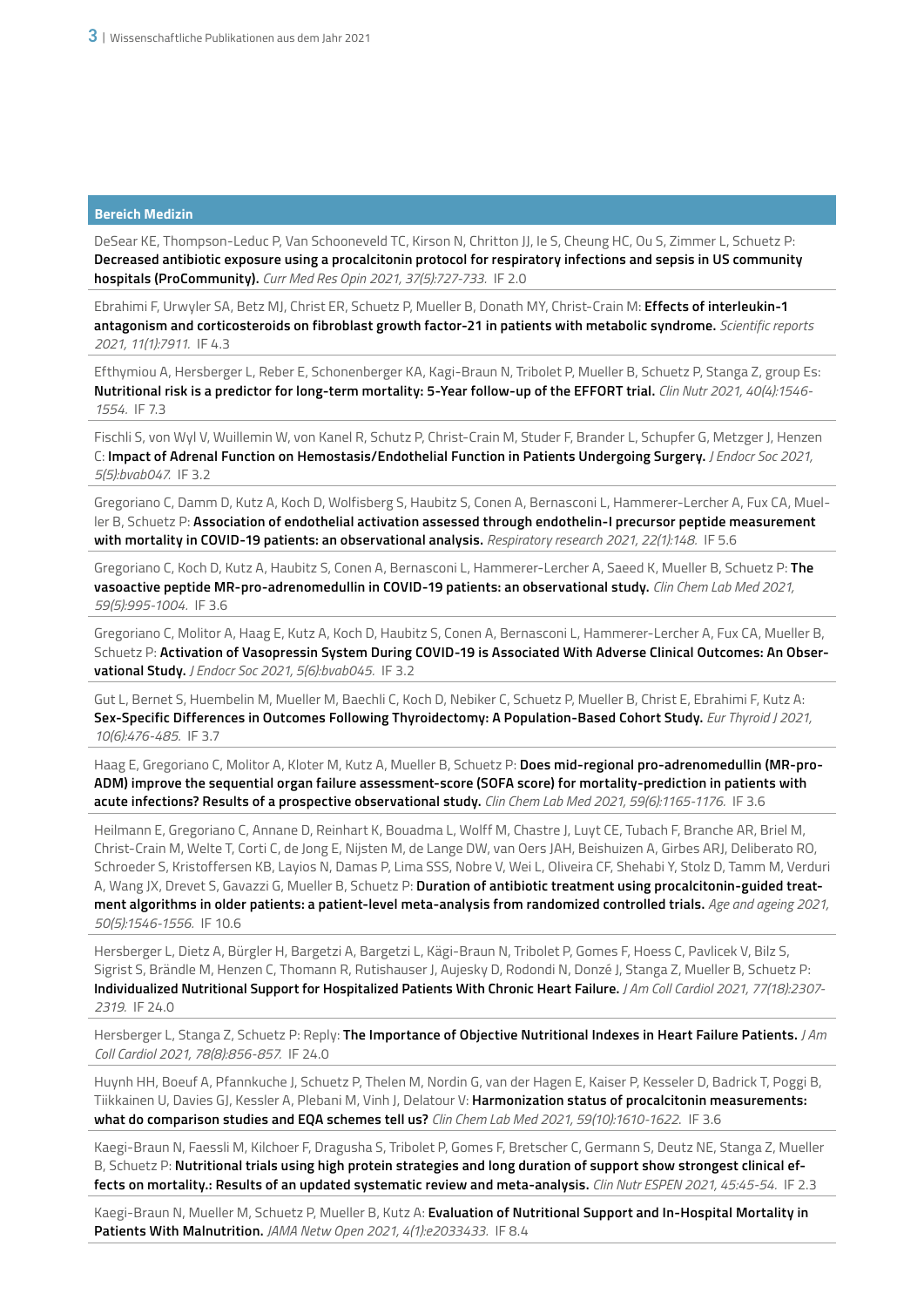## Bereich Medizin

DeSear KE, Thompson-Leduc P, Van Schooneveld TC, Kirson N, Chritton JJ, Ie S, Cheung HC, Ou S, Zimmer L, Schuetz P: **Decreased antibiotic exposure using a procalcitonin protocol for respiratory infections and sepsis in US community hospitals (ProCommunity).** *Curr Med Res Opin 2021, 37(5):727-733.* IF 2.0

Ebrahimi F, Urwyler SA, Betz MJ, Christ ER, Schuetz P, Mueller B, Donath MY, Christ-Crain M: **Effects of interleukin-1 antagonism and corticosteroids on fibroblast growth factor-21 in patients with metabolic syndrome.** *Scientific reports 2021, 11(1):7911.* IF 4.3

Efthymiou A, Hersberger L, Reber E, Schonenberger KA, Kagi-Braun N, Tribolet P, Mueller B, Schuetz P, Stanga Z, group Es: **Nutritional risk is a predictor for long-term mortality: 5-Year follow-up of the EFFORT trial.** *Clin Nutr 2021, 40(4):1546-1554.* IF 7.3

Fischli S, von Wyl V, Wuillemin W, von Kanel R, Schutz P, Christ-Crain M, Studer F, Brander L, Schupfer G, Metzger J, Henzen C: **Impact of Adrenal Function on Hemostasis/Endothelial Function in Patients Undergoing Surgery.** *J Endocr Soc 2021, 5(5):bvab047.* IF 3.2

Gregoriano C, Damm D, Kutz A, Koch D, Wolfisberg S, Haubitz S, Conen A, Bernasconi L, Hammerer-Lercher A, Fux CA, Mueller B, Schuetz P: **Association of endothelial activation assessed through endothelin-I precursor peptide measurement with mortality in COVID-19 patients: an observational analysis.** *Respiratory research 2021, 22(1):148.* IF 5.6

Gregoriano C, Koch D, Kutz A, Haubitz S, Conen A, Bernasconi L, Hammerer-Lercher A, Saeed K, Mueller B, Schuetz P: **The vasoactive peptide MR-pro-adrenomedullin in COVID-19 patients: an observational study.** *Clin Chem Lab Med 2021, 59(5):995-1004.* IF 3.6

Gregoriano C, Molitor A, Haag E, Kutz A, Koch D, Haubitz S, Conen A, Bernasconi L, Hammerer-Lercher A, Fux CA, Mueller B, Schuetz P: **Activation of Vasopressin System During COVID-19 is Associated With Adverse Clinical Outcomes: An Observational Study.** *J Endocr Soc 2021, 5(6):bvab045.* IF 3.2

Gut L, Bernet S, Huembelin M, Mueller M, Baechli C, Koch D, Nebiker C, Schuetz P, Mueller B, Christ E, Ebrahimi F, Kutz A: **Sex-Specific Differences in Outcomes Following Thyroidectomy: A Population-Based Cohort Study.** *Eur Thyroid J 2021, 10(6):476-485.* IF 3.7

Haag E, Gregoriano C, Molitor A, Kloter M, Kutz A, Mueller B, Schuetz P: **Does mid-regional pro-adrenomedullin (MR-pro-ADM) improve the sequential organ failure assessment-score (SOFA score) for mortality-prediction in patients with acute infections? Results of a prospective observational study.** *Clin Chem Lab Med 2021, 59(6):1165-1176.* IF 3.6

Heilmann E, Gregoriano C, Annane D, Reinhart K, Bouadma L, Wolff M, Chastre J, Luyt CE, Tubach F, Branche AR, Briel M, Christ-Crain M, Welte T, Corti C, de Jong E, Nijsten M, de Lange DW, van Oers JAH, Beishuizen A, Girbes ARJ, Deliberato RO, Schroeder S, Kristoffersen KB, Layios N, Damas P, Lima SSS, Nobre V, Wei L, Oliveira CF, Shehabi Y, Stolz D, Tamm M, Verduri A, Wang JX, Drevet S, Gavazzi G, Mueller B, Schuetz P: **Duration of antibiotic treatment using procalcitonin-guided treatment algorithms in older patients: a patient-level meta-analysis from randomized controlled trials.** *Age and ageing 2021, 50(5):1546-1556.* IF 10.6

Hersberger L, Dietz A, Bürgler H, Bargetzi A, Bargetzi L, Kägi-Braun N, Tribolet P, Gomes F, Hoess C, Pavlicek V, Bilz S, Sigrist S, Brändle M, Henzen C, Thomann R, Rutishauser J, Aujesky D, Rodondi N, Donzé J, Stanga Z, Mueller B, Schuetz P: **Individualized Nutritional Support for Hospitalized Patients With Chronic Heart Failure.** *J Am Coll Cardiol 2021, 77(18):2307-2319.* IF 24.0

Hersberger L, Stanga Z, Schuetz P: Reply: **The Importance of Objective Nutritional Indexes in Heart Failure Patients.** *J Am Coll Cardiol 2021, 78(8):856-857.* IF 24.0

Huynh HH, Boeuf A, Pfannkuche J, Schuetz P, Thelen M, Nordin G, van der Hagen E, Kaiser P, Kesseler D, Badrick T, Poggi B, Tiikkainen U, Davies GJ, Kessler A, Plebani M, Vinh J, Delatour V: **Harmonization status of procalcitonin measurements: what do comparison studies and EQA schemes tell us?** *Clin Chem Lab Med 2021, 59(10):1610-1622.* IF 3.6

Kaegi-Braun N, Faessli M, Kilchoer F, Dragusha S, Tribolet P, Gomes F, Bretscher C, Germann S, Deutz NE, Stanga Z, Mueller B, Schuetz P: **Nutritional trials using high protein strategies and long duration of support show strongest clinical effects on mortality.: Results of an updated systematic review and meta-analysis.** *Clin Nutr ESPEN 2021, 45:45-54.* IF 2.3

Kaegi-Braun N, Mueller M, Schuetz P, Mueller B, Kutz A: **Evaluation of Nutritional Support and In-Hospital Mortality in Patients With Malnutrition.** *JAMA Netw Open 2021, 4(1):e2033433.* IF 8.4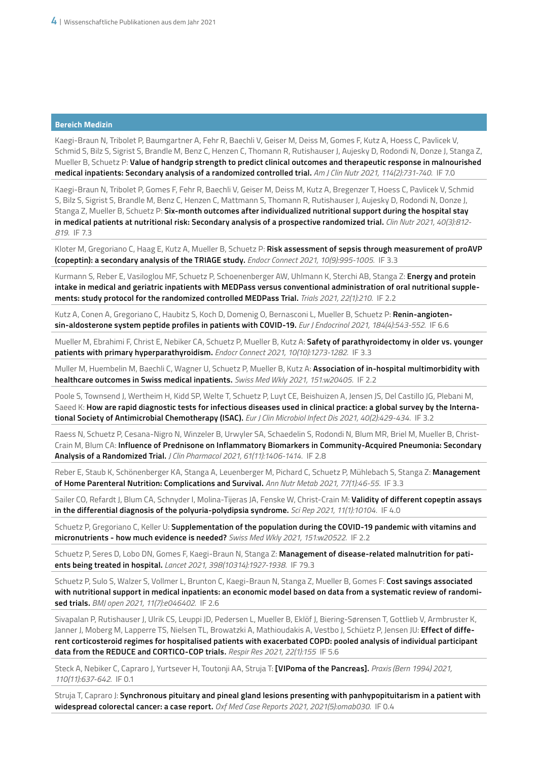## Bereich Medizin

Kaegi-Braun N, Tribolet P, Baumgartner A, Fehr R, Baechli V, Geiser M, Deiss M, Gomes F, Kutz A, Hoess C, Pavlicek V, Schmid S, Bilz S, Sigrist S, Brandle M, Benz C, Henzen C, Thomann R, Rutishauser J, Aujesky D, Rodondi N, Donze J, Stanga Z, Mueller B, Schuetz P: **Value of handgrip strength to predict clinical outcomes and therapeutic response in malnourished medical inpatients: Secondary analysis of a randomized controlled trial.** *Am J Clin Nutr 2021, 114(2):731-740.* IF 7.0

Kaegi-Braun N, Tribolet P, Gomes F, Fehr R, Baechli V, Geiser M, Deiss M, Kutz A, Bregenzer T, Hoess C, Pavlicek V, Schmid S, Bilz S, Sigrist S, Brandle M, Benz C, Henzen C, Mattmann S, Thomann R, Rutishauser J, Aujesky D, Rodondi N, Donze J, Stanga Z, Mueller B, Schuetz P: **Six-month outcomes after individualized nutritional support during the hospital stay in medical patients at nutritional risk: Secondary analysis of a prospective randomized trial.** *Clin Nutr 2021, 40(3):812-819.* IF 7.3

Kloter M, Gregoriano C, Haag E, Kutz A, Mueller B, Schuetz P: **Risk assessment of sepsis through measurement of proAVP (copeptin): a secondary analysis of the TRIAGE study.** *Endocr Connect 2021, 10(9):995-1005.* IF 3.3

Kurmann S, Reber E, Vasiloglou MF, Schuetz P, Schoenenberger AW, Uhlmann K, Sterchi AB, Stanga Z: **Energy and protein intake in medical and geriatric inpatients with MEDPass versus conventional administration of oral nutritional supplements: study protocol for the randomized controlled MEDPass Trial.** *Trials 2021, 22(1):210.* IF 2.2

Kutz A, Conen A, Gregoriano C, Haubitz S, Koch D, Domenig O, Bernasconi L, Mueller B, Schuetz P: **Renin-angiotensin-aldosterone system peptide profiles in patients with COVID-19.** *Eur J Endocrinol 2021, 184(4):543-552.* IF 6.6

Mueller M, Ebrahimi F, Christ E, Nebiker CA, Schuetz P, Mueller B, Kutz A: **Safety of parathyroidectomy in older vs. younger patients with primary hyperparathyroidism.** *Endocr Connect 2021, 10(10):1273-1282.* IF 3.3

Muller M, Huembelin M, Baechli C, Wagner U, Schuetz P, Mueller B, Kutz A: **Association of in-hospital multimorbidity with healthcare outcomes in Swiss medical inpatients.** *Swiss Med Wkly 2021, 151:w20405.* IF 2.2

Poole S, Townsend J, Wertheim H, Kidd SP, Welte T, Schuetz P, Luyt CE, Beishuizen A, Jensen JS, Del Castillo JG, Plebani M, Saeed K: **How are rapid diagnostic tests for infectious diseases used in clinical practice: a global survey by the International Society of Antimicrobial Chemotherapy (ISAC).** *Eur J Clin Microbiol Infect Dis 2021, 40(2):429-434.* IF 3.2

Raess N, Schuetz P, Cesana-Nigro N, Winzeler B, Urwyler SA, Schaedelin S, Rodondi N, Blum MR, Briel M, Mueller B, Christ-Crain M, Blum CA: **Influence of Prednisone on Inflammatory Biomarkers in Community-Acquired Pneumonia: Secondary Analysis of a Randomized Trial.** *J Clin Pharmacol 2021, 61(11):1406-1414.* IF 2.8

Reber E, Staub K, Schönenberger KA, Stanga A, Leuenberger M, Pichard C, Schuetz P, Mühlebach S, Stanga Z: **Management of Home Parenteral Nutrition: Complications and Survival.** *Ann Nutr Metab 2021, 77(1):46-55.* IF 3.3

Sailer CO, Refardt J, Blum CA, Schnyder I, Molina-Tijeras JA, Fenske W, Christ-Crain M: **Validity of different copeptin assays in the differential diagnosis of the polyuria-polydipsia syndrome.** *Sci Rep 2021, 11(1):10104.* IF 4.0

Schuetz P, Gregoriano C, Keller U: **Supplementation of the population during the COVID-19 pandemic with vitamins and micronutrients - how much evidence is needed?** *Swiss Med Wkly 2021, 151:w20522.* IF 2.2

Schuetz P, Seres D, Lobo DN, Gomes F, Kaegi-Braun N, Stanga Z: **Management of disease-related malnutrition for patients being treated in hospital.** *Lancet 2021, 398(10314):1927-1938.* IF 79.3

Schuetz P, Sulo S, Walzer S, Vollmer L, Brunton C, Kaegi-Braun N, Stanga Z, Mueller B, Gomes F: **Cost savings associated with nutritional support in medical inpatients: an economic model based on data from a systematic review of randomised trials.** *BMJ open 2021, 11(7):e046402.* IF 2.6

Sivapalan P, Rutishauser J, Ulrik CS, Leuppi JD, Pedersen L, Mueller B, Eklöf J, Biering-Sørensen T, Gottlieb V, Armbruster K, Janner J, Moberg M, Lapperre TS, Nielsen TL, Browatzki A, Mathioudakis A, Vestbo J, Schüetz P, Jensen JU: **Effect of different corticosteroid regimes for hospitalised patients with exacerbated COPD: pooled analysis of individual participant data from the REDUCE and CORTICO-COP trials.** *Respir Res 2021, 22(1):155* IF 5.6

Steck A, Nebiker C, Capraro J, Yurtsever H, Toutonji AA, Struja T: **[VIPoma of the Pancreas].** *Praxis (Bern 1994) 2021, 110(11):637-642.* IF 0.1

Struja T, Capraro J: **Synchronous pituitary and pineal gland lesions presenting with panhypopituitarism in a patient with widespread colorectal cancer: a case report.** *Oxf Med Case Reports 2021, 2021(5):omab030.* IF 0.4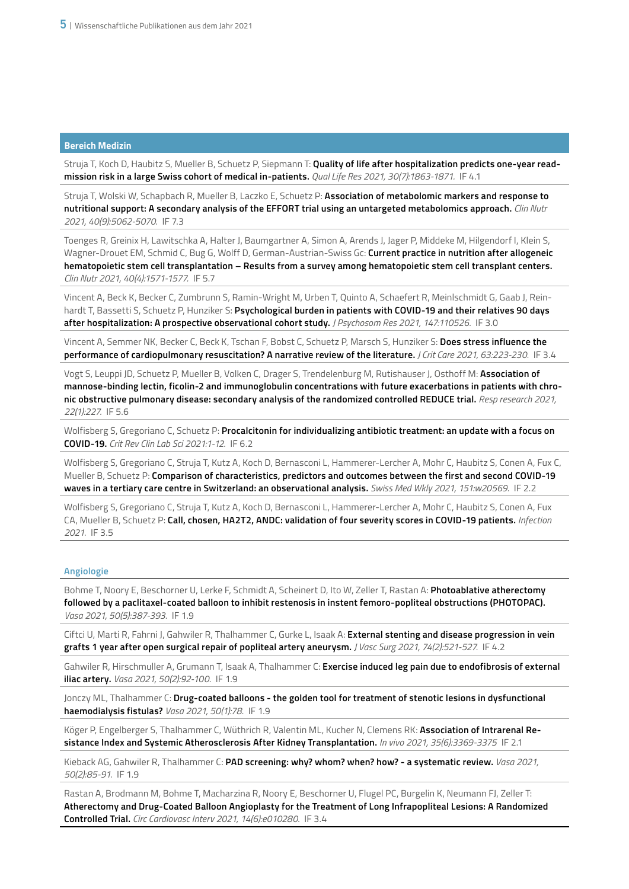## Bereich Medizin

Struja T, Koch D, Haubitz S, Mueller B, Schuetz P, Siepmann T: **Quality of life after hospitalization predicts one-year readmission risk in a large Swiss cohort of medical in-patients.** *Qual Life Res 2021, 30(7):1863-1871.* IF 4.1

Struja T, Wolski W, Schapbach R, Mueller B, Laczko E, Schuetz P: **Association of metabolomic markers and response to nutritional support: A secondary analysis of the EFFORT trial using an untargeted metabolomics approach.** *Clin Nutr 2021, 40(9):5062-5070.* IF 7.3

Toenges R, Greinix H, Lawitschka A, Halter J, Baumgartner A, Simon A, Arends J, Jager P, Middeke M, Hilgendorf I, Klein S, Wagner-Drouet EM, Schmid C, Bug G, Wolff D, German-Austrian-Swiss Gc: **Current practice in nutrition after allogeneic hematopoietic stem cell transplantation – Results from a survey among hematopoietic stem cell transplant centers.** *Clin Nutr 2021, 40(4):1571-1577.* IF 5.7

Vincent A, Beck K, Becker C, Zumbrunn S, Ramin-Wright M, Urben T, Quinto A, Schaefert R, Meinlschmidt G, Gaab J, Reinhardt T, Bassetti S, Schuetz P, Hunziker S: **Psychological burden in patients with COVID-19 and their relatives 90 days after hospitalization: A prospective observational cohort study.** *J Psychosom Res 2021, 147:110526.* IF 3.0

Vincent A, Semmer NK, Becker C, Beck K, Tschan F, Bobst C, Schuetz P, Marsch S, Hunziker S: **Does stress influence the performance of cardiopulmonary resuscitation? A narrative review of the literature.** *J Crit Care 2021, 63:223-230.* IF 3.4

Vogt S, Leuppi JD, Schuetz P, Mueller B, Volken C, Drager S, Trendelenburg M, Rutishauser J, Osthoff M: **Association of mannose-binding lectin, ficolin-2 and immunoglobulin concentrations with future exacerbations in patients with chronic obstructive pulmonary disease: secondary analysis of the randomized controlled REDUCE trial.** *Resp research 2021, 22(1):227.* IF 5.6

Wolfisberg S, Gregoriano C, Schuetz P: **Procalcitonin for individualizing antibiotic treatment: an update with a focus on COVID-19.** *Crit Rev Clin Lab Sci 2021:1-12.* IF 6.2

Wolfisberg S, Gregoriano C, Struja T, Kutz A, Koch D, Bernasconi L, Hammerer-Lercher A, Mohr C, Haubitz S, Conen A, Fux C, Mueller B, Schuetz P: **Comparison of characteristics, predictors and outcomes between the first and second COVID-19 waves in a tertiary care centre in Switzerland: an observational analysis.** *Swiss Med Wkly 2021, 151:w20569.* IF 2.2

Wolfisberg S, Gregoriano C, Struja T, Kutz A, Koch D, Bernasconi L, Hammerer-Lercher A, Mohr C, Haubitz S, Conen A, Fux CA, Mueller B, Schuetz P: **Call, chosen, HA2T2, ANDC: validation of four severity scores in COVID-19 patients.** *Infection 2021.* IF 3.5

### Angiologie

Bohme T, Noory E, Beschorner U, Lerke F, Schmidt A, Scheinert D, Ito W, Zeller T, Rastan A: **Photoablative atherectomy followed by a paclitaxel-coated balloon to inhibit restenosis in instent femoro-popliteal obstructions (PHOTOPAC).** *Vasa 2021, 50(5):387-393.* IF 1.9

Ciftci U, Marti R, Fahrni J, Gahwiler R, Thalhammer C, Gurke L, Isaak A: **External stenting and disease progression in vein grafts 1 year after open surgical repair of popliteal artery aneurysm.** *J Vasc Surg 2021, 74(2):521-527.* IF 4.2

Gahwiler R, Hirschmuller A, Grumann T, Isaak A, Thalhammer C: **Exercise induced leg pain due to endofibrosis of external iliac artery.** *Vasa 2021, 50(2):92-100.* IF 1.9

Jonczy ML, Thalhammer C: **Drug-coated balloons - the golden tool for treatment of stenotic lesions in dysfunctional haemodialysis fistulas?** *Vasa 2021, 50(1):78.* IF 1.9

Köger P, Engelberger S, Thalhammer C, Wüthrich R, Valentin ML, Kucher N, Clemens RK: **Association of Intrarenal Resistance Index and Systemic Atherosclerosis After Kidney Transplantation.** *In vivo 2021, 35(6):3369-3375* IF 2.1

Kieback AG, Gahwiler R, Thalhammer C: **PAD screening: why? whom? when? how? - a systematic review.** *Vasa 2021, 50(2):85-91.* IF 1.9

Rastan A, Brodmann M, Bohme T, Macharzina R, Noory E, Beschorner U, Flugel PC, Burgelin K, Neumann FJ, Zeller T: **Atherectomy and Drug-Coated Balloon Angioplasty for the Treatment of Long Infrapopliteal Lesions: A Randomized Controlled Trial.** *Circ Cardiovasc Interv 2021, 14(6):e010280.* IF 3.4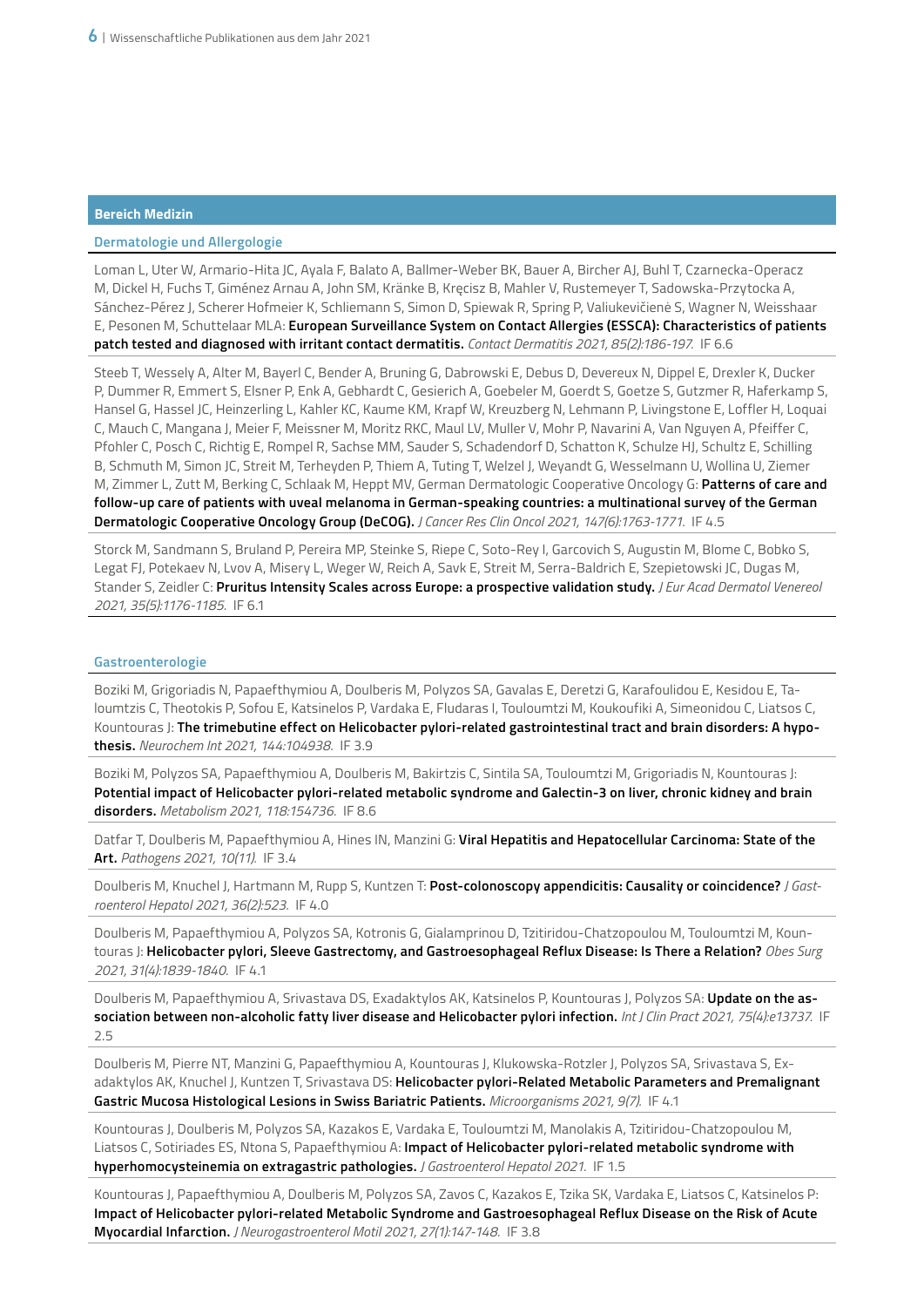## Bereich Medizin

### Dermatologie und Allergologie

Loman L, Uter W, Armario-Hita JC, Ayala F, Balato A, Ballmer-Weber BK, Bauer A, Bircher AJ, Buhl T, Czarnecka-Operacz M, Dickel H, Fuchs T, Giménez Arnau A, John SM, Kränke B, Kręcisz B, Mahler V, Rustemeyer T, Sadowska-Przytocka A, Sánchez-Pérez J, Scherer Hofmeier K, Schliemann S, Simon D, Spiewak R, Spring P, Valiukevičienė S, Wagner N, Weisshaar E, Pesonen M, Schuttelaar MLA: **European Surveillance System on Contact Allergies (ESSCA): Characteristics of patients patch tested and diagnosed with irritant contact dermatitis.** *Contact Dermatitis 2021, 85(2):186-197.* IF 6.6

Steeb T, Wessely A, Alter M, Bayerl C, Bender A, Bruning G, Dabrowski E, Debus D, Devereux N, Dippel E, Drexler K, Ducker P, Dummer R, Emmert S, Elsner P, Enk A, Gebhardt C, Gesierich A, Goebeler M, Goerdt S, Goetze S, Gutzmer R, Haferkamp S, Hansel G, Hassel JC, Heinzerling L, Kahler KC, Kaume KM, Krapf W, Kreuzberg N, Lehmann P, Livingstone E, Loffler H, Loquai C, Mauch C, Mangana J, Meier F, Meissner M, Moritz RKC, Maul LV, Muller V, Mohr P, Navarini A, Van Nguyen A, Pfeiffer C, Pfohler C, Posch C, Richtig E, Rompel R, Sachse MM, Sauder S, Schadendorf D, Schatton K, Schulze HJ, Schultz E, Schilling B, Schmuth M, Simon JC, Streit M, Terheyden P, Thiem A, Tuting T, Welzel J, Weyandt G, Wesselmann U, Wollina U, Ziemer M, Zimmer L, Zutt M, Berking C, Schlaak M, Heppt MV, German Dermatologic Cooperative Oncology G: **Patterns of care and follow-up care of patients with uveal melanoma in German-speaking countries: a multinational survey of the German Dermatologic Cooperative Oncology Group (DeCOG).** *J Cancer Res Clin Oncol 2021, 147(6):1763-1771.* IF 4.5

Storck M, Sandmann S, Bruland P, Pereira MP, Steinke S, Riepe C, Soto-Rey I, Garcovich S, Augustin M, Blome C, Bobko S, Legat FJ, Potekaev N, Lvov A, Misery L, Weger W, Reich A, Savk E, Streit M, Serra-Baldrich E, Szepietowski JC, Dugas M, Stander S, Zeidler C: **Pruritus Intensity Scales across Europe: a prospective validation study.** *J Eur Acad Dermatol Venereol 2021, 35(5):1176-1185.* IF 6.1

### Gastroenterologie

Boziki M, Grigoriadis N, Papaefthymiou A, Doulberis M, Polyzos SA, Gavalas E, Deretzi G, Karafoulidou E, Kesidou E, Taloumtzis C, Theotokis P, Sofou E, Katsinelos P, Vardaka E, Fludaras I, Touloumtzi M, Koukoufiki A, Simeonidou C, Liatsos C, Kountouras J: **The trimebutine effect on Helicobacter pylori-related gastrointestinal tract and brain disorders: A hypothesis.** *Neurochem Int 2021, 144:104938.* IF 3.9

Boziki M, Polyzos SA, Papaefthymiou A, Doulberis M, Bakirtzis C, Sintila SA, Touloumtzi M, Grigoriadis N, Kountouras J: **Potential impact of Helicobacter pylori-related metabolic syndrome and Galectin-3 on liver, chronic kidney and brain disorders.** *Metabolism 2021, 118:154736.* IF 8.6

Datfar T, Doulberis M, Papaefthymiou A, Hines IN, Manzini G: **Viral Hepatitis and Hepatocellular Carcinoma: State of the Art.** *Pathogens 2021, 10(11).* IF 3.4

Doulberis M, Knuchel J, Hartmann M, Rupp S, Kuntzen T: **Post-colonoscopy appendicitis: Causality or coincidence?** *J Gastroenterol Hepatol 2021, 36(2):523.* IF 4.0

Doulberis M, Papaefthymiou A, Polyzos SA, Kotronis G, Gialamprinou D, Tzitiridou-Chatzopoulou M, Touloumtzi M, Kountouras J: **Helicobacter pylori, Sleeve Gastrectomy, and Gastroesophageal Reflux Disease: Is There a Relation?** *Obes Surg 2021, 31(4):1839-1840.* IF 4.1

Doulberis M, Papaefthymiou A, Srivastava DS, Exadaktylos AK, Katsinelos P, Kountouras J, Polyzos SA: **Update on the association between non-alcoholic fatty liver disease and Helicobacter pylori infection.** *Int J Clin Pract 2021, 75(4):e13737.* IF 2.5

Doulberis M, Pierre NT, Manzini G, Papaefthymiou A, Kountouras J, Klukowska-Rotzler J, Polyzos SA, Srivastava S, Exadaktylos AK, Knuchel J, Kuntzen T, Srivastava DS: **Helicobacter pylori-Related Metabolic Parameters and Premalignant Gastric Mucosa Histological Lesions in Swiss Bariatric Patients.** *Microorganisms 2021, 9(7).* IF 4.1

Kountouras J, Doulberis M, Polyzos SA, Kazakos E, Vardaka E, Touloumtzi M, Manolakis A, Tzitiridou-Chatzopoulou M, Liatsos C, Sotiriades ES, Ntona S, Papaefthymiou A: **Impact of Helicobacter pylori-related metabolic syndrome with hyperhomocysteinemia on extragastric pathologies.** *J Gastroenterol Hepatol 2021.* IF 1.5

Kountouras J, Papaefthymiou A, Doulberis M, Polyzos SA, Zavos C, Kazakos E, Tzika SK, Vardaka E, Liatsos C, Katsinelos P: **Impact of Helicobacter pylori-related Metabolic Syndrome and Gastroesophageal Reflux Disease on the Risk of Acute Myocardial Infarction.** *J Neurogastroenterol Motil 2021, 27(1):147-148.* IF 3.8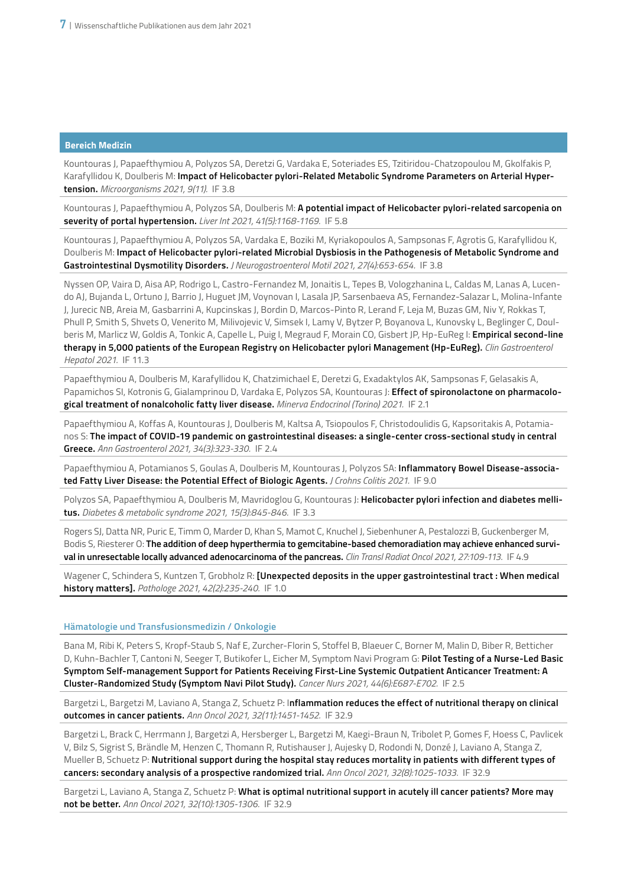## Bereich Medizin

Kountouras J, Papaefthymiou A, Polyzos SA, Deretzi G, Vardaka E, Soteriades ES, Tzitiridou-Chatzopoulou M, Gkolfakis P, Karafyllidou K, Doulberis M: **Impact of Helicobacter pylori-Related Metabolic Syndrome Parameters on Arterial Hypertension.** *Microorganisms 2021, 9(11).* IF 3.8

Kountouras J, Papaefthymiou A, Polyzos SA, Doulberis M: **A potential impact of Helicobacter pylori-related sarcopenia on severity of portal hypertension.** *Liver Int 2021, 41(5):1168-1169.* IF 5.8

Kountouras J, Papaefthymiou A, Polyzos SA, Vardaka E, Boziki M, Kyriakopoulos A, Sampsonas F, Agrotis G, Karafyllidou K, Doulberis M: **Impact of Helicobacter pylori-related Microbial Dysbiosis in the Pathogenesis of Metabolic Syndrome and Gastrointestinal Dysmotility Disorders.** *J Neurogastroenterol Motil 2021, 27(4):653-654.* IF 3.8

Nyssen OP, Vaira D, Aisa AP, Rodrigo L, Castro-Fernandez M, Jonaitis L, Tepes B, Vologzhanina L, Caldas M, Lanas A, Lucendo AJ, Bujanda L, Ortuno J, Barrio J, Huguet JM, Voynovan I, Lasala JP, Sarsenbaeva AS, Fernandez-Salazar L, Molina-Infante J, Jurecic NB, Areia M, Gasbarrini A, Kupcinskas J, Bordin D, Marcos-Pinto R, Lerand F, Leja M, Buzas GM, Niv Y, Rokkas T, Phull P, Smith S, Shvets O, Venerito M, Milivojevic V, Simsek I, Lamy V, Bytzer P, Boyanova L, Kunovsky L, Beglinger C, Doulberis M, Marlicz W, Goldis A, Tonkic A, Capelle L, Puig I, Megraud F, Morain CO, Gisbert JP, Hp-EuReg I: **Empirical second-line therapy in 5,000 patients of the European Registry on Helicobacter pylori Management (Hp-EuReg).** *Clin Gastroenterol Hepatol 2021.* IF 11.3

Papaefthymiou A, Doulberis M, Karafyllidou K, Chatzimichael E, Deretzi G, Exadaktylos AK, Sampsonas F, Gelasakis A, Papamichos SI, Kotronis G, Gialamprinou D, Vardaka E, Polyzos SA, Kountouras J: **Effect of spironolactone on pharmacological treatment of nonalcoholic fatty liver disease.** *Minerva Endocrinol (Torino) 2021.* IF 2.1

Papaefthymiou A, Koffas A, Kountouras J, Doulberis M, Kaltsa A, Tsiopoulos F, Christodoulidis G, Kapsoritakis A, Potamianos S: **The impact of COVID-19 pandemic on gastrointestinal diseases: a single-center cross-sectional study in central Greece.** *Ann Gastroenterol 2021, 34(3):323-330.* IF 2.4

Papaefthymiou A, Potamianos S, Goulas A, Doulberis M, Kountouras J, Polyzos SA: **Inflammatory Bowel Disease-associated Fatty Liver Disease: the Potential Effect of Biologic Agents.** *J Crohns Colitis 2021.* IF 9.0

Polyzos SA, Papaefthymiou A, Doulberis M, Mavridoglou G, Kountouras J: **Helicobacter pylori infection and diabetes mellitus.** *Diabetes & metabolic syndrome 2021, 15(3):845-846.* IF 3.3

Rogers SJ, Datta NR, Puric E, Timm O, Marder D, Khan S, Mamot C, Knuchel J, Siebenhuner A, Pestalozzi B, Guckenberger M, Bodis S, Riesterer O: **The addition of deep hyperthermia to gemcitabine-based chemoradiation may achieve enhanced survival in unresectable locally advanced adenocarcinoma of the pancreas.** *Clin Transl Radiat Oncol 2021, 27:109-113.* IF 4.9

Wagener C, Schindera S, Kuntzen T, Grobholz R: **[Unexpected deposits in the upper gastrointestinal tract : When medical history matters].** *Pathologe 2021, 42(2):235-240.* IF 1.0

### Hämatologie und Transfusionsmedizin / Onkologie

Bana M, Ribi K, Peters S, Kropf-Staub S, Naf E, Zurcher-Florin S, Stoffel B, Blaeuer C, Borner M, Malin D, Biber R, Betticher D, Kuhn-Bachler T, Cantoni N, Seeger T, Butikofer L, Eicher M, Symptom Navi Program G: **Pilot Testing of a Nurse-Led Basic Symptom Self-management Support for Patients Receiving First-Line Systemic Outpatient Anticancer Treatment: A Cluster-Randomized Study (Symptom Navi Pilot Study).** *Cancer Nurs 2021, 44(6):E687-E702.* IF 2.5

Bargetzi L, Bargetzi M, Laviano A, Stanga Z, Schuetz P: **Inflammation reduces the effect of nutritional therapy on clinical outcomes in cancer patients.** *Ann Oncol 2021, 32(11):1451-1452.* IF 32.9

Bargetzi L, Brack C, Herrmann J, Bargetzi A, Hersberger L, Bargetzi M, Kaegi-Braun N, Tribolet P, Gomes F, Hoess C, Pavlicek V, Bilz S, Sigrist S, Brändle M, Henzen C, Thomann R, Rutishauser J, Aujesky D, Rodondi N, Donzé J, Laviano A, Stanga Z, Mueller B, Schuetz P: **Nutritional support during the hospital stay reduces mortality in patients with different types of cancers: secondary analysis of a prospective randomized trial.** *Ann Oncol 2021, 32(8):1025-1033.* IF 32.9

Bargetzi L, Laviano A, Stanga Z, Schuetz P: **What is optimal nutritional support in acutely ill cancer patients? More may not be better.** *Ann Oncol 2021, 32(10):1305-1306.* IF 32.9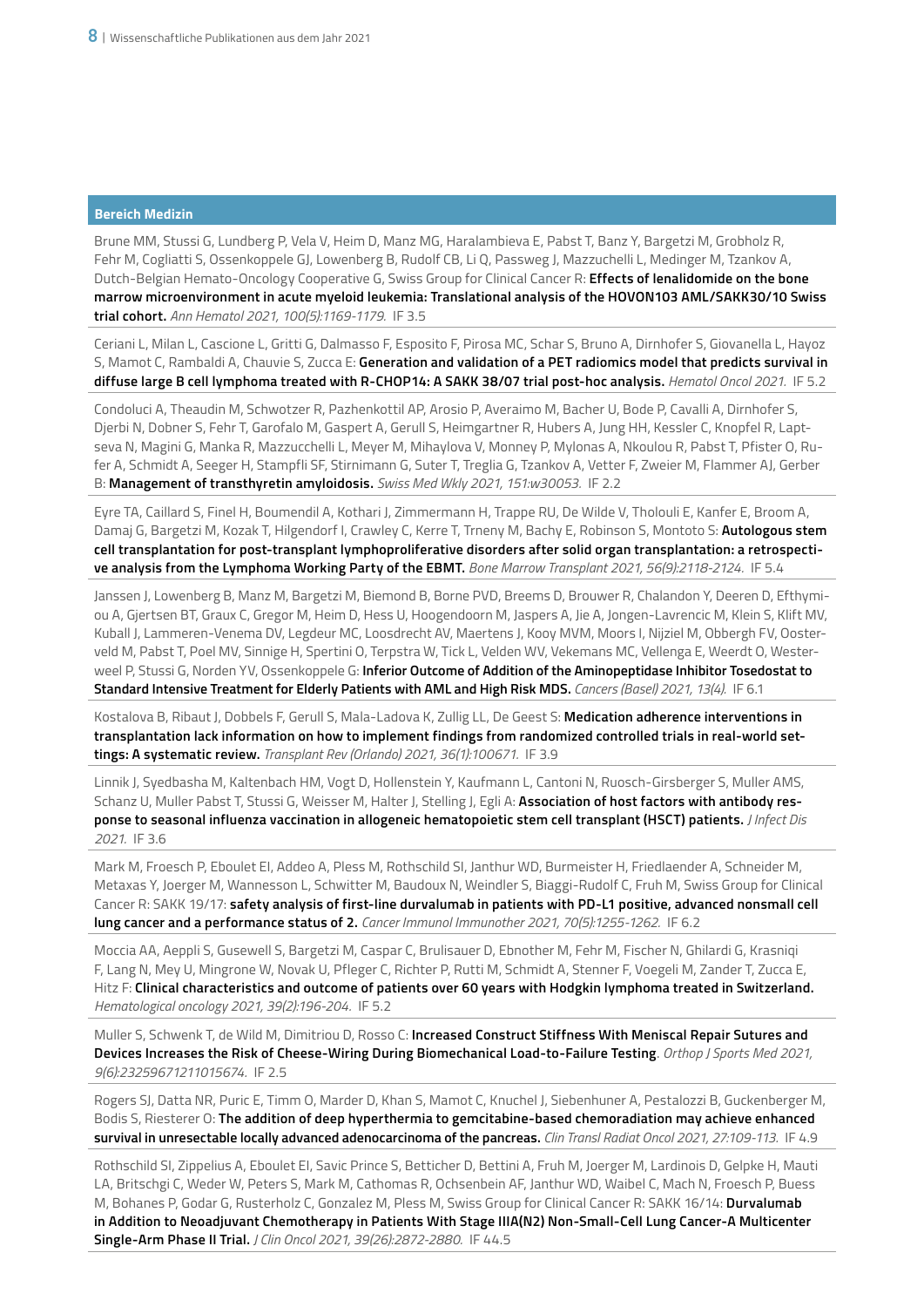## Bereich Medizin

Brune MM, Stussi G, Lundberg P, Vela V, Heim D, Manz MG, Haralambieva E, Pabst T, Banz Y, Bargetzi M, Grobholz R, Fehr M, Cogliatti S, Ossenkoppele GJ, Lowenberg B, Rudolf CB, Li Q, Passweg J, Mazzuchelli L, Medinger M, Tzankov A, Dutch-Belgian Hemato-Oncology Cooperative G, Swiss Group for Clinical Cancer R: **Effects of lenalidomide on the bone marrow microenvironment in acute myeloid leukemia: Translational analysis of the HOVON103 AML/SAKK30/10 Swiss trial cohort.** *Ann Hematol 2021, 100(5):1169-1179.* IF 3.5

Ceriani L, Milan L, Cascione L, Gritti G, Dalmasso F, Esposito F, Pirosa MC, Schar S, Bruno A, Dirnhofer S, Giovanella L, Hayoz S, Mamot C, Rambaldi A, Chauvie S, Zucca E: **Generation and validation of a PET radiomics model that predicts survival in diffuse large B cell lymphoma treated with R-CHOP14: A SAKK 38/07 trial post-hoc analysis.** *Hematol Oncol 2021.* IF 5.2

Condoluci A, Theaudin M, Schwotzer R, Pazhenkottil AP, Arosio P, Averaimo M, Bacher U, Bode P, Cavalli A, Dirnhofer S, Djerbi N, Dobner S, Fehr T, Garofalo M, Gaspert A, Gerull S, Heimgartner R, Hubers A, Jung HH, Kessler C, Knopfel R, Laptseva N, Magini G, Manka R, Mazzucchelli L, Meyer M, Mihaylova V, Monney P, Mylonas A, Nkoulou R, Pabst T, Pfister O, Rufer A, Schmidt A, Seeger H, Stampfli SF, Stirnimann G, Suter T, Treglia G, Tzankov A, Vetter F, Zweier M, Flammer AJ, Gerber B: **Management of transthyretin amyloidosis.** *Swiss Med Wkly 2021, 151:w30053.* IF 2.2

Eyre TA, Caillard S, Finel H, Boumendil A, Kothari J, Zimmermann H, Trappe RU, De Wilde V, Tholouli E, Kanfer E, Broom A, Damaj G, Bargetzi M, Kozak T, Hilgendorf I, Crawley C, Kerre T, Trneny M, Bachy E, Robinson S, Montoto S: **Autologous stem cell transplantation for post-transplant lymphoproliferative disorders after solid organ transplantation: a retrospective analysis from the Lymphoma Working Party of the EBMT.** *Bone Marrow Transplant 2021, 56(9):2118-2124.* IF 5.4

Janssen J, Lowenberg B, Manz M, Bargetzi M, Biemond B, Borne PVD, Breems D, Brouwer R, Chalandon Y, Deeren D, Efthymiou A, Gjertsen BT, Graux C, Gregor M, Heim D, Hess U, Hoogendoorn M, Jaspers A, Jie A, Jongen-Lavrencic M, Klein S, Klift MV, Kuball J, Lammeren-Venema DV, Legdeur MC, Loosdrecht AV, Maertens J, Kooy MVM, Moors I, Nijziel M, Obbergh FV, Oosterveld M, Pabst T, Poel MV, Sinnige H, Spertini O, Terpstra W, Tick L, Velden WV, Vekemans MC, Vellenga E, Weerdt O, Westerweel P, Stussi G, Norden YV, Ossenkoppele G: **Inferior Outcome of Addition of the Aminopeptidase Inhibitor Tosedostat to Standard Intensive Treatment for Elderly Patients with AML and High Risk MDS.** *Cancers (Basel) 2021, 13(4).* IF 6.1

Kostalova B, Ribaut J, Dobbels F, Gerull S, Mala-Ladova K, Zullig LL, De Geest S: **Medication adherence interventions in transplantation lack information on how to implement findings from randomized controlled trials in real-world settings: A systematic review.** *Transplant Rev (Orlando) 2021, 36(1):100671.* IF 3.9

Linnik J, Syedbasha M, Kaltenbach HM, Vogt D, Hollenstein Y, Kaufmann L, Cantoni N, Ruosch-Girsberger S, Muller AMS, Schanz U, Muller Pabst T, Stussi G, Weisser M, Halter J, Stelling J, Egli A: **Association of host factors with antibody response to seasonal influenza vaccination in allogeneic hematopoietic stem cell transplant (HSCT) patients.** *J Infect Dis 2021.* IF 3.6

Mark M, Froesch P, Eboulet EI, Addeo A, Pless M, Rothschild SI, Janthur WD, Burmeister H, Friedlaender A, Schneider M, Metaxas Y, Joerger M, Wannesson L, Schwitter M, Baudoux N, Weindler S, Biaggi-Rudolf C, Fruh M, Swiss Group for Clinical Cancer R: SAKK 19/17: **safety analysis of first-line durvalumab in patients with PD-L1 positive, advanced nonsmall cell lung cancer and a performance status of 2.** *Cancer Immunol Immunother 2021, 70(5):1255-1262.* IF 6.2

Moccia AA, Aeppli S, Gusewell S, Bargetzi M, Caspar C, Brulisauer D, Ebnother M, Fehr M, Fischer N, Ghilardi G, Krasniqi F, Lang N, Mey U, Mingrone W, Novak U, Pfleger C, Richter P, Rutti M, Schmidt A, Stenner F, Voegeli M, Zander T, Zucca E, Hitz F: **Clinical characteristics and outcome of patients over 60 years with Hodgkin lymphoma treated in Switzerland.** *Hematological oncology 2021, 39(2):196-204.* IF 5.2

Muller S, Schwenk T, de Wild M, Dimitriou D, Rosso C: **Increased Construct Stiffness With Meniscal Repair Sutures and Devices Increases the Risk of Cheese-Wiring During Biomechanical Load-to-Failure Testing**. *Orthop J Sports Med 2021, 9(6):23259671211015674.* IF 2.5

Rogers SJ, Datta NR, Puric E, Timm O, Marder D, Khan S, Mamot C, Knuchel J, Siebenhuner A, Pestalozzi B, Guckenberger M, Bodis S, Riesterer O: **The addition of deep hyperthermia to gemcitabine-based chemoradiation may achieve enhanced survival in unresectable locally advanced adenocarcinoma of the pancreas.** *Clin Transl Radiat Oncol 2021, 27:109-113.* IF 4.9

Rothschild SI, Zippelius A, Eboulet EI, Savic Prince S, Betticher D, Bettini A, Fruh M, Joerger M, Lardinois D, Gelpke H, Mauti LA, Britschgi C, Weder W, Peters S, Mark M, Cathomas R, Ochsenbein AF, Janthur WD, Waibel C, Mach N, Froesch P, Buess M, Bohanes P, Godar G, Rusterholz C, Gonzalez M, Pless M, Swiss Group for Clinical Cancer R: SAKK 16/14: **Durvalumab in Addition to Neoadjuvant Chemotherapy in Patients With Stage IIIA(N2) Non-Small-Cell Lung Cancer-A Multicenter Single-Arm Phase II Trial.** *J Clin Oncol 2021, 39(26):2872-2880.* IF 44.5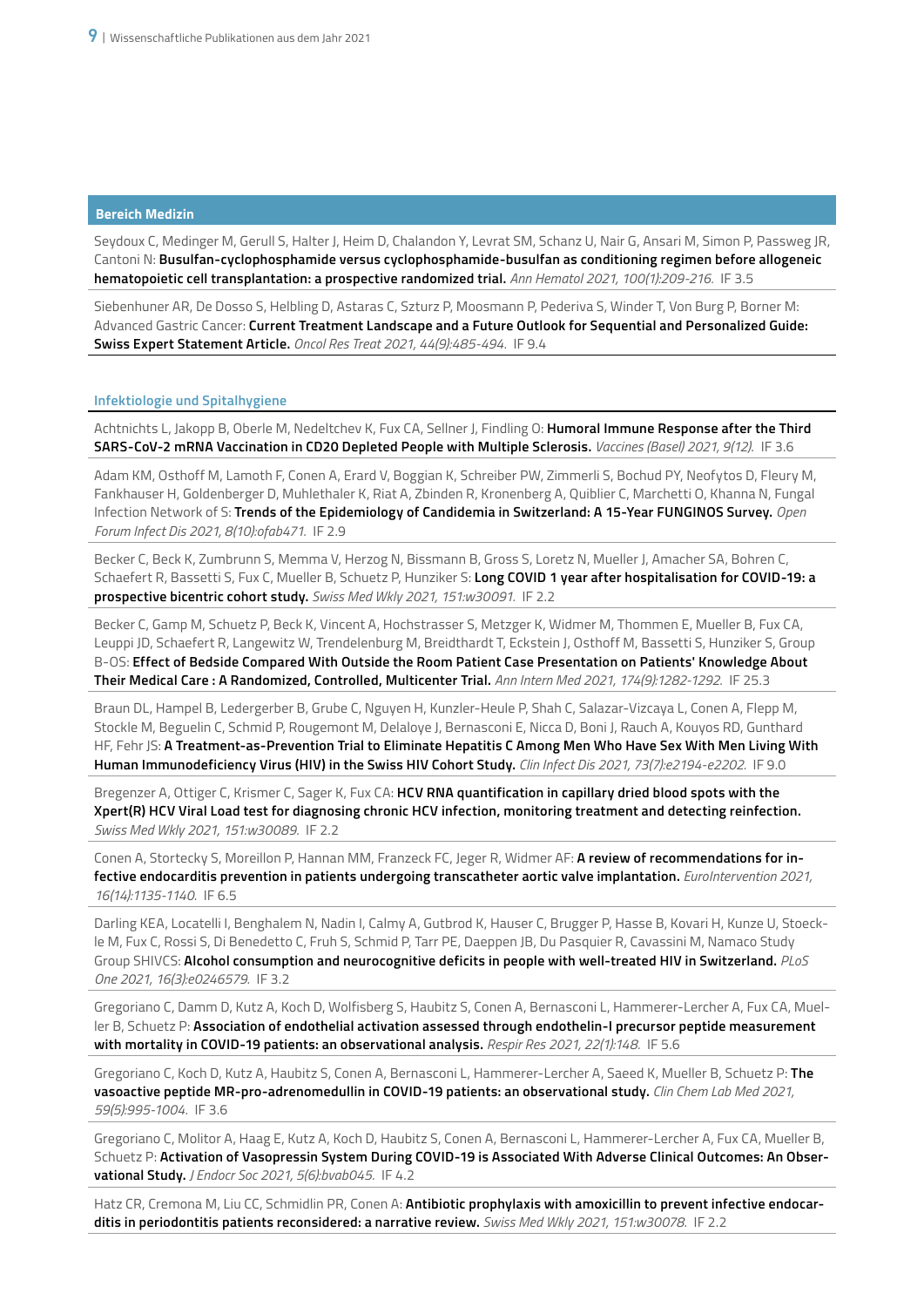## Bereich Medizin

Seydoux C, Medinger M, Gerull S, Halter J, Heim D, Chalandon Y, Levrat SM, Schanz U, Nair G, Ansari M, Simon P, Passweg JR, Cantoni N: **Busulfan-cyclophosphamide versus cyclophosphamide-busulfan as conditioning regimen before allogeneic hematopoietic cell transplantation: a prospective randomized trial.** *Ann Hematol 2021, 100(1):209-216.* IF 3.5

Siebenhuner AR, De Dosso S, Helbling D, Astaras C, Szturz P, Moosmann P, Pederiva S, Winder T, Von Burg P, Borner M: Advanced Gastric Cancer: **Current Treatment Landscape and a Future Outlook for Sequential and Personalized Guide: Swiss Expert Statement Article.** *Oncol Res Treat 2021, 44(9):485-494.* IF 9.4

### Infektiologie und Spitalhygiene

Achtnichts L, Jakopp B, Oberle M, Nedeltchev K, Fux CA, Sellner J, Findling O: **Humoral Immune Response after the Third SARS-CoV-2 mRNA Vaccination in CD20 Depleted People with Multiple Sclerosis.** *Vaccines (Basel) 2021, 9(12).* IF 3.6

Adam KM, Osthoff M, Lamoth F, Conen A, Erard V, Boggian K, Schreiber PW, Zimmerli S, Bochud PY, Neofytos D, Fleury M, Fankhauser H, Goldenberger D, Muhlethaler K, Riat A, Zbinden R, Kronenberg A, Quiblier C, Marchetti O, Khanna N, Fungal Infection Network of S: **Trends of the Epidemiology of Candidemia in Switzerland: A 15-Year FUNGINOS Survey.** *Open Forum Infect Dis 2021, 8(10):ofab471.* IF 2.9

Becker C, Beck K, Zumbrunn S, Memma V, Herzog N, Bissmann B, Gross S, Loretz N, Mueller J, Amacher SA, Bohren C, Schaefert R, Bassetti S, Fux C, Mueller B, Schuetz P, Hunziker S: **Long COVID 1 year after hospitalisation for COVID-19: a prospective bicentric cohort study.** *Swiss Med Wkly 2021, 151:w30091.* IF 2.2

Becker C, Gamp M, Schuetz P, Beck K, Vincent A, Hochstrasser S, Metzger K, Widmer M, Thommen E, Mueller B, Fux CA, Leuppi JD, Schaefert R, Langewitz W, Trendelenburg M, Breidthardt T, Eckstein J, Osthoff M, Bassetti S, Hunziker S, Group B-OS: **Effect of Bedside Compared With Outside the Room Patient Case Presentation on Patients' Knowledge About Their Medical Care : A Randomized, Controlled, Multicenter Trial.** *Ann Intern Med 2021, 174(9):1282-1292.* IF 25.3

Braun DL, Hampel B, Ledergerber B, Grube C, Nguyen H, Kunzler-Heule P, Shah C, Salazar-Vizcaya L, Conen A, Flepp M, Stockle M, Beguelin C, Schmid P, Rougemont M, Delaloye J, Bernasconi E, Nicca D, Boni J, Rauch A, Kouyos RD, Gunthard HF, Fehr JS: **A Treatment-as-Prevention Trial to Eliminate Hepatitis C Among Men Who Have Sex With Men Living With Human Immunodeficiency Virus (HIV) in the Swiss HIV Cohort Study.** *Clin Infect Dis 2021, 73(7):e2194-e2202.* IF 9.0

Bregenzer A, Ottiger C, Krismer C, Sager K, Fux CA: **HCV RNA quantification in capillary dried blood spots with the Xpert(R) HCV Viral Load test for diagnosing chronic HCV infection, monitoring treatment and detecting reinfection.** *Swiss Med Wkly 2021, 151:w30089.* IF 2.2

Conen A, Stortecky S, Moreillon P, Hannan MM, Franzeck FC, Jeger R, Widmer AF: **A review of recommendations for infective endocarditis prevention in patients undergoing transcatheter aortic valve implantation.** *EuroIntervention 2021, 16(14):1135-1140.* IF 6.5

Darling KEA, Locatelli I, Benghalem N, Nadin I, Calmy A, Gutbrod K, Hauser C, Brugger P, Hasse B, Kovari H, Kunze U, Stoeckle M, Fux C, Rossi S, Di Benedetto C, Fruh S, Schmid P, Tarr PE, Daeppen JB, Du Pasquier R, Cavassini M, Namaco Study Group SHIVCS: **Alcohol consumption and neurocognitive deficits in people with well-treated HIV in Switzerland.** *PLoS One 2021, 16(3):e0246579.* IF 3.2

Gregoriano C, Damm D, Kutz A, Koch D, Wolfisberg S, Haubitz S, Conen A, Bernasconi L, Hammerer-Lercher A, Fux CA, Mueller B, Schuetz P: **Association of endothelial activation assessed through endothelin-I precursor peptide measurement with mortality in COVID-19 patients: an observational analysis.** *Respir Res 2021, 22(1):148.* IF 5.6

Gregoriano C, Koch D, Kutz A, Haubitz S, Conen A, Bernasconi L, Hammerer-Lercher A, Saeed K, Mueller B, Schuetz P: **The vasoactive peptide MR-pro-adrenomedullin in COVID-19 patients: an observational study.** *Clin Chem Lab Med 2021, 59(5):995-1004.* IF 3.6

Gregoriano C, Molitor A, Haag E, Kutz A, Koch D, Haubitz S, Conen A, Bernasconi L, Hammerer-Lercher A, Fux CA, Mueller B, Schuetz P: **Activation of Vasopressin System During COVID-19 is Associated With Adverse Clinical Outcomes: An Observational Study.** *J Endocr Soc 2021, 5(6):bvab045.* IF 4.2

Hatz CR, Cremona M, Liu CC, Schmidlin PR, Conen A: **Antibiotic prophylaxis with amoxicillin to prevent infective endocarditis in periodontitis patients reconsidered: a narrative review.** *Swiss Med Wkly 2021, 151:w30078.* IF 2.2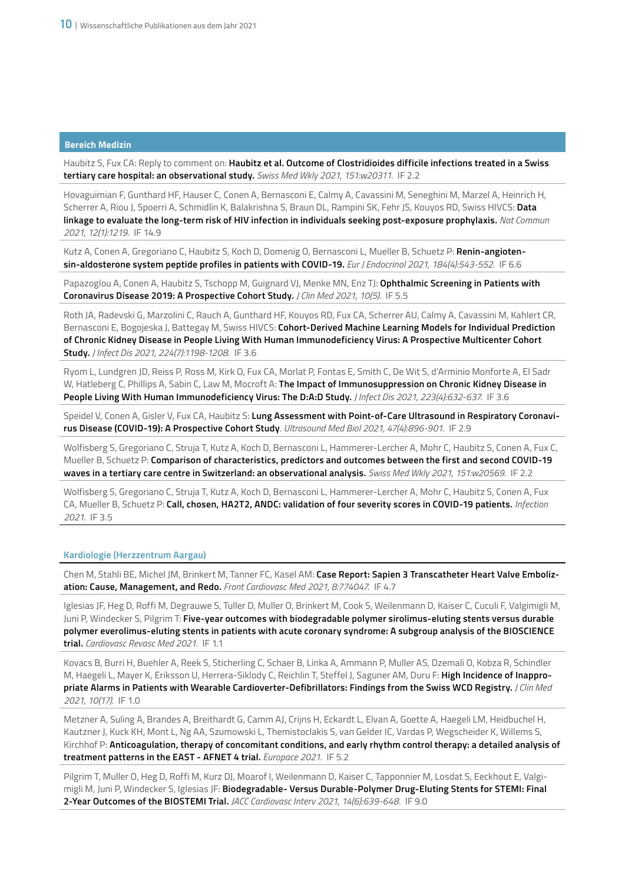## Bereich Medizin

Haubitz S, Fux CA: Reply to comment on: **Haubitz et al. Outcome of Clostridioides difficile infections treated in a Swiss tertiary care hospital: an observational study.** *Swiss Med Wkly 2021, 151:w20311.* IF 2.2

Hovaguimian F, Gunthard HF, Hauser C, Conen A, Bernasconi E, Calmy A, Cavassini M, Seneghini M, Marzel A, Heinrich H, Scherrer A, Riou J, Spoerri A, Schmidlin K, Balakrishna S, Braun DL, Rampini SK, Fehr JS, Kouyos RD, Swiss HIVCS: **Data linkage to evaluate the long-term risk of HIV infection in individuals seeking post-exposure prophylaxis.** *Nat Commun 2021, 12(1):1219.* IF 14.9

Kutz A, Conen A, Gregoriano C, Haubitz S, Koch D, Domenig O, Bernasconi L, Mueller B, Schuetz P: **Renin-angiotensin-aldosterone system peptide profiles in patients with COVID-19.** *Eur J Endocrinol 2021, 184(4):543-552.* IF 6.6

Papazoglou A, Conen A, Haubitz S, Tschopp M, Guignard VJ, Menke MN, Enz TJ: **Ophthalmic Screening in Patients with Coronavirus Disease 2019: A Prospective Cohort Study.** *J Clin Med 2021, 10(5).* IF 5.5

Roth JA, Radevski G, Marzolini C, Rauch A, Gunthard HF, Kouyos RD, Fux CA, Scherrer AU, Calmy A, Cavassini M, Kahlert CR, Bernasconi E, Bogojeska J, Battegay M, Swiss HIVCS: **Cohort-Derived Machine Learning Models for Individual Prediction of Chronic Kidney Disease in People Living With Human Immunodeficiency Virus: A Prospective Multicenter Cohort Study.** *J Infect Dis 2021, 224(7):1198-1208.* IF 3.6

Ryom L, Lundgren JD, Reiss P, Ross M, Kirk O, Fux CA, Morlat P, Fontas E, Smith C, De Wit S, d'Arminio Monforte A, El Sadr W, Hatleberg C, Phillips A, Sabin C, Law M, Mocroft A: **The Impact of Immunosuppression on Chronic Kidney Disease in People Living With Human Immunodeficiency Virus: The D:A:D Study.** *J Infect Dis 2021, 223(4):632-637.* IF 3.6

Speidel V, Conen A, Gisler V, Fux CA, Haubitz S: **Lung Assessment with Point-of-Care Ultrasound in Respiratory Coronavirus Disease (COVID-19): A Prospective Cohort Study**. *Ultrasound Med Biol 2021, 47(4):896-901.* IF 2.9

Wolfisberg S, Gregoriano C, Struja T, Kutz A, Koch D, Bernasconi L, Hammerer-Lercher A, Mohr C, Haubitz S, Conen A, Fux C, Mueller B, Schuetz P: **Comparison of characteristics, predictors and outcomes between the first and second COVID-19 waves in a tertiary care centre in Switzerland: an observational analysis.** *Swiss Med Wkly 2021, 151:w20569.* IF 2.2

Wolfisberg S, Gregoriano C, Struja T, Kutz A, Koch D, Bernasconi L, Hammerer-Lercher A, Mohr C, Haubitz S, Conen A, Fux CA, Mueller B, Schuetz P: **Call, chosen, HA2T2, ANDC: validation of four severity scores in COVID-19 patients.** *Infection 2021.* IF 3.5

### Kardiologie (Herzzentrum Aargau)

Chen M, Stahli BE, Michel JM, Brinkert M, Tanner FC, Kasel AM: **Case Report: Sapien 3 Transcatheter Heart Valve Embolization: Cause, Management, and Redo.** *Front Cardiovasc Med 2021, 8:774047.* IF 4.7

Iglesias JF, Heg D, Roffi M, Degrauwe S, Tuller D, Muller O, Brinkert M, Cook S, Weilenmann D, Kaiser C, Cuculi F, Valgimigli M, Juni P, Windecker S, Pilgrim T: **Five-year outcomes with biodegradable polymer sirolimus-eluting stents versus durable polymer everolimus-eluting stents in patients with acute coronary syndrome: A subgroup analysis of the BIOSCIENCE trial.** *Cardiovasc Revasc Med 2021.* IF 1.1

Kovacs B, Burri H, Buehler A, Reek S, Sticherling C, Schaer B, Linka A, Ammann P, Muller AS, Dzemali O, Kobza R, Schindler M, Haegeli L, Mayer K, Eriksson U, Herrera-Siklody C, Reichlin T, Steffel J, Saguner AM, Duru F: **High Incidence of Inappropriate Alarms in Patients with Wearable Cardioverter-Defibrillators: Findings from the Swiss WCD Registry.** *J Clin Med 2021, 10(17).* IF 1.0

Metzner A, Suling A, Brandes A, Breithardt G, Camm AJ, Crijns H, Eckardt L, Elvan A, Goette A, Haegeli LM, Heidbuchel H, Kautzner J, Kuck KH, Mont L, Ng AA, Szumowski L, Themistoclakis S, van Gelder IC, Vardas P, Wegscheider K, Willems S, Kirchhof P: **Anticoagulation, therapy of concomitant conditions, and early rhythm control therapy: a detailed analysis of treatment patterns in the EAST - AFNET 4 trial.** *Europace 2021.* IF 5.2

Pilgrim T, Muller O, Heg D, Roffi M, Kurz DJ, Moarof I, Weilenmann D, Kaiser C, Tapponnier M, Losdat S, Eeckhout E, Valgimigli M, Juni P, Windecker S, Iglesias JF: **Biodegradable- Versus Durable-Polymer Drug-Eluting Stents for STEMI: Final 2-Year Outcomes of the BIOSTEMI Trial.** *JACC Cardiovasc Interv 2021, 14(6):639-648.* IF 9.0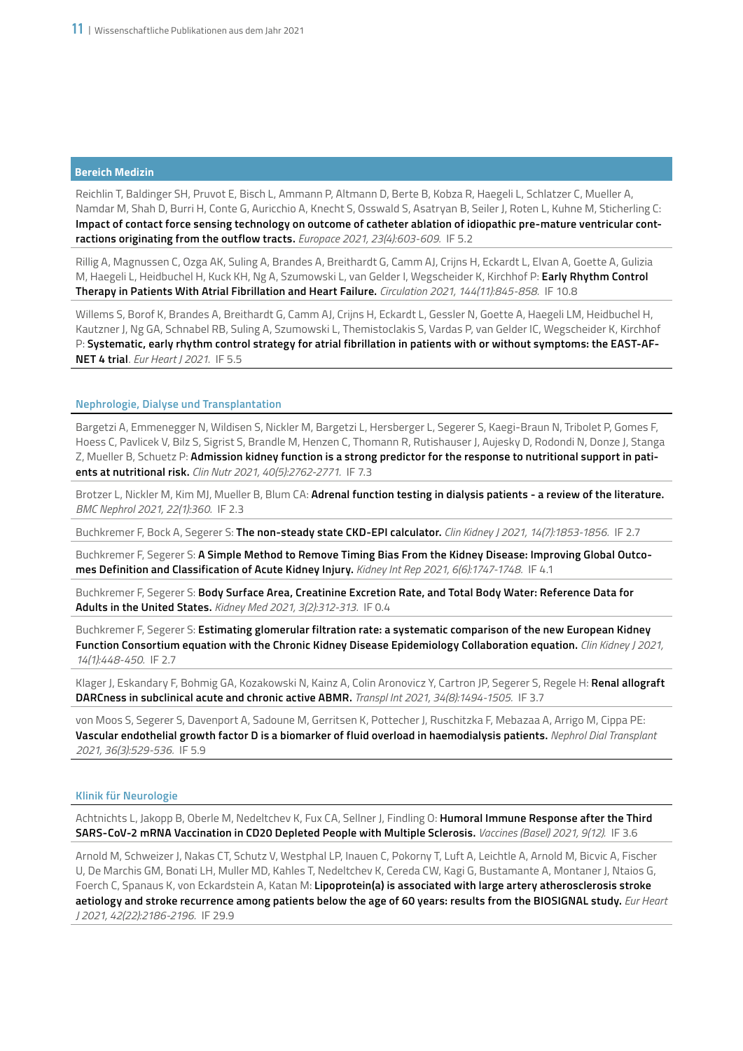## Bereich Medizin

Reichlin T, Baldinger SH, Pruvot E, Bisch L, Ammann P, Altmann D, Berte B, Kobza R, Haegeli L, Schlatzer C, Mueller A, Namdar M, Shah D, Burri H, Conte G, Auricchio A, Knecht S, Osswald S, Asatryan B, Seiler J, Roten L, Kuhne M, Sticherling C: **Impact of contact force sensing technology on outcome of catheter ablation of idiopathic pre-mature ventricular contractions originating from the outflow tracts.** *Europace 2021, 23(4):603-609.* IF 5.2

Rillig A, Magnussen C, Ozga AK, Suling A, Brandes A, Breithardt G, Camm AJ, Crijns H, Eckardt L, Elvan A, Goette A, Gulizia M, Haegeli L, Heidbuchel H, Kuck KH, Ng A, Szumowski L, van Gelder I, Wegscheider K, Kirchhof P: **Early Rhythm Control Therapy in Patients With Atrial Fibrillation and Heart Failure.** *Circulation 2021, 144(11):845-858.* IF 10.8

Willems S, Borof K, Brandes A, Breithardt G, Camm AJ, Crijns H, Eckardt L, Gessler N, Goette A, Haegeli LM, Heidbuchel H, Kautzner J, Ng GA, Schnabel RB, Suling A, Szumowski L, Themistoclakis S, Vardas P, van Gelder IC, Wegscheider K, Kirchhof P: **Systematic, early rhythm control strategy for atrial fibrillation in patients with or without symptoms: the EAST-AFNET 4 trial**. *Eur Heart J 2021.* IF 5.5

### Nephrologie, Dialyse und Transplantation

Bargetzi A, Emmenegger N, Wildisen S, Nickler M, Bargetzi L, Hersberger L, Segerer S, Kaegi-Braun N, Tribolet P, Gomes F, Hoess C, Pavlicek V, Bilz S, Sigrist S, Brandle M, Henzen C, Thomann R, Rutishauser J, Aujesky D, Rodondi N, Donze J, Stanga Z, Mueller B, Schuetz P: **Admission kidney function is a strong predictor for the response to nutritional support in patients at nutritional risk.** *Clin Nutr 2021, 40(5):2762-2771.* IF 7.3

Brotzer L, Nickler M, Kim MJ, Mueller B, Blum CA: **Adrenal function testing in dialysis patients - a review of the literature.** *BMC Nephrol 2021, 22(1):360.* IF 2.3

Buchkremer F, Bock A, Segerer S: **The non-steady state CKD-EPI calculator.** *Clin Kidney J 2021, 14(7):1853-1856.* IF 2.7

Buchkremer F, Segerer S: **A Simple Method to Remove Timing Bias From the Kidney Disease: Improving Global Outcomes Definition and Classification of Acute Kidney Injury.** *Kidney Int Rep 2021, 6(6):1747-1748.* IF 4.1

Buchkremer F, Segerer S: **Body Surface Area, Creatinine Excretion Rate, and Total Body Water: Reference Data for Adults in the United States.** *Kidney Med 2021, 3(2):312-313.* IF 0.4

Buchkremer F, Segerer S: **Estimating glomerular filtration rate: a systematic comparison of the new European Kidney Function Consortium equation with the Chronic Kidney Disease Epidemiology Collaboration equation.** *Clin Kidney J 2021, 14(1):448-450.* IF 2.7

Klager J, Eskandary F, Bohmig GA, Kozakowski N, Kainz A, Colin Aronovicz Y, Cartron JP, Segerer S, Regele H: **Renal allograft DARCness in subclinical acute and chronic active ABMR.** *Transpl Int 2021, 34(8):1494-1505.* IF 3.7

von Moos S, Segerer S, Davenport A, Sadoune M, Gerritsen K, Pottecher J, Ruschitzka F, Mebazaa A, Arrigo M, Cippa PE: **Vascular endothelial growth factor D is a biomarker of fluid overload in haemodialysis patients.** *Nephrol Dial Transplant 2021, 36(3):529-536.* IF 5.9

### Klinik für Neurologie

Achtnichts L, Jakopp B, Oberle M, Nedeltchev K, Fux CA, Sellner J, Findling O: **Humoral Immune Response after the Third SARS-CoV-2 mRNA Vaccination in CD20 Depleted People with Multiple Sclerosis.** *Vaccines (Basel) 2021, 9(12).* IF 3.6

Arnold M, Schweizer J, Nakas CT, Schutz V, Westphal LP, Inauen C, Pokorny T, Luft A, Leichtle A, Arnold M, Bicvic A, Fischer U, De Marchis GM, Bonati LH, Muller MD, Kahles T, Nedeltchev K, Cereda CW, Kagi G, Bustamante A, Montaner J, Ntaios G, Foerch C, Spanaus K, von Eckardstein A, Katan M: **Lipoprotein(a) is associated with large artery atherosclerosis stroke aetiology and stroke recurrence among patients below the age of 60 years: results from the BIOSIGNAL study.** *Eur Heart J 2021, 42(22):2186-2196.* IF 29.9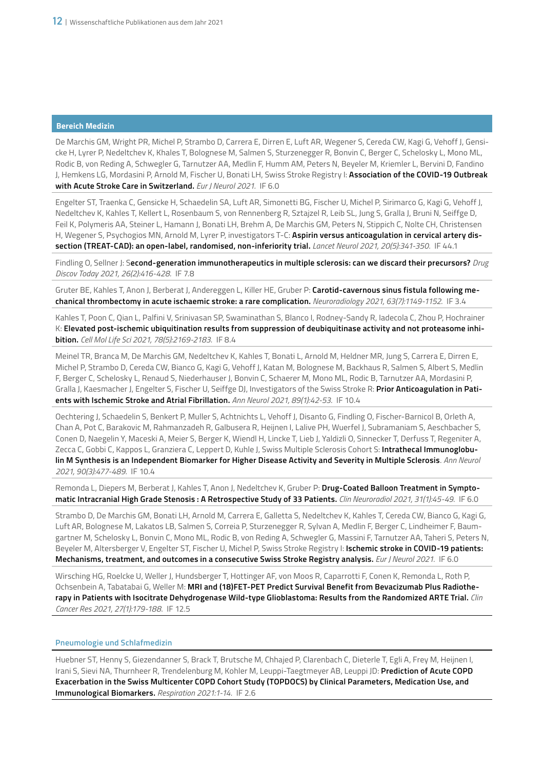## Bereich Medizin

De Marchis GM, Wright PR, Michel P, Strambo D, Carrera E, Dirren E, Luft AR, Wegener S, Cereda CW, Kagi G, Vehoff J, Gensicke H, Lyrer P, Nedeltchev K, Khales T, Bolognese M, Salmen S, Sturzenegger R, Bonvin C, Berger C, Schelosky L, Mono ML, Rodic B, von Reding A, Schwegler G, Tarnutzer AA, Medlin F, Humm AM, Peters N, Beyeler M, Kriemler L, Bervini D, Fandino J, Hemkens LG, Mordasini P, Arnold M, Fischer U, Bonati LH, Swiss Stroke Registry I: **Association of the COVID-19 Outbreak with Acute Stroke Care in Switzerland.** *Eur J Neurol 2021.* IF 6.0

Engelter ST, Traenka C, Gensicke H, Schaedelin SA, Luft AR, Simonetti BG, Fischer U, Michel P, Sirimarco G, Kagi G, Vehoff J, Nedeltchev K, Kahles T, Kellert L, Rosenbaum S, von Rennenberg R, Sztajzel R, Leib SL, Jung S, Gralla J, Bruni N, Seiffge D, Feil K, Polymeris AA, Steiner L, Hamann J, Bonati LH, Brehm A, De Marchis GM, Peters N, Stippich C, Nolte CH, Christensen H, Wegener S, Psychogios MN, Arnold M, Lyrer P, investigators T-C: **Aspirin versus anticoagulation in cervical artery dissection (TREAT-CAD): an open-label, randomised, non-inferiority trial.** *Lancet Neurol 2021, 20(5):341-350.* IF 44.1

Findling O, Sellner J: **Second-generation immunotherapeutics in multiple sclerosis: can we discard their precursors?** *Drug Discov Today 2021, 26(2):416-428.* IF 7.8

Gruter BE, Kahles T, Anon J, Berberat J, Andereggen L, Killer HE, Gruber P: **Carotid-cavernous sinus fistula following mechanical thrombectomy in acute ischaemic stroke: a rare complication.** *Neuroradiology 2021, 63(7):1149-1152.* IF 3.4

Kahles T, Poon C, Qian L, Palfini V, Srinivasan SP, Swaminathan S, Blanco I, Rodney-Sandy R, Iadecola C, Zhou P, Hochrainer K: **Elevated post-ischemic ubiquitination results from suppression of deubiquitinase activity and not proteasome inhibition.** *Cell Mol Life Sci 2021, 78(5):2169-2183.* IF 8.4

Meinel TR, Branca M, De Marchis GM, Nedeltchev K, Kahles T, Bonati L, Arnold M, Heldner MR, Jung S, Carrera E, Dirren E, Michel P, Strambo D, Cereda CW, Bianco G, Kagi G, Vehoff J, Katan M, Bolognese M, Backhaus R, Salmen S, Albert S, Medlin F, Berger C, Schelosky L, Renaud S, Niederhauser J, Bonvin C, Schaerer M, Mono ML, Rodic B, Tarnutzer AA, Mordasini P, Gralla J, Kaesmacher J, Engelter S, Fischer U, Seiffge DJ, Investigators of the Swiss Stroke R: **Prior Anticoagulation in Patients with Ischemic Stroke and Atrial Fibrillation.** *Ann Neurol 2021, 89(1):42-53.* IF 10.4

Oechtering J, Schaedelin S, Benkert P, Muller S, Achtnichts L, Vehoff J, Disanto G, Findling O, Fischer-Barnicol B, Orleth A, Chan A, Pot C, Barakovic M, Rahmanzadeh R, Galbusera R, Heijnen I, Lalive PH, Wuerfel J, Subramaniam S, Aeschbacher S, Conen D, Naegelin Y, Maceski A, Meier S, Berger K, Wiendl H, Lincke T, Lieb J, Yaldizli O, Sinnecker T, Derfuss T, Regeniter A, Zecca C, Gobbi C, Kappos L, Granziera C, Leppert D, Kuhle J, Swiss Multiple Sclerosis Cohort S: **Intrathecal Immunoglobulin M Synthesis is an Independent Biomarker for Higher Disease Activity and Severity in Multiple Sclerosis**. *Ann Neurol 2021, 90(3):477-489.* IF 10.4

Remonda L, Diepers M, Berberat J, Kahles T, Anon J, Nedeltchev K, Gruber P: **Drug-Coated Balloon Treatment in Symptomatic Intracranial High Grade Stenosis : A Retrospective Study of 33 Patients.** *Clin Neuroradiol 2021, 31(1):45-49.* IF 6.0

Strambo D, De Marchis GM, Bonati LH, Arnold M, Carrera E, Galletta S, Nedeltchev K, Kahles T, Cereda CW, Bianco G, Kagi G, Luft AR, Bolognese M, Lakatos LB, Salmen S, Correia P, Sturzenegger R, Sylvan A, Medlin F, Berger C, Lindheimer F, Baumgartner M, Schelosky L, Bonvin C, Mono ML, Rodic B, von Reding A, Schwegler G, Massini F, Tarnutzer AA, Taheri S, Peters N, Beyeler M, Altersberger V, Engelter ST, Fischer U, Michel P, Swiss Stroke Registry I: **Ischemic stroke in COVID-19 patients: Mechanisms, treatment, and outcomes in a consecutive Swiss Stroke Registry analysis.** *Eur J Neurol 2021.* IF 6.0

Wirsching HG, Roelcke U, Weller J, Hundsberger T, Hottinger AF, von Moos R, Caparrotti F, Conen K, Remonda L, Roth P, Ochsenbein A, Tabatabai G, Weller M: **MRI and (18)FET-PET Predict Survival Benefit from Bevacizumab Plus Radiotherapy in Patients with Isocitrate Dehydrogenase Wild-type Glioblastoma: Results from the Randomized ARTE Trial.** *Clin Cancer Res 2021, 27(1):179-188.* IF 12.5

### Pneumologie und Schlafmedizin

Huebner ST, Henny S, Giezendanner S, Brack T, Brutsche M, Chhajed P, Clarenbach C, Dieterle T, Egli A, Frey M, Heijnen I, Irani S, Sievi NA, Thurnheer R, Trendelenburg M, Kohler M, Leuppi-Taegtmeyer AB, Leuppi JD: **Prediction of Acute COPD Exacerbation in the Swiss Multicenter COPD Cohort Study (TOPDOCS) by Clinical Parameters, Medication Use, and Immunological Biomarkers.** *Respiration 2021:1-14.* IF 2.6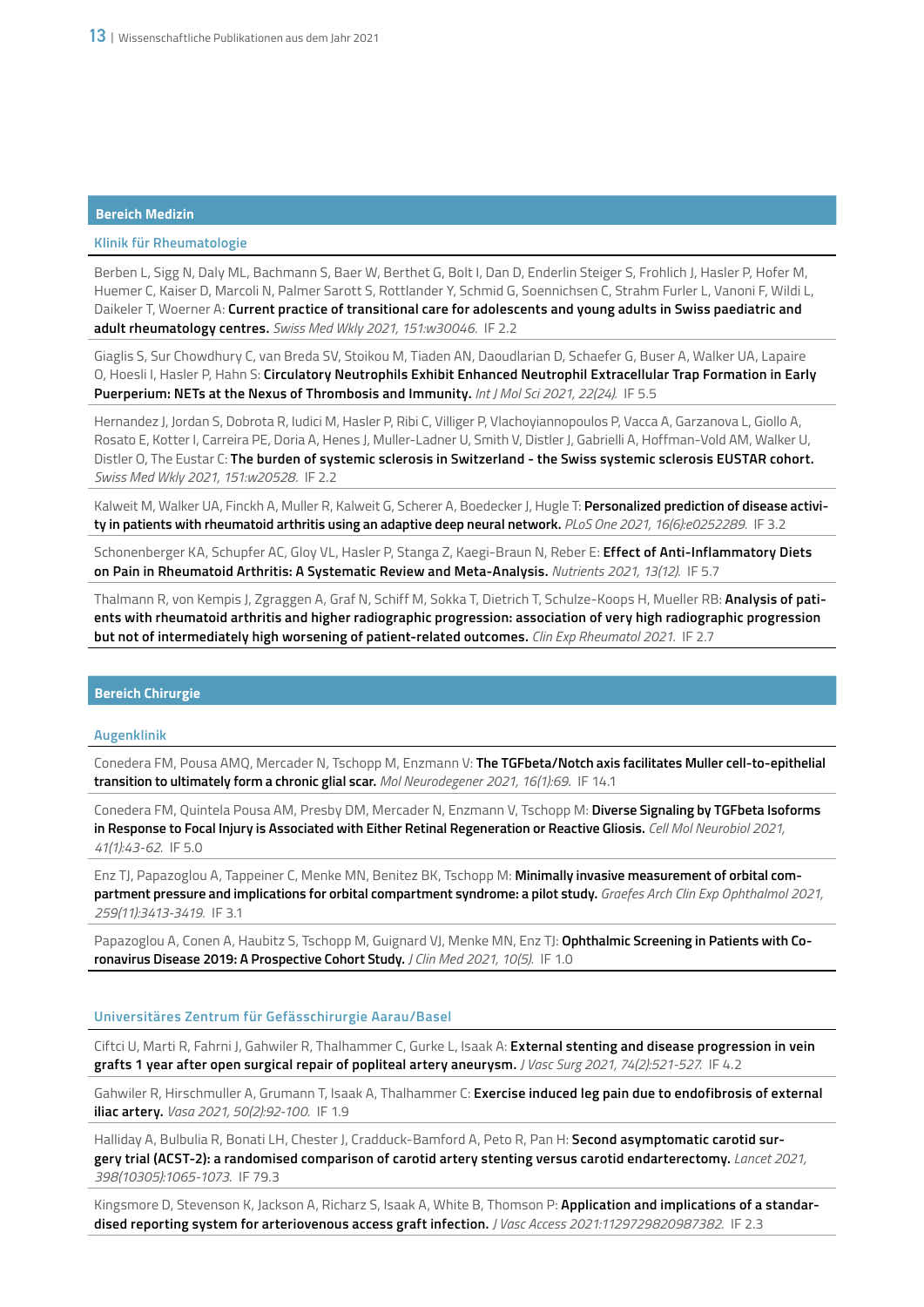## Bereich Medizin

### Klinik für Rheumatologie

Berben L, Sigg N, Daly ML, Bachmann S, Baer W, Berthet G, Bolt I, Dan D, Enderlin Steiger S, Frohlich J, Hasler P, Hofer M, Huemer C, Kaiser D, Marcoli N, Palmer Sarott S, Rottlander Y, Schmid G, Soennichsen C, Strahm Furler L, Vanoni F, Wildi L, Daikeler T, Woerner A: **Current practice of transitional care for adolescents and young adults in Swiss paediatric and adult rheumatology centres.** *Swiss Med Wkly 2021, 151:w30046.* IF 2.2

Giaglis S, Sur Chowdhury C, van Breda SV, Stoikou M, Tiaden AN, Daoudlarian D, Schaefer G, Buser A, Walker UA, Lapaire O, Hoesli I, Hasler P, Hahn S: **Circulatory Neutrophils Exhibit Enhanced Neutrophil Extracellular Trap Formation in Early Puerperium: NETs at the Nexus of Thrombosis and Immunity.** *Int J Mol Sci 2021, 22(24).* IF 5.5

Hernandez J, Jordan S, Dobrota R, Iudici M, Hasler P, Ribi C, Villiger P, Vlachoyiannopoulos P, Vacca A, Garzanova L, Giollo A, Rosato E, Kotter I, Carreira PE, Doria A, Henes J, Muller-Ladner U, Smith V, Distler J, Gabrielli A, Hoffman-Vold AM, Walker U, Distler O, The Eustar C: **The burden of systemic sclerosis in Switzerland - the Swiss systemic sclerosis EUSTAR cohort.** *Swiss Med Wkly 2021, 151:w20528.* IF 2.2

Kalweit M, Walker UA, Finckh A, Muller R, Kalweit G, Scherer A, Boedecker J, Hugle T: **Personalized prediction of disease activity in patients with rheumatoid arthritis using an adaptive deep neural network.** *PLoS One 2021, 16(6):e0252289.* IF 3.2

Schonenberger KA, Schupfer AC, Gloy VL, Hasler P, Stanga Z, Kaegi-Braun N, Reber E: **Effect of Anti-Inflammatory Diets on Pain in Rheumatoid Arthritis: A Systematic Review and Meta-Analysis.** *Nutrients 2021, 13(12).* IF 5.7

Thalmann R, von Kempis J, Zgraggen A, Graf N, Schiff M, Sokka T, Dietrich T, Schulze-Koops H, Mueller RB: **Analysis of patients with rheumatoid arthritis and higher radiographic progression: association of very high radiographic progression but not of intermediately high worsening of patient-related outcomes.** *Clin Exp Rheumatol 2021.* IF 2.7

## Bereich Chirurgie

### Augenklinik

Conedera FM, Pousa AMQ, Mercader N, Tschopp M, Enzmann V: **The TGFbeta/Notch axis facilitates Muller cell-to-epithelial transition to ultimately form a chronic glial scar.** *Mol Neurodegener 2021, 16(1):69.* IF 14.1

Conedera FM, Quintela Pousa AM, Presby DM, Mercader N, Enzmann V, Tschopp M: **Diverse Signaling by TGFbeta Isoforms in Response to Focal Injury is Associated with Either Retinal Regeneration or Reactive Gliosis.** *Cell Mol Neurobiol 2021, 41(1):43-62.* IF 5.0

Enz TJ, Papazoglou A, Tappeiner C, Menke MN, Benitez BK, Tschopp M: **Minimally invasive measurement of orbital compartment pressure and implications for orbital compartment syndrome: a pilot study.** *Graefes Arch Clin Exp Ophthalmol 2021, 259(11):3413-3419.* IF 3.1

Papazoglou A, Conen A, Haubitz S, Tschopp M, Guignard VJ, Menke MN, Enz TJ: **Ophthalmic Screening in Patients with Coronavirus Disease 2019: A Prospective Cohort Study.** *J Clin Med 2021, 10(5).* IF 1.0

### Universitäres Zentrum für Gefässchirurgie Aarau/Basel

Ciftci U, Marti R, Fahrni J, Gahwiler R, Thalhammer C, Gurke L, Isaak A: **External stenting and disease progression in vein grafts 1 year after open surgical repair of popliteal artery aneurysm.** *J Vasc Surg 2021, 74(2):521-527.* IF 4.2

Gahwiler R, Hirschmuller A, Grumann T, Isaak A, Thalhammer C: **Exercise induced leg pain due to endofibrosis of external iliac artery.** *Vasa 2021, 50(2):92-100.* IF 1.9

Halliday A, Bulbulia R, Bonati LH, Chester J, Cradduck-Bamford A, Peto R, Pan H: **Second asymptomatic carotid surgery trial (ACST-2): a randomised comparison of carotid artery stenting versus carotid endarterectomy.** *Lancet 2021, 398(10305):1065-1073.* IF 79.3

Kingsmore D, Stevenson K, Jackson A, Richarz S, Isaak A, White B, Thomson P: **Application and implications of a standardised reporting system for arteriovenous access graft infection.** *J Vasc Access 2021:1129729820987382.* IF 2.3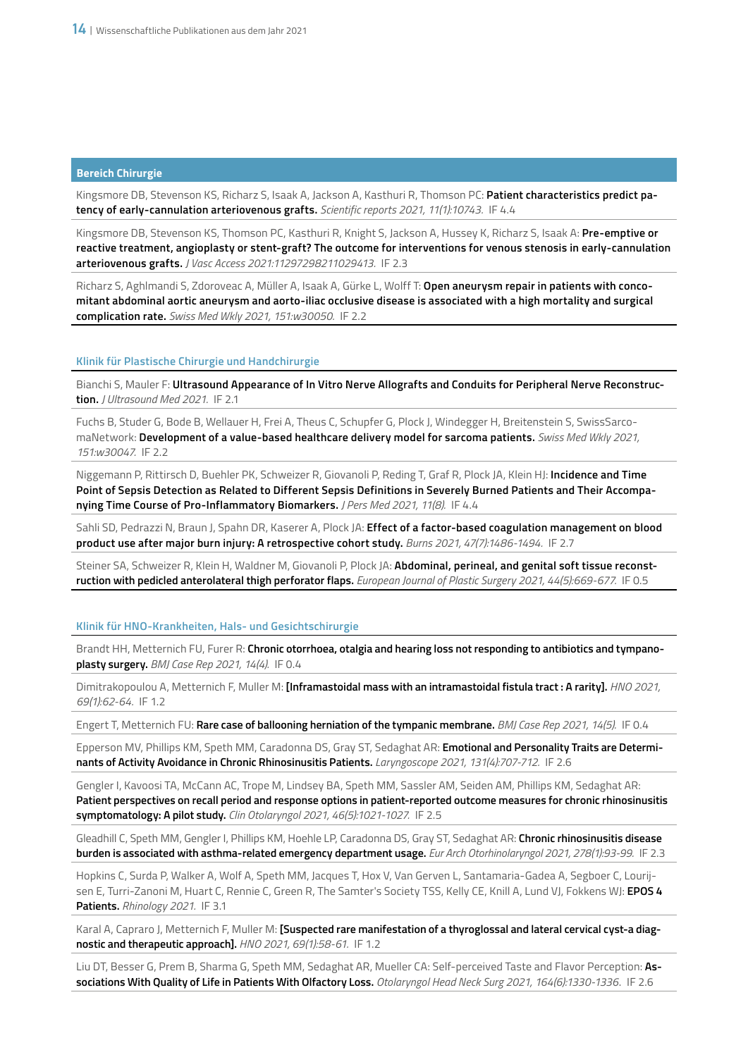## Bereich Chirurgie

Kingsmore DB, Stevenson KS, Richarz S, Isaak A, Jackson A, Kasthuri R, Thomson PC: **Patient characteristics predict patency of early-cannulation arteriovenous grafts.** *Scientific reports 2021, 11(1):10743.* IF 4.4

Kingsmore DB, Stevenson KS, Thomson PC, Kasthuri R, Knight S, Jackson A, Hussey K, Richarz S, Isaak A: **Pre-emptive or reactive treatment, angioplasty or stent-graft? The outcome for interventions for venous stenosis in early-cannulation arteriovenous grafts.** *J Vasc Access 2021:11297298211029413.* IF 2.3

Richarz S, Aghlmandi S, Zdoroveac A, Müller A, Isaak A, Gürke L, Wolff T: **Open aneurysm repair in patients with concomitant abdominal aortic aneurysm and aorto-iliac occlusive disease is associated with a high mortality and surgical complication rate.** *Swiss Med Wkly 2021, 151:w30050.* IF 2.2

### Klinik für Plastische Chirurgie und Handchirurgie

Bianchi S, Mauler F: **Ultrasound Appearance of In Vitro Nerve Allografts and Conduits for Peripheral Nerve Reconstruction.** *J Ultrasound Med 2021.* IF 2.1

Fuchs B, Studer G, Bode B, Wellauer H, Frei A, Theus C, Schupfer G, Plock J, Windegger H, Breitenstein S, SwissSarcomaNetwork: **Development of a value-based healthcare delivery model for sarcoma patients.** *Swiss Med Wkly 2021, 151:w30047.* IF 2.2

Niggemann P, Rittirsch D, Buehler PK, Schweizer R, Giovanoli P, Reding T, Graf R, Plock JA, Klein HJ: **Incidence and Time Point of Sepsis Detection as Related to Different Sepsis Definitions in Severely Burned Patients and Their Accompanying Time Course of Pro-Inflammatory Biomarkers.** *J Pers Med 2021, 11(8).* IF 4.4

Sahli SD, Pedrazzi N, Braun J, Spahn DR, Kaserer A, Plock JA: **Effect of a factor-based coagulation management on blood product use after major burn injury: A retrospective cohort study.** *Burns 2021, 47(7):1486-1494.* IF 2.7

Steiner SA, Schweizer R, Klein H, Waldner M, Giovanoli P, Plock JA: **Abdominal, perineal, and genital soft tissue reconstruction with pedicled anterolateral thigh perforator flaps.** *European Journal of Plastic Surgery 2021, 44(5):669-677.* IF 0.5

### Klinik für HNO-Krankheiten, Hals- und Gesichtschirurgie

Brandt HH, Metternich FU, Furer R: **Chronic otorrhoea, otalgia and hearing loss not responding to antibiotics and tympanoplasty surgery.** *BMJ Case Rep 2021, 14(4).* IF 0.4

Dimitrakopoulou A, Metternich F, Muller M: **[Inframastoidal mass with an intramastoidal fistula tract : A rarity].** *HNO 2021, 69(1):62-64.* IF 1.2

Engert T, Metternich FU: **Rare case of ballooning herniation of the tympanic membrane.** *BMJ Case Rep 2021, 14(5).* IF 0.4

Epperson MV, Phillips KM, Speth MM, Caradonna DS, Gray ST, Sedaghat AR: **Emotional and Personality Traits are Determinants of Activity Avoidance in Chronic Rhinosinusitis Patients.** *Laryngoscope 2021, 131(4):707-712.* IF 2.6

Gengler I, Kavoosi TA, McCann AC, Trope M, Lindsey BA, Speth MM, Sassler AM, Seiden AM, Phillips KM, Sedaghat AR: **Patient perspectives on recall period and response options in patient-reported outcome measures for chronic rhinosinusitis symptomatology: A pilot study.** *Clin Otolaryngol 2021, 46(5):1021-1027.* IF 2.5

Gleadhill C, Speth MM, Gengler I, Phillips KM, Hoehle LP, Caradonna DS, Gray ST, Sedaghat AR: **Chronic rhinosinusitis disease burden is associated with asthma-related emergency department usage.** *Eur Arch Otorhinolaryngol 2021, 278(1):93-99.* IF 2.3

Hopkins C, Surda P, Walker A, Wolf A, Speth MM, Jacques T, Hox V, Van Gerven L, Santamaria-Gadea A, Segboer C, Lourijsen E, Turri-Zanoni M, Huart C, Rennie C, Green R, The Samter's Society TSS, Kelly CE, Knill A, Lund VJ, Fokkens WJ: **EPOS 4 Patients.** *Rhinology 2021.* IF 3.1

Karal A, Capraro J, Metternich F, Muller M: **[Suspected rare manifestation of a thyroglossal and lateral cervical cyst-a diagnostic and therapeutic approach].** *HNO 2021, 69(1):58-61.* IF 1.2

Liu DT, Besser G, Prem B, Sharma G, Speth MM, Sedaghat AR, Mueller CA: Self-perceived Taste and Flavor Perception: **Associations With Quality of Life in Patients With Olfactory Loss.** *Otolaryngol Head Neck Surg 2021, 164(6):1330-1336.* IF 2.6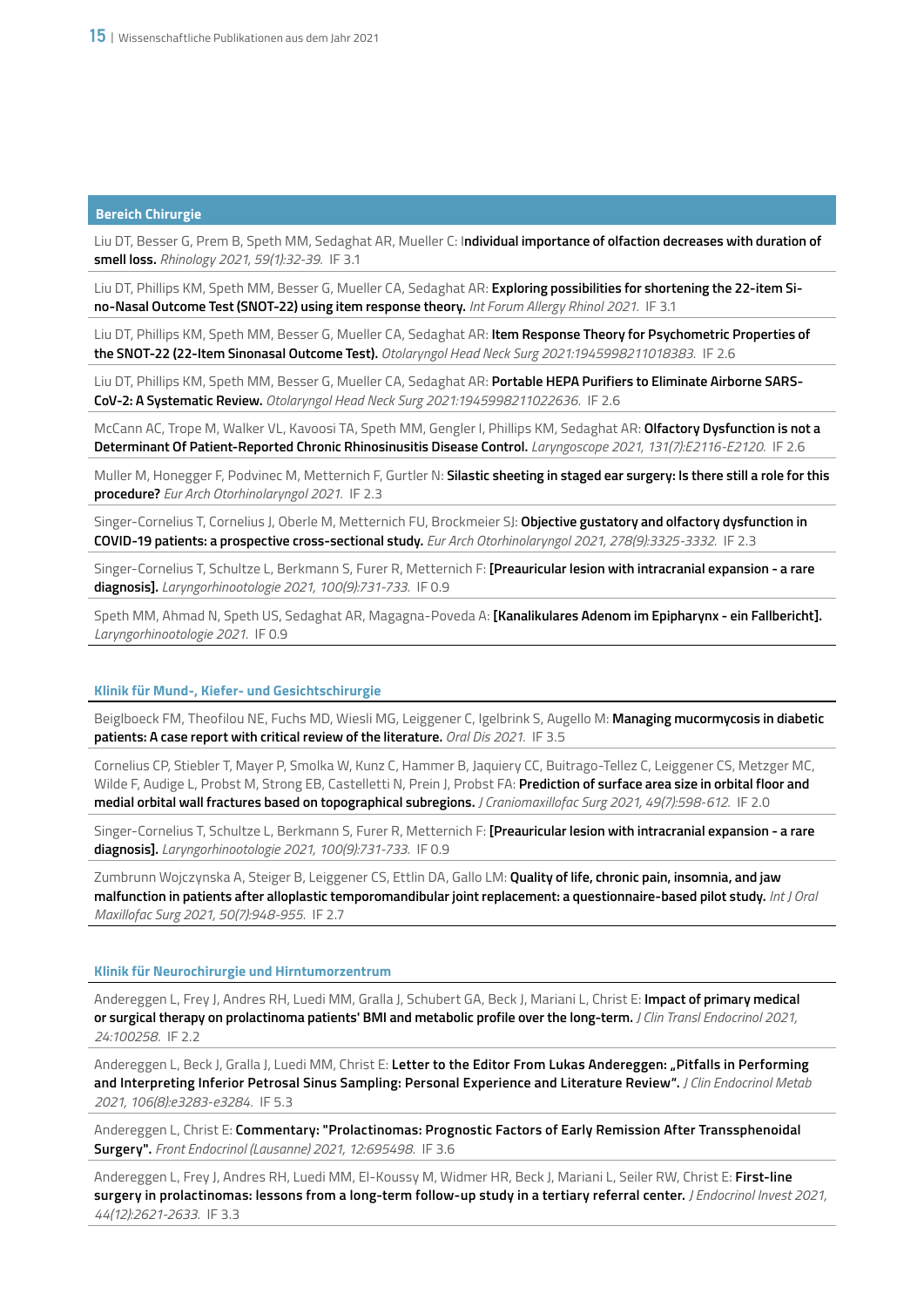## Bereich Chirurgie

Liu DT, Besser G, Prem B, Speth MM, Sedaghat AR, Mueller C: **Individual importance of olfaction decreases with duration of smell loss.** *Rhinology 2021, 59(1):32-39.* IF 3.1

Liu DT, Phillips KM, Speth MM, Besser G, Mueller CA, Sedaghat AR: **Exploring possibilities for shortening the 22-item Sino-Nasal Outcome Test (SNOT-22) using item response theory.** *Int Forum Allergy Rhinol 2021.* IF 3.1

Liu DT, Phillips KM, Speth MM, Besser G, Mueller CA, Sedaghat AR: **Item Response Theory for Psychometric Properties of the SNOT-22 (22-Item Sinonasal Outcome Test).** *Otolaryngol Head Neck Surg 2021:1945998211018383.* IF 2.6

Liu DT, Phillips KM, Speth MM, Besser G, Mueller CA, Sedaghat AR: **Portable HEPA Purifiers to Eliminate Airborne SARS-CoV-2: A Systematic Review.** *Otolaryngol Head Neck Surg 2021:1945998211022636.* IF 2.6

McCann AC, Trope M, Walker VL, Kavoosi TA, Speth MM, Gengler I, Phillips KM, Sedaghat AR: **Olfactory Dysfunction is not a Determinant Of Patient-Reported Chronic Rhinosinusitis Disease Control.** *Laryngoscope 2021, 131(7):E2116-E2120.* IF 2.6

Muller M, Honegger F, Podvinec M, Metternich F, Gurtler N: **Silastic sheeting in staged ear surgery: Is there still a role for this procedure?** *Eur Arch Otorhinolaryngol 2021.* IF 2.3

Singer-Cornelius T, Cornelius J, Oberle M, Metternich FU, Brockmeier SJ: **Objective gustatory and olfactory dysfunction in COVID-19 patients: a prospective cross-sectional study.** *Eur Arch Otorhinolaryngol 2021, 278(9):3325-3332.* IF 2.3

Singer-Cornelius T, Schultze L, Berkmann S, Furer R, Metternich F: **[Preauricular lesion with intracranial expansion - a rare diagnosis].** *Laryngorhinootologie 2021, 100(9):731-733.* IF 0.9

Speth MM, Ahmad N, Speth US, Sedaghat AR, Magagna-Poveda A: **[Kanalikulares Adenom im Epipharynx - ein Fallbericht].** *Laryngorhinootologie 2021.* IF 0.9

### Klinik für Mund-, Kiefer- und Gesichtschirurgie

Beiglboeck FM, Theofilou NE, Fuchs MD, Wiesli MG, Leiggener C, Igelbrink S, Augello M: **Managing mucormycosis in diabetic patients: A case report with critical review of the literature.** *Oral Dis 2021.* IF 3.5

Cornelius CP, Stiebler T, Mayer P, Smolka W, Kunz C, Hammer B, Jaquiery CC, Buitrago-Tellez C, Leiggener CS, Metzger MC, Wilde F, Audige L, Probst M, Strong EB, Castelletti N, Prein J, Probst FA: **Prediction of surface area size in orbital floor and medial orbital wall fractures based on topographical subregions.** *J Craniomaxillofac Surg 2021, 49(7):598-612.* IF 2.0

Singer-Cornelius T, Schultze L, Berkmann S, Furer R, Metternich F: **[Preauricular lesion with intracranial expansion - a rare diagnosis].** *Laryngorhinootologie 2021, 100(9):731-733.* IF 0.9

Zumbrunn Wojczynska A, Steiger B, Leiggener CS, Ettlin DA, Gallo LM: **Quality of life, chronic pain, insomnia, and jaw malfunction in patients after alloplastic temporomandibular joint replacement: a questionnaire-based pilot study.** *Int J Oral Maxillofac Surg 2021, 50(7):948-955.* IF 2.7

### Klinik für Neurochirurgie und Hirntumorzentrum

Andereggen L, Frey J, Andres RH, Luedi MM, Gralla J, Schubert GA, Beck J, Mariani L, Christ E: **Impact of primary medical or surgical therapy on prolactinoma patients' BMI and metabolic profile over the long-term.** *J Clin Transl Endocrinol 2021, 24:100258.* IF 2.2

Andereggen L, Beck J, Gralla J, Luedi MM, Christ E: **Letter to the Editor From Lukas Andereggen: „Pitfalls in Performing and Interpreting Inferior Petrosal Sinus Sampling: Personal Experience and Literature Review".** *J Clin Endocrinol Metab 2021, 106(8):e3283-e3284.* IF 5.3

Andereggen L, Christ E: **Commentary: "Prolactinomas: Prognostic Factors of Early Remission After Transsphenoidal Surgery".** *Front Endocrinol (Lausanne) 2021, 12:695498.* IF 3.6

Andereggen L, Frey J, Andres RH, Luedi MM, El-Koussy M, Widmer HR, Beck J, Mariani L, Seiler RW, Christ E: **First-line surgery in prolactinomas: lessons from a long-term follow-up study in a tertiary referral center.** *J Endocrinol Invest 2021, 44(12):2621-2633.* IF 3.3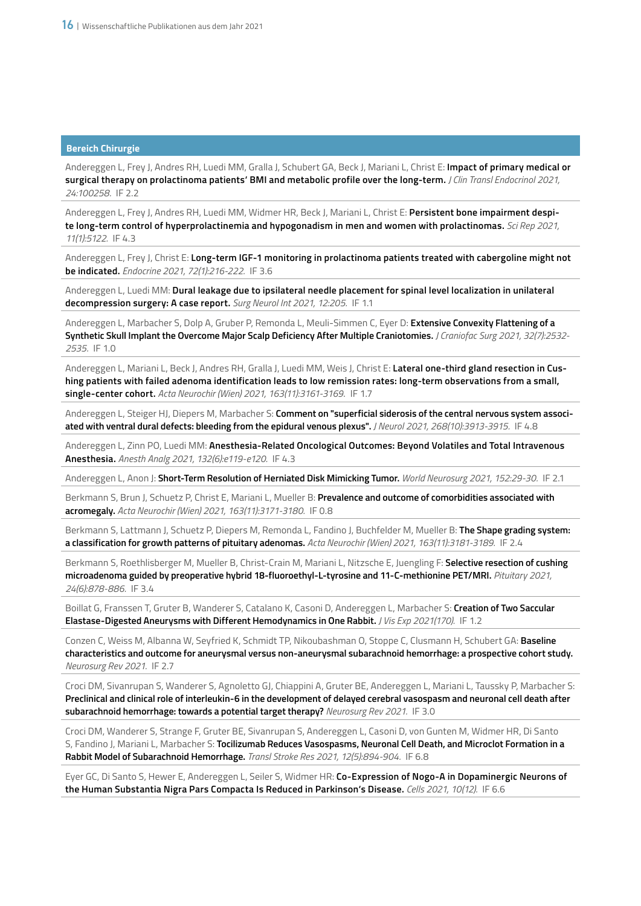## Bereich Chirurgie

Andereggen L, Frey J, Andres RH, Luedi MM, Gralla J, Schubert GA, Beck J, Mariani L, Christ E: **Impact of primary medical or surgical therapy on prolactinoma patients' BMI and metabolic profile over the long-term.** *J Clin Transl Endocrinol 2021, 24:100258.* IF 2.2

Andereggen L, Frey J, Andres RH, Luedi MM, Widmer HR, Beck J, Mariani L, Christ E: **Persistent bone impairment despite long-term control of hyperprolactinemia and hypogonadism in men and women with prolactinomas.** *Sci Rep 2021, 11(1):5122.* IF 4.3

Andereggen L, Frey J, Christ E: **Long-term IGF-1 monitoring in prolactinoma patients treated with cabergoline might not be indicated.** *Endocrine 2021, 72(1):216-222.* IF 3.6

Andereggen L, Luedi MM: **Dural leakage due to ipsilateral needle placement for spinal level localization in unilateral decompression surgery: A case report.** *Surg Neurol Int 2021, 12:205.* IF 1.1

Andereggen L, Marbacher S, Dolp A, Gruber P, Remonda L, Meuli-Simmen C, Eyer D: **Extensive Convexity Flattening of a Synthetic Skull Implant the Overcome Major Scalp Deficiency After Multiple Craniotomies.** *J Craniofac Surg 2021, 32(7):2532-2535.* IF 1.0

Andereggen L, Mariani L, Beck J, Andres RH, Gralla J, Luedi MM, Weis J, Christ E: **Lateral one-third gland resection in Cushing patients with failed adenoma identification leads to low remission rates: long-term observations from a small, single-center cohort.** *Acta Neurochir (Wien) 2021, 163(11):3161-3169.* IF 1.7

Andereggen L, Steiger HJ, Diepers M, Marbacher S: **Comment on "superficial siderosis of the central nervous system associated with ventral dural defects: bleeding from the epidural venous plexus".** *J Neurol 2021, 268(10):3913-3915.* IF 4.8

Andereggen L, Zinn PO, Luedi MM: **Anesthesia-Related Oncological Outcomes: Beyond Volatiles and Total Intravenous Anesthesia.** *Anesth Analg 2021, 132(6):e119-e120.* IF 4.3

Andereggen L, Anon J: **Short-Term Resolution of Herniated Disk Mimicking Tumor.** *World Neurosurg 2021, 152:29-30.* IF 2.1

Berkmann S, Brun J, Schuetz P, Christ E, Mariani L, Mueller B: **Prevalence and outcome of comorbidities associated with acromegaly.** *Acta Neurochir (Wien) 2021, 163(11):3171-3180.* IF 0.8

Berkmann S, Lattmann J, Schuetz P, Diepers M, Remonda L, Fandino J, Buchfelder M, Mueller B: **The Shape grading system: a classification for growth patterns of pituitary adenomas.** *Acta Neurochir (Wien) 2021, 163(11):3181-3189.* IF 2.4

Berkmann S, Roethlisberger M, Mueller B, Christ-Crain M, Mariani L, Nitzsche E, Juengling F: **Selective resection of cushing microadenoma guided by preoperative hybrid 18-fluoroethyl-L-tyrosine and 11-C-methionine PET/MRI.** *Pituitary 2021, 24(6):878-886.* IF 3.4

Boillat G, Franssen T, Gruter B, Wanderer S, Catalano K, Casoni D, Andereggen L, Marbacher S: **Creation of Two Saccular Elastase-Digested Aneurysms with Different Hemodynamics in One Rabbit.** *J Vis Exp 2021(170).* IF 1.2

Conzen C, Weiss M, Albanna W, Seyfried K, Schmidt TP, Nikoubashman O, Stoppe C, Clusmann H, Schubert GA: **Baseline characteristics and outcome for aneurysmal versus non-aneurysmal subarachnoid hemorrhage: a prospective cohort study.** *Neurosurg Rev 2021.* IF 2.7

Croci DM, Sivanrupan S, Wanderer S, Agnoletto GJ, Chiappini A, Gruter BE, Andereggen L, Mariani L, Taussky P, Marbacher S: **Preclinical and clinical role of interleukin-6 in the development of delayed cerebral vasospasm and neuronal cell death after subarachnoid hemorrhage: towards a potential target therapy?** *Neurosurg Rev 2021.* IF 3.0

Croci DM, Wanderer S, Strange F, Gruter BE, Sivanrupan S, Andereggen L, Casoni D, von Gunten M, Widmer HR, Di Santo S, Fandino J, Mariani L, Marbacher S: **Tocilizumab Reduces Vasospasms, Neuronal Cell Death, and Microclot Formation in a Rabbit Model of Subarachnoid Hemorrhage.** *Transl Stroke Res 2021, 12(5):894-904.* IF 6.8

Eyer GC, Di Santo S, Hewer E, Andereggen L, Seiler S, Widmer HR: **Co-Expression of Nogo-A in Dopaminergic Neurons of the Human Substantia Nigra Pars Compacta Is Reduced in Parkinson's Disease.** *Cells 2021, 10(12).* IF 6.6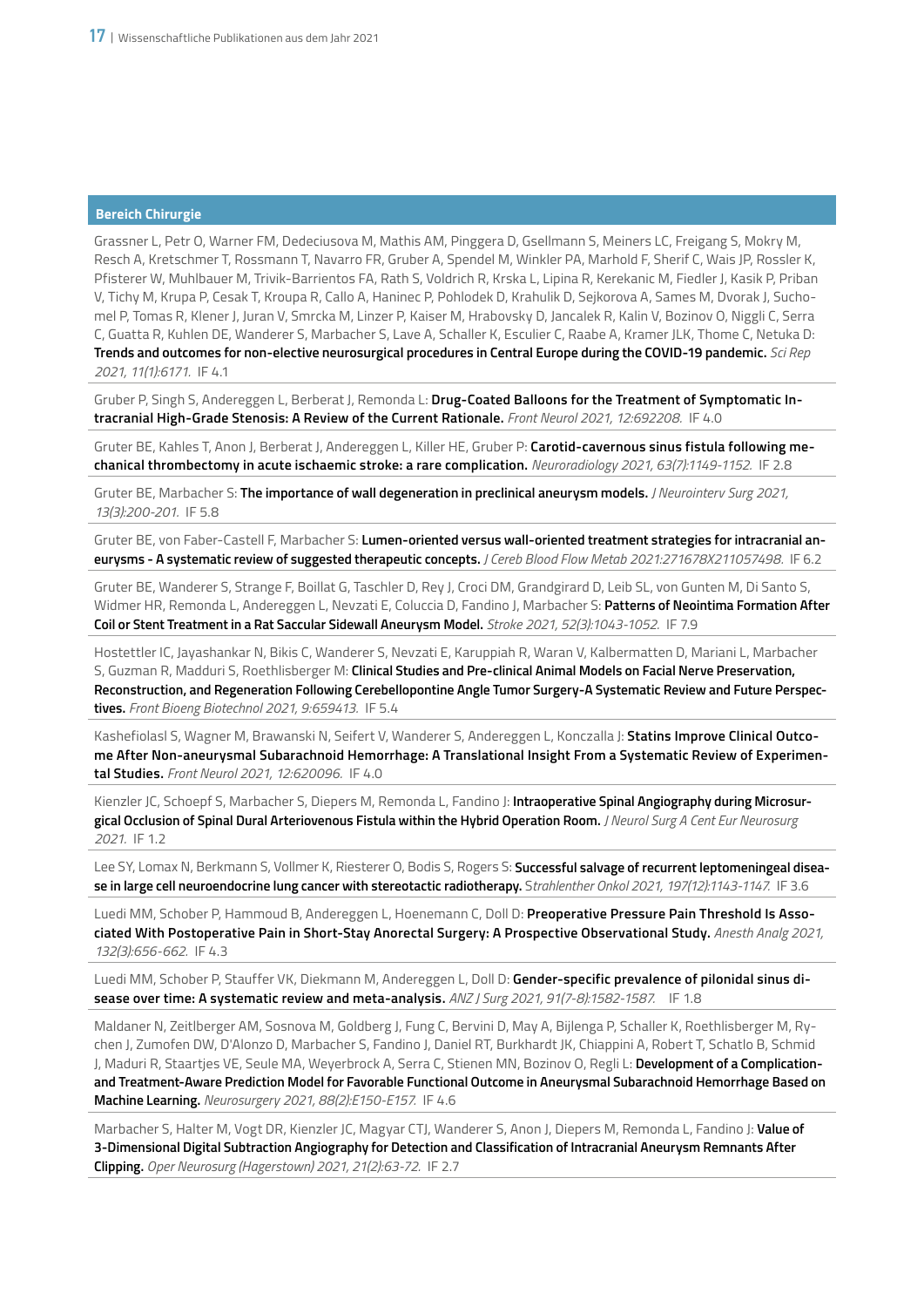## Bereich Chirurgie

Grassner L, Petr O, Warner FM, Dedeciusova M, Mathis AM, Pinggera D, Gsellmann S, Meiners LC, Freigang S, Mokry M, Resch A, Kretschmer T, Rossmann T, Navarro FR, Gruber A, Spendel M, Winkler PA, Marhold F, Sherif C, Wais JP, Rossler K, Pfisterer W, Muhlbauer M, Trivik-Barrientos FA, Rath S, Voldrich R, Krska L, Lipina R, Kerekanic M, Fiedler J, Kasik P, Priban V, Tichy M, Krupa P, Cesak T, Kroupa R, Callo A, Haninec P, Pohlodek D, Krahulik D, Sejkorova A, Sames M, Dvorak J, Suchomel P, Tomas R, Klener J, Juran V, Smrcka M, Linzer P, Kaiser M, Hrabovsky D, Jancalek R, Kalin V, Bozinov O, Niggli C, Serra C, Guatta R, Kuhlen DE, Wanderer S, Marbacher S, Lave A, Schaller K, Esculier C, Raabe A, Kramer JLK, Thome C, Netuka D: **Trends and outcomes for non-elective neurosurgical procedures in Central Europe during the COVID-19 pandemic.** *Sci Rep 2021, 11(1):6171.* IF 4.1

Gruber P, Singh S, Andereggen L, Berberat J, Remonda L: **Drug-Coated Balloons for the Treatment of Symptomatic Intracranial High-Grade Stenosis: A Review of the Current Rationale.** *Front Neurol 2021, 12:692208.* IF 4.0

Gruter BE, Kahles T, Anon J, Andereggen L, Killer HE, Gruber P: **Carotid-cavernous sinus fistula following mechanical thrombectomy in acute ischaemic stroke: a rare complication.** *Neuroradiology 2021, 63(7):1149-1152.* IF 2.8

Gruter BE, Marbacher S: **The importance of wall degeneration in preclinical aneurysm models.** *J Neurointerv Surg 2021, 13(3):200-201.* IF 5.8

Gruter BE, von Faber-Castell F, Marbacher S: **Lumen-oriented versus wall-oriented treatment strategies for intracranial aneurysms - A systematic review of suggested therapeutic concepts.** *J Cereb Blood Flow Metab 2021:271678X211057498.* IF 6.2

Gruter BE, Wanderer S, Strange F, Boillat G, Taschler D, Rey J, Croci DM, Grandgirard D, Leib SL, von Gunten M, Di Santo S, Widmer HR, Remonda L, Andereggen L, Nevzati E, Coluccia D, Fandino J, Marbacher S: **Patterns of Neointima Formation After Coil or Stent Treatment in a Rat Saccular Sidewall Aneurysm Model.** *Stroke 2021, 52(3):1043-1052.* IF 7.9

Hostettler IC, Jayashankar N, Bikis C, Wanderer S, Nevzati E, Karuppiah R, Waran V, Kalbermatten D, Mariani L, Marbacher S, Guzman R, Madduri S, Roethlisberger M: **Clinical Studies and Pre-clinical Animal Models on Facial Nerve Preservation, Reconstruction, and Regeneration Following Cerebellopontine Angle Tumor Surgery-A Systematic Review and Future Perspectives.** *Front Bioeng Biotechnol 2021, 9:659413.* IF 5.4

Kashefiolasl S, Wagner M, Brawanski N, Seifert V, Wanderer S, Andereggen L, Konczalla J: **Statins Improve Clinical Outcome After Non-aneurysmal Subarachnoid Hemorrhage: A Translational Insight From a Systematic Review of Experimental Studies.** *Front Neurol 2021, 12:620096.* IF 4.0

Kienzler JC, Schoepf S, Marbacher S, Diepers M, Remonda L, Fandino J: **Intraoperative Spinal Angiography during Microsurgical Occlusion of Spinal Dural Arteriovenous Fistula within the Hybrid Operation Room.** *J Neurol Surg A Cent Eur Neurosurg 2021.* IF 1.2

Lee SY, Lomax N, Berkmann S, Vollmer K, Riesterer O, Bodis S, Rogers S: **Successful salvage of recurrent leptomeningeal disease in large cell neuroendocrine lung cancer with stereotactic radiotherapy.** *Strahlenther Onkol 2021, 197(12):1143-1147.* IF 3.6

Luedi MM, Schober P, Hammoud B, Andereggen L, Hoenemann C, Doll D: **Preoperative Pressure Pain Threshold Is Associated With Postoperative Pain in Short-Stay Anorectal Surgery: A Prospective Observational Study.** *Anesth Analg 2021, 132(3):656-662.* IF 4.3

Luedi MM, Schober P, Stauffer VK, Diekmann M, Andereggen L, Doll D: **Gender-specific prevalence of pilonidal sinus disease over time: A systematic review and meta-analysis.** *ANZ J Surg 2021, 91(7-8):1582-1587.* IF 1.8

Maldaner N, Zeitlberger AM, Sosnova M, Goldberg J, Fung C, Bervini D, May A, Bijlenga P, Schaller K, Roethlisberger M, Rychen J, Zumofen DW, D'Alonzo D, Marbacher S, Fandino J, Daniel RT, Burkhardt JK, Chiappini A, Robert T, Schatlo B, Schmid J, Maduri R, Staartjes VE, Seule MA, Weyerbrock A, Serra C, Stienen MN, Bozinov O, Regli L: **Development of a Complication- and Treatment-Aware Prediction Model for Favorable Functional Outcome in Aneurysmal Subarachnoid Hemorrhage Based on Machine Learning.** *Neurosurgery 2021, 88(2):E150-E157.* IF 4.6

Marbacher S, Halter M, Vogt DR, Kienzler JC, Magyar CTJ, Wanderer S, Anon J, Diepers M, Remonda L, Fandino J: **Value of 3-Dimensional Digital Subtraction Angiography for Detection and Classification of Intracranial Aneurysm Remnants After Clipping.** *Oper Neurosurg (Hagerstown) 2021, 21(2):63-72.* IF 2.7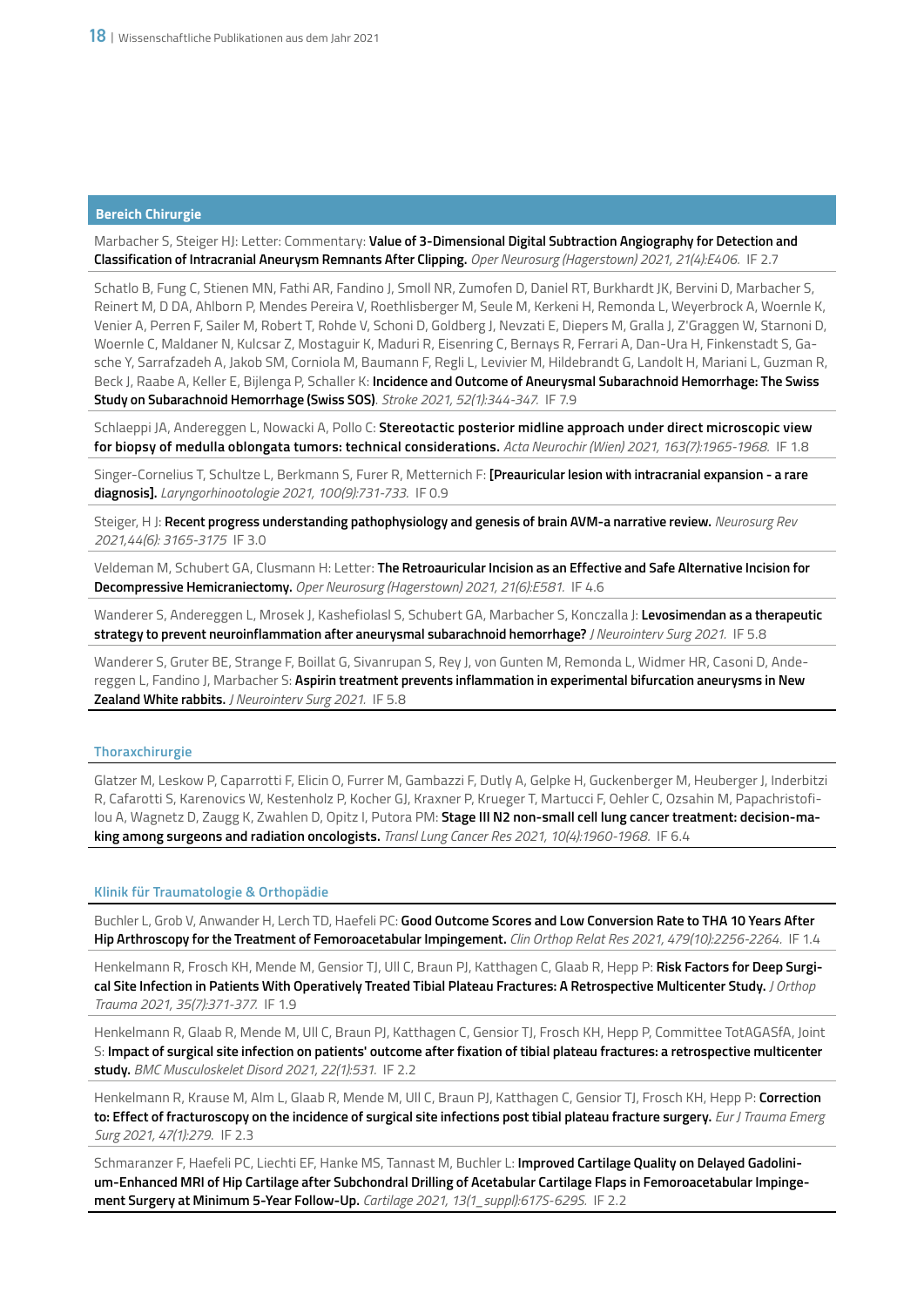## Bereich Chirurgie

Marbacher S, Steiger HJ: Letter: Commentary: **Value of 3-Dimensional Digital Subtraction Angiography for Detection and Classification of Intracranial Aneurysm Remnants After Clipping.** *Oper Neurosurg (Hagerstown) 2021, 21(4):E406.* IF 2.7

Schatlo B, Fung C, Stienen MN, Fathi AR, Fandino J, Smoll NR, Zumofen D, Daniel RT, Burkhardt JK, Bervini D, Marbacher S, Reinert M, D DA, Ahlborn P, Mendes Pereira V, Roethlisberger M, Seule M, Kerkeni H, Remonda L, Weyerbrock A, Woernle K, Venier A, Perren F, Sailer M, Robert T, Rohde V, Schoni D, Goldberg J, Nevzati E, Diepers M, Gralla J, Z'Graggen W, Starnoni D, Woernle C, Maldaner N, Kulcsar Z, Mostaguir K, Maduri R, Eisenring C, Bernays R, Ferrari A, Dan-Ura H, Finkenstadt S, Gasche Y, Sarrafzadeh A, Jakob SM, Corniola M, Baumann F, Regli L, Levivier M, Hildebrandt G, Landolt H, Mariani L, Guzman R, Beck J, Raabe A, Keller E, Bijlenga P, Schaller K: **Incidence and Outcome of Aneurysmal Subarachnoid Hemorrhage: The Swiss Study on Subarachnoid Hemorrhage (Swiss SOS)**. *Stroke 2021, 52(1):344-347.* IF 7.9

Schlaeppi JA, Andereggen L, Nowacki A, Pollo C: **Stereotactic posterior midline approach under direct microscopic view for biopsy of medulla oblongata tumors: technical considerations.** *Acta Neurochir (Wien) 2021, 163(7):1965-1968.* IF 1.8

Singer-Cornelius T, Schultze L, Berkmann S, Furer R, Metternich F: **[Preauricular lesion with intracranial expansion - a rare diagnosis].** *Laryngorhinootologie 2021, 100(9):731-733.* IF 0.9

Steiger, H J: **Recent progress understanding pathophysiology and genesis of brain AVM-a narrative review.** *Neurosurg Rev 2021,44(6): 3165-3175* IF 3.0

Veldeman M, Schubert GA, Clusmann H: Letter: **The Retroauricular Incision as an Effective and Safe Alternative Incision for Decompressive Hemicraniectomy.** *Oper Neurosurg (Hagerstown) 2021, 21(6):E581.* IF 4.6

Wanderer S, Andereggen L, Mrosek J, Kashefiolasl S, Schubert GA, Marbacher S, Konczalla J: **Levosimendan as a therapeutic strategy to prevent neuroinflammation after aneurysmal subarachnoid hemorrhage?** *J Neurointerv Surg 2021.* IF 5.8

Wanderer S, Gruter BE, Strange F, Boillat G, Sivanrupan S, Rey J, von Gunten M, Remonda L, Widmer HR, Casoni D, Andereggen L, Fandino J, Marbacher S: **Aspirin treatment prevents inflammation in experimental bifurcation aneurysms in New Zealand White rabbits.** *J Neurointerv Surg 2021.* IF 5.8

### Thoraxchirurgie

Glatzer M, Leskow P, Caparrotti F, Elicin O, Furrer M, Gambazzi F, Dutly A, Gelpke H, Guckenberger M, Heuberger J, Inderbitzi R, Cafarotti S, Karenovics W, Kestenholz P, Kocher GJ, Kraxner P, Krueger T, Martucci F, Oehler C, Ozsahin M, Papachristofilou A, Wagnetz D, Zaugg K, Zwahlen D, Opitz I, Putora PM: **Stage III N2 non-small cell lung cancer treatment: decision-making among surgeons and radiation oncologists.** *Transl Lung Cancer Res 2021, 10(4):1960-1968.* IF 6.4

### Klinik für Traumatologie & Orthopädie

Buchler L, Grob V, Anwander H, Lerch TD, Haefeli PC: **Good Outcome Scores and Low Conversion Rate to THA 10 Years After Hip Arthroscopy for the Treatment of Femoroacetabular Impingement.** *Clin Orthop Relat Res 2021, 479(10):2256-2264.* IF 1.4

Henkelmann R, Frosch KH, Mende M, Gensior TJ, Ull C, Braun PJ, Katthagen C, Glaab R, Hepp P: **Risk Factors for Deep Surgical Site Infection in Patients With Operatively Treated Tibial Plateau Fractures: A Retrospective Multicenter Study.** *J Orthop Trauma 2021, 35(7):371-377.* IF 1.9

Henkelmann R, Glaab R, Mende M, Ull C, Braun PJ, Katthagen C, Gensior TJ, Frosch KH, Hepp P, Committee TotAGASfA, Joint S: **Impact of surgical site infection on patients' outcome after fixation of tibial plateau fractures: a retrospective multicenter study.** *BMC Musculoskelet Disord 2021, 22(1):531.* IF 2.2

Henkelmann R, Krause M, Alm L, Glaab R, Mende M, Ull C, Braun PJ, Katthagen C, Gensior TJ, Frosch KH, Hepp P: **Correction to: Effect of fracturoscopy on the incidence of surgical site infections post tibial plateau fracture surgery.** *Eur J Trauma Emerg Surg 2021, 47(1):279.* IF 2.3

Schmaranzer F, Haefeli PC, Liechti EF, Hanke MS, Tannast M, Buchler L: **Improved Cartilage Quality on Delayed Gadolinium-Enhanced MRI of Hip Cartilage after Subchondral Drilling of Acetabular Cartilage Flaps in Femoroacetabular Impingement Surgery at Minimum 5-Year Follow-Up.** *Cartilage 2021, 13(1_suppl):617S-629S.* IF 2.2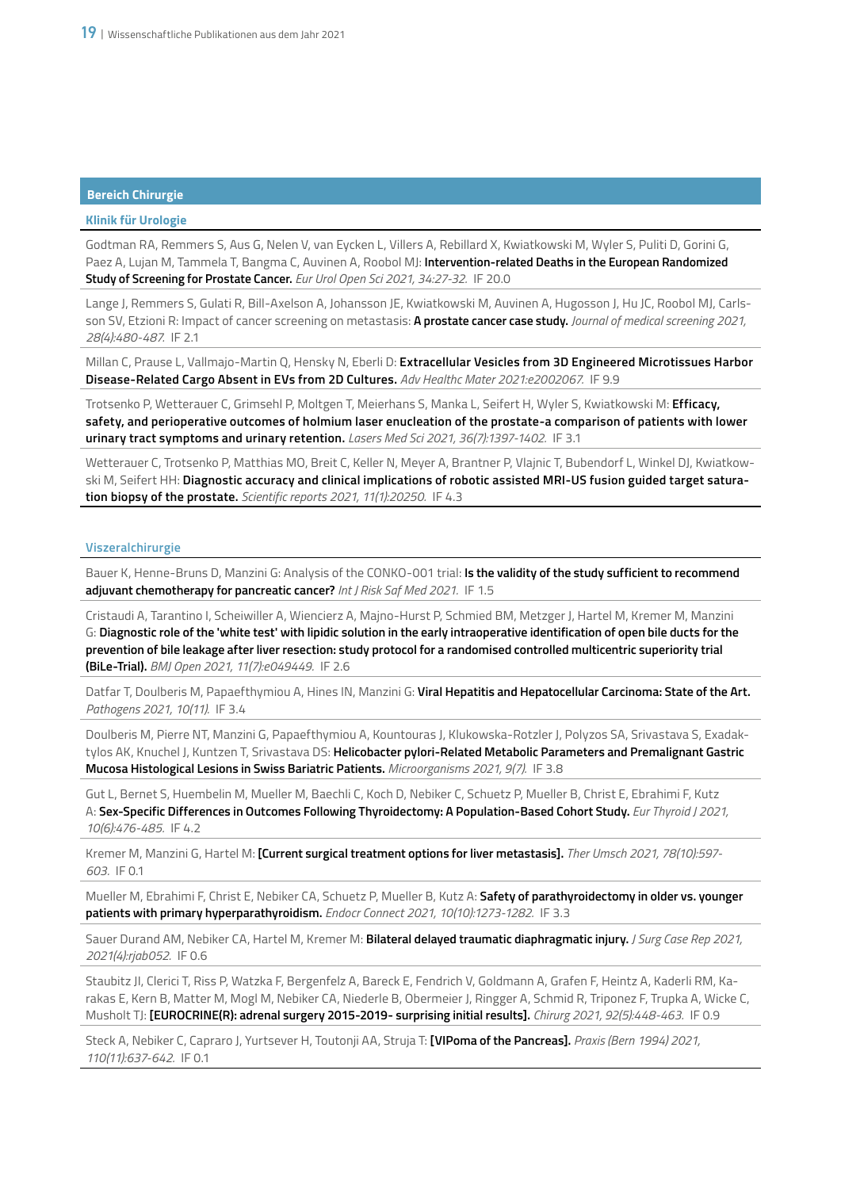## Bereich Chirurgie

### Klinik für Urologie

Godtman RA, Remmers S, Aus G, Nelen V, van Eycken L, Villers A, Rebillard X, Kwiatkowski M, Wyler S, Puliti D, Gorini G, Paez A, Lujan M, Tammela T, Bangma C, Auvinen A, Roobol MJ: **Intervention-related Deaths in the European Randomized Study of Screening for Prostate Cancer.** *Eur Urol Open Sci 2021, 34:27-32.* IF 20.0

Lange J, Remmers S, Gulati R, Bill-Axelson A, Johansson JE, Kwiatkowski M, Auvinen A, Hugosson J, Hu JC, Roobol MJ, Carlsson SV, Etzioni R: Impact of cancer screening on metastasis: **A prostate cancer case study.** *Journal of medical screening 2021, 28(4):480-487.* IF 2.1

Millan C, Prause L, Vallmajo-Martin Q, Hensky N, Eberli D: **Extracellular Vesicles from 3D Engineered Microtissues Harbor Disease-Related Cargo Absent in EVs from 2D Cultures.** *Adv Healthc Mater 2021:e2002067.* IF 9.9

Trotsenko P, Wetterauer C, Grimsehl P, Moltgen T, Meierhans S, Manka L, Seifert H, Wyler S, Kwiatkowski M: **Efficacy, safety, and perioperative outcomes of holmium laser enucleation of the prostate-a comparison of patients with lower urinary tract symptoms and urinary retention.** *Lasers Med Sci 2021, 36(7):1397-1402.* IF 3.1

Wetterauer C, Trotsenko P, Matthias MO, Breit C, Keller N, Meyer A, Brantner P, Vlajnic T, Bubendorf L, Winkel DJ, Kwiatkowski M, Seifert HH: **Diagnostic accuracy and clinical implications of robotic assisted MRI-US fusion guided target saturation biopsy of the prostate.** *Scientific reports 2021, 11(1):20250.* IF 4.3

### Viszeralchirurgie

Bauer K, Henne-Bruns D, Manzini G: Analysis of the CONKO-001 trial: **Is the validity of the study sufficient to recommend adjuvant chemotherapy for pancreatic cancer?** *Int J Risk Saf Med 2021.* IF 1.5

Cristaudi A, Tarantino I, Scheiwiller A, Wiencierz A, Majno-Hurst P, Schmied BM, Metzger J, Hartel M, Kremer M, Manzini G: **Diagnostic role of the 'white test' with lipidic solution in the early intraoperative identification of open bile ducts for the prevention of bile leakage after liver resection: study protocol for a randomised controlled multicentric superiority trial (BiLe-Trial).** *BMJ Open 2021, 11(7):e049449.* IF 2.6

Datfar T, Doulberis M, Papaefthymiou A, Hines IN, Manzini G: **Viral Hepatitis and Hepatocellular Carcinoma: State of the Art.** *Pathogens 2021, 10(11).* IF 3.4

Doulberis M, Pierre NT, Manzini G, Papaefthymiou A, Kountouras J, Klukowska-Rotzler J, Polyzos SA, Srivastava S, Exadaktylos AK, Knuchel J, Kuntzen T, Srivastava DS: **Helicobacter pylori-Related Metabolic Parameters and Premalignant Gastric Mucosa Histological Lesions in Swiss Bariatric Patients.** *Microorganisms 2021, 9(7).* IF 3.8

Gut L, Bernet S, Huembelin M, Mueller M, Baechli C, Koch D, Nebiker C, Schuetz P, Mueller B, Christ E, Ebrahimi F, Kutz A: **Sex-Specific Differences in Outcomes Following Thyroidectomy: A Population-Based Cohort Study.** *Eur Thyroid J 2021, 10(6):476-485.* IF 4.2

Kremer M, Manzini G, Hartel M: **[Current surgical treatment options for liver metastasis].** *Ther Umsch 2021, 78(10):597-603.* IF 0.1

Mueller M, Ebrahimi F, Christ E, Nebiker CA, Schuetz P, Mueller B, Kutz A: **Safety of parathyroidectomy in older vs. younger patients with primary hyperparathyroidism.** *Endocr Connect 2021, 10(10):1273-1282.* IF 3.3

Sauer Durand AM, Nebiker CA, Hartel M, Kremer M: **Bilateral delayed traumatic diaphragmatic injury.** *J Surg Case Rep 2021, 2021(4):rjab052.* IF 0.6

Staubitz JI, Clerici T, Riss P, Watzka F, Bergenfelz A, Bareck E, Fendrich V, Goldmann A, Grafen F, Heintz A, Kaderli RM, Karakas E, Kern B, Matter M, Mogl M, Nebiker CA, Niederle B, Obermeier J, Ringger A, Schmid R, Triponez F, Trupka A, Wicke C, Musholt TJ: **[EUROCRINE(R): adrenal surgery 2015-2019- surprising initial results].** *Chirurg 2021, 92(5):448-463.* IF 0.9

Steck A, Nebiker C, Capraro J, Yurtsever H, Toutonji AA, Struja T: **[VIPoma of the Pancreas].** *Praxis (Bern 1994) 2021, 110(11):637-642.* IF 0.1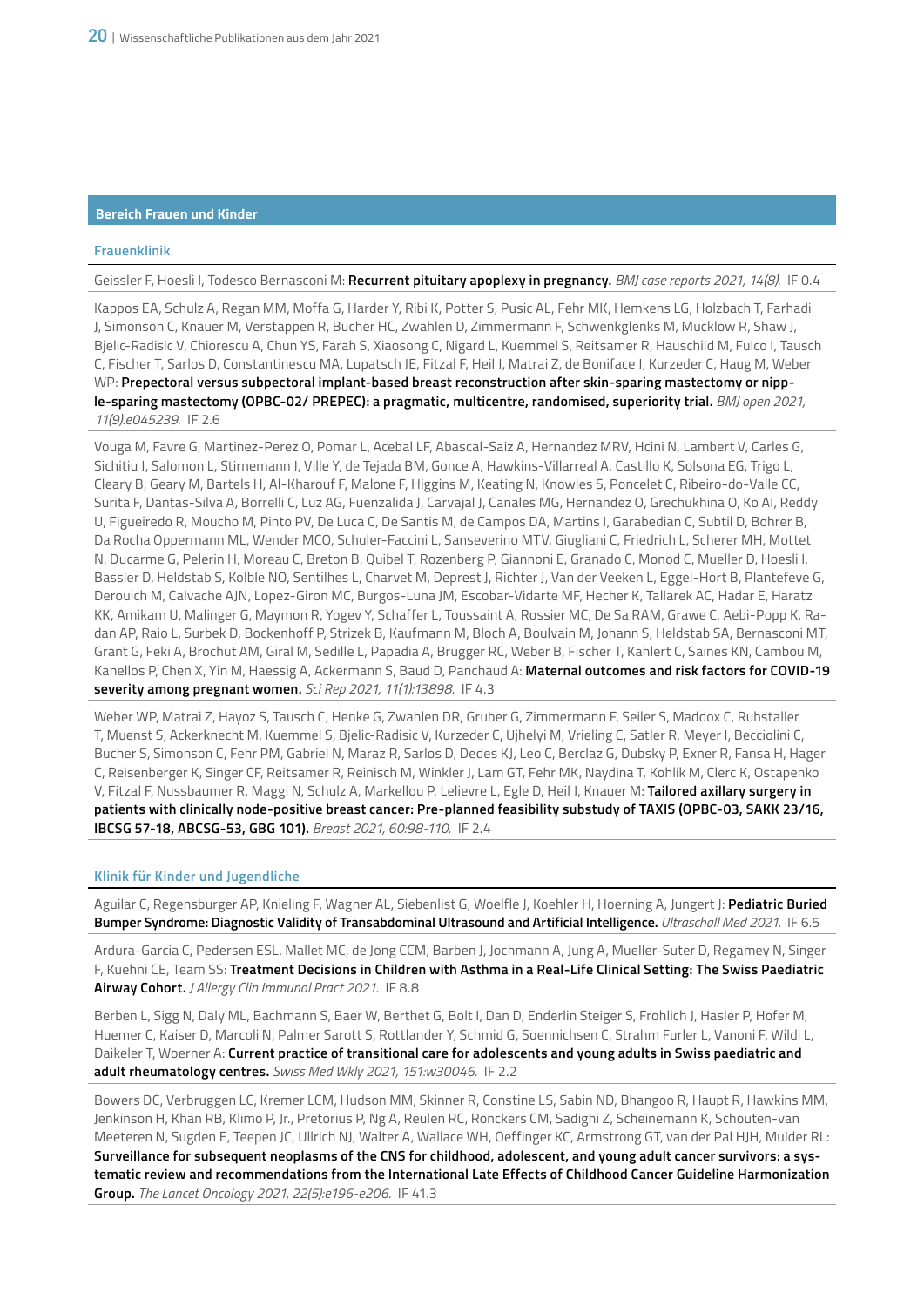## Bereich Frauen und Kinder

### Frauenklinik

Geissler F, Hoesli I, Todesco Bernasconi M: **Recurrent pituitary apoplexy in pregnancy.** *BMJ case reports 2021, 14(8).* IF 0.4

Kappos EA, Schulz A, Regan MM, Moffa G, Harder Y, Ribi K, Potter S, Pusic AL, Fehr MK, Hemkens LG, Holzbach T, Farhadi J, Simonson C, Knauer M, Verstappen R, Bucher HC, Zwahlen D, Zimmermann F, Schwenkglenks M, Mucklow R, Shaw J, Bjelic-Radisic V, Chiorescu A, Chun YS, Farah S, Xiaosong C, Nigard L, Kuemmel S, Reitsamer R, Hauschild M, Fulco I, Tausch C, Fischer T, Sarlos D, Constantinescu MA, Lupatsch JE, Fitzal F, Heil J, Matrai Z, de Boniface J, Kurzeder C, Haug M, Weber WP: **Prepectoral versus subpectoral implant-based breast reconstruction after skin-sparing mastectomy or nipple-sparing mastectomy (OPBC-02/ PREPEC): a pragmatic, multicentre, randomised, superiority trial.** *BMJ open 2021, 11(9):e045239.* IF 2.6

Vouga M, Favre G, Martinez-Perez O, Pomar L, Acebal LF, Abascal-Saiz A, Hernandez MRV, Hcini N, Lambert V, Carles G, Sichitiu J, Salomon L, Stirnemann J, Ville Y, de Tejada BM, Gonce A, Hawkins-Villarreal A, Castillo K, Solsona EG, Trigo L, Cleary B, Geary M, Bartels H, Al-Kharouf F, Malone F, Higgins M, Keating N, Knowles S, Poncelet C, Ribeiro-do-Valle CC, Surita F, Dantas-Silva A, Borrelli C, Luz AG, Fuenzalida J, Carvajal J, Canales MG, Hernandez O, Grechukhina O, Ko AI, Reddy U, Figueiredo R, Moucho M, Pinto PV, De Luca C, De Santis M, de Campos DA, Martins I, Garabedian C, Subtil D, Bohrer B, Da Rocha Oppermann ML, Wender MCO, Schuler-Faccini L, Sanseverino MTV, Giugliani C, Friedrich L, Scherer MH, Mottet N, Ducarme G, Pelerin H, Moreau C, Breton B, Quibel T, Rozenberg P, Giannoni E, Granado C, Monod C, Mueller D, Hoesli I, Bassler D, Heldstab S, Kolble NO, Sentilhes L, Charvet M, Deprest J, Richter J, Van der Veeken L, Eggel-Hort B, Plantefeve G, Derouich M, Calvache AJN, Lopez-Giron MC, Burgos-Luna JM, Escobar-Vidarte MF, Hecher K, Tallarek AC, Hadar E, Haratz KK, Amikam U, Malinger G, Maymon R, Yogev Y, Schaffer L, Toussaint A, Rossier MC, De Sa RAM, Grawe C, Aebi-Popp K, Radan AP, Raio L, Surbek D, Bockenhoff P, Strizek B, Kaufmann M, Bloch A, Boulvain M, Johann S, Heldstab SA, Bernasconi MT, Grant G, Feki A, Brochut AM, Giral M, Sedille L, Papadia A, Brugger RC, Weber B, Fischer T, Kahlert C, Saines KN, Cambou M, Kanellos P, Chen X, Yin M, Haessig A, Ackermann S, Baud D, Panchaud A: **Maternal outcomes and risk factors for COVID-19 severity among pregnant women.** *Sci Rep 2021, 11(1):13898.* IF 4.3

Weber WP, Matrai Z, Hayoz S, Tausch C, Henke G, Zwahlen DR, Gruber G, Zimmermann F, Seiler S, Maddox C, Ruhstaller T, Muenst S, Ackerknecht M, Kuemmel S, Bjelic-Radisic V, Kurzeder C, Ujhelyi M, Vrieling C, Satler R, Meyer I, Becciolini C, Bucher S, Simonson C, Fehr PM, Gabriel N, Maraz R, Sarlos D, Dedes KJ, Leo C, Berclaz G, Dubsky P, Exner R, Fansa H, Hager C, Reisenberger K, Singer CF, Reitsamer R, Reinisch M, Winkler J, Lam GT, Fehr MK, Naydina T, Kohlik M, Clerc K, Ostapenko V, Fitzal F, Nussbaumer R, Maggi N, Schulz A, Markellou P, Lelievre L, Egle D, Heil J, Knauer M: **Tailored axillary surgery in patients with clinically node-positive breast cancer: Pre-planned feasibility substudy of TAXIS (OPBC-03, SAKK 23/16, IBCSG 57-18, ABCSG-53, GBG 101).** *Breast 2021, 60:98-110.* IF 2.4

### Klinik für Kinder und Jugendliche

Aguilar C, Regensburger AP, Knieling F, Wagner AL, Siebenlist G, Woelfle J, Koehler H, Hoerning A, Jungert J: **Pediatric Buried Bumper Syndrome: Diagnostic Validity of Transabdominal Ultrasound and Artificial Intelligence.** *Ultraschall Med 2021.* IF 6.5

Ardura-Garcia C, Pedersen ESL, Mallet MC, de Jong CCM, Barben J, Jochmann A, Jung A, Mueller-Suter D, Regamey N, Singer F, Kuehni CE, Team SS: **Treatment Decisions in Children with Asthma in a Real-Life Clinical Setting: The Swiss Paediatric Airway Cohort.** *J Allergy Clin Immunol Pract 2021.* IF 8.8

Berben L, Sigg N, Daly ML, Bachmann S, Baer W, Berthet G, Bolt I, Dan D, Enderlin Steiger S, Frohlich J, Hasler P, Hofer M, Huemer C, Kaiser D, Marcoli N, Palmer Sarott S, Rottlander Y, Schmid G, Soennichsen C, Strahm Furler L, Vanoni F, Wildi L, Daikeler T, Woerner A: **Current practice of transitional care for adolescents and young adults in Swiss paediatric and adult rheumatology centres.** *Swiss Med Wkly 2021, 151:w30046.* IF 2.2

Bowers DC, Verbruggen LC, Kremer LCM, Hudson MM, Skinner R, Constine LS, Sabin ND, Bhangoo R, Haupt R, Hawkins MM, Jenkinson H, Khan RB, Klimo P, Jr., Pretorius P, Ng A, Reulen RC, Ronckers CM, Sadighi Z, Scheinemann K, Schouten-van Meeteren N, Sugden E, Teepen JC, Ullrich NJ, Walter A, Wallace WH, Oeffinger KC, Armstrong GT, van der Pal HJH, Mulder RL: **Surveillance for subsequent neoplasms of the CNS for childhood, adolescent, and young adult cancer survivors: a systematic review and recommendations from the International Late Effects of Childhood Cancer Guideline Harmonization Group.** *The Lancet Oncology 2021, 22(5):e196-e206.* IF 41.3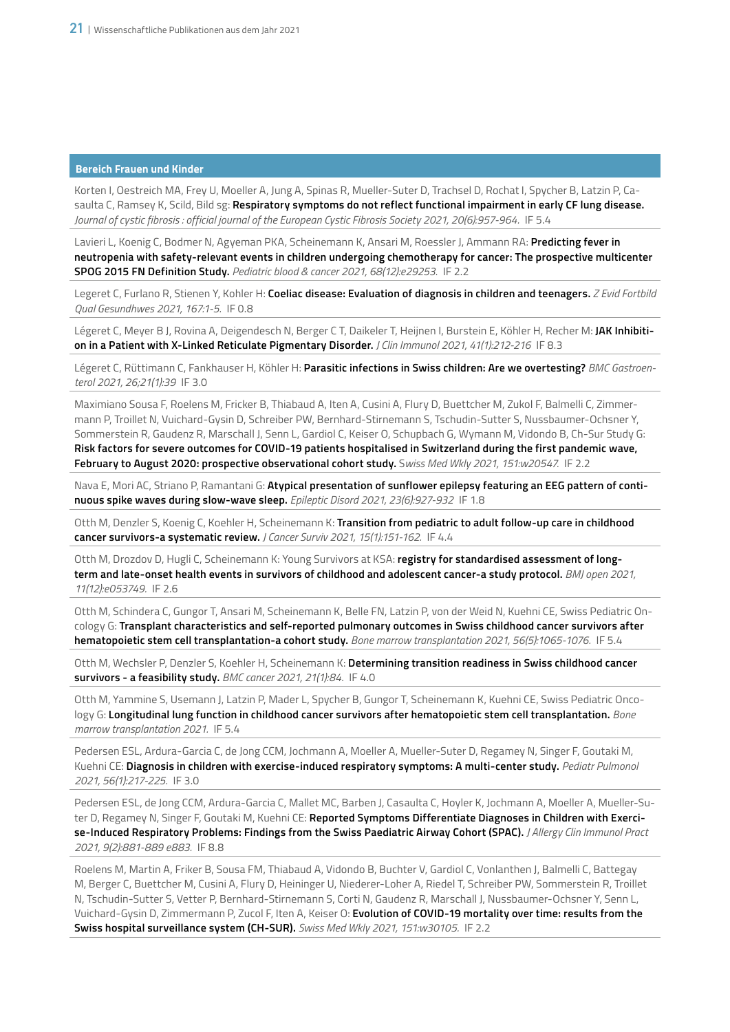## Bereich Frauen und Kinder

Korten I, Oestreich MA, Frey U, Moeller A, Jung A, Spinas R, Mueller-Suter D, Trachsel D, Rochat I, Spycher B, Latzin P, Casaulta C, Ramsey K, Scild, Bild sg: **Respiratory symptoms do not reflect functional impairment in early CF lung disease.** *Journal of cystic fibrosis : official journal of the European Cystic Fibrosis Society 2021, 20(6):957-964.* IF 5.4

Lavieri L, Koenig C, Bodmer N, Agyeman PKA, Scheinemann K, Ansari M, Roessler J, Ammann RA: **Predicting fever in neutropenia with safety-relevant events in children undergoing chemotherapy for cancer: The prospective multicenter SPOG 2015 FN Definition Study.** *Pediatric blood & cancer 2021, 68(12):e29253.* IF 2.2

Legeret C, Furlano R, Stienen Y, Kohler H: **Coeliac disease: Evaluation of diagnosis in children and teenagers.** *Z Evid Fortbild Qual Gesundhwes 2021, 167:1-5.* IF 0.8

Légeret C, Meyer B J, Rovina A, Deigendesch N, Berger C T, Daikeler T, Heijnen I, Burstein E, Köhler H, Recher M: **JAK Inhibition in a Patient with X-Linked Reticulate Pigmentary Disorder.** *J Clin Immunol 2021, 41(1):212-216* IF 8.3

Légeret C, Rüttimann C, Fankhauser H, Köhler H: **Parasitic infections in Swiss children: Are we overtesting?** *BMC Gastroenterol 2021, 26;21(1):39* IF 3.0

Maximiano Sousa F, Roelens M, Fricker B, Thiabaud A, Iten A, Cusini A, Flury D, Buettcher M, Zukol F, Balmelli C, Zimmermann P, Troillet N, Vuichard-Gysin D, Schreiber PW, Bernhard-Stirnemann S, Tschudin-Sutter S, Nussbaumer-Ochsner Y, Sommerstein R, Gaudenz R, Marschall J, Senn L, Gardiol C, Keiser O, Schupbach G, Wymann M, Vidondo B, Ch-Sur Study G: **Risk factors for severe outcomes for COVID-19 patients hospitalised in Switzerland during the first pandemic wave, February to August 2020: prospective observational cohort study.** *Swiss Med Wkly 2021, 151:w20547.* IF 2.2

Nava E, Mori AC, Striano P, Ramantani G: **Atypical presentation of sunflower epilepsy featuring an EEG pattern of continuous spike waves during slow-wave sleep.** *Epileptic Disord 2021, 23(6):927-932* IF 1.8

Otth M, Denzler S, Koenig C, Koehler H, Scheinemann K: **Transition from pediatric to adult follow-up care in childhood cancer survivors-a systematic review.** *J Cancer Surviv 2021, 15(1):151-162.* IF 4.4

Otth M, Drozdov D, Hugli C, Scheinemann K: Young Survivors at KSA: **registry for standardised assessment of long-term and late-onset health events in survivors of childhood and adolescent cancer-a study protocol.** *BMJ open 2021, 11(12):e053749.* IF 2.6

Otth M, Schindera C, Gungor T, Ansari M, Scheinemann K, Belle FN, Latzin P, von der Weid N, Kuehni CE, Swiss Pediatric Oncology G: **Transplant characteristics and self-reported pulmonary outcomes in Swiss childhood cancer survivors after hematopoietic stem cell transplantation-a cohort study.** *Bone marrow transplantation 2021, 56(5):1065-1076.* IF 5.4

Otth M, Wechsler P, Denzler S, Koehler H, Scheinemann K: **Determining transition readiness in Swiss childhood cancer survivors - a feasibility study.** *BMC cancer 2021, 21(1):84.* IF 4.0

Otth M, Yammine S, Usemann J, Latzin P, Mader L, Spycher B, Gungor T, Scheinemann K, Kuehni CE, Swiss Pediatric Oncology G: **Longitudinal lung function in childhood cancer survivors after hematopoietic stem cell transplantation.** *Bone marrow transplantation 2021.* IF 5.4

Pedersen ESL, Ardura-Garcia C, de Jong CCM, Jochmann A, Moeller A, Mueller-Suter D, Regamey N, Singer F, Goutaki M, Kuehni CE: **Diagnosis in children with exercise-induced respiratory symptoms: A multi-center study.** *Pediatr Pulmonol 2021, 56(1):217-225.* IF 3.0

Pedersen ESL, de Jong CCM, Ardura-Garcia C, Mallet MC, Barben J, Casaulta C, Hoyler K, Jochmann A, Moeller A, Mueller-Suter D, Regamey N, Singer F, Goutaki M, Kuehni CE: **Reported Symptoms Differentiate Diagnoses in Children with Exercise-Induced Respiratory Problems: Findings from the Swiss Paediatric Airway Cohort (SPAC).** *J Allergy Clin Immunol Pract 2021, 9(2):881-889 e883.* IF 8.8

Roelens M, Martin A, Friker B, Sousa FM, Thiabaud A, Vidondo B, Buchter V, Gardiol C, Vonlanthen J, Balmelli C, Battegay M, Berger C, Buettcher M, Cusini A, Flury D, Heininger U, Niederer-Loher A, Riedel T, Schreiber PW, Sommerstein R, Troillet N, Tschudin-Sutter S, Vetter P, Bernhard-Stirnemann S, Corti N, Gaudenz R, Marschall J, Nussbaumer-Ochsner Y, Senn L, Vuichard-Gysin D, Zimmermann P, Zucol F, Iten A, Keiser O: **Evolution of COVID-19 mortality over time: results from the Swiss hospital surveillance system (CH-SUR).** *Swiss Med Wkly 2021, 151:w30105.* IF 2.2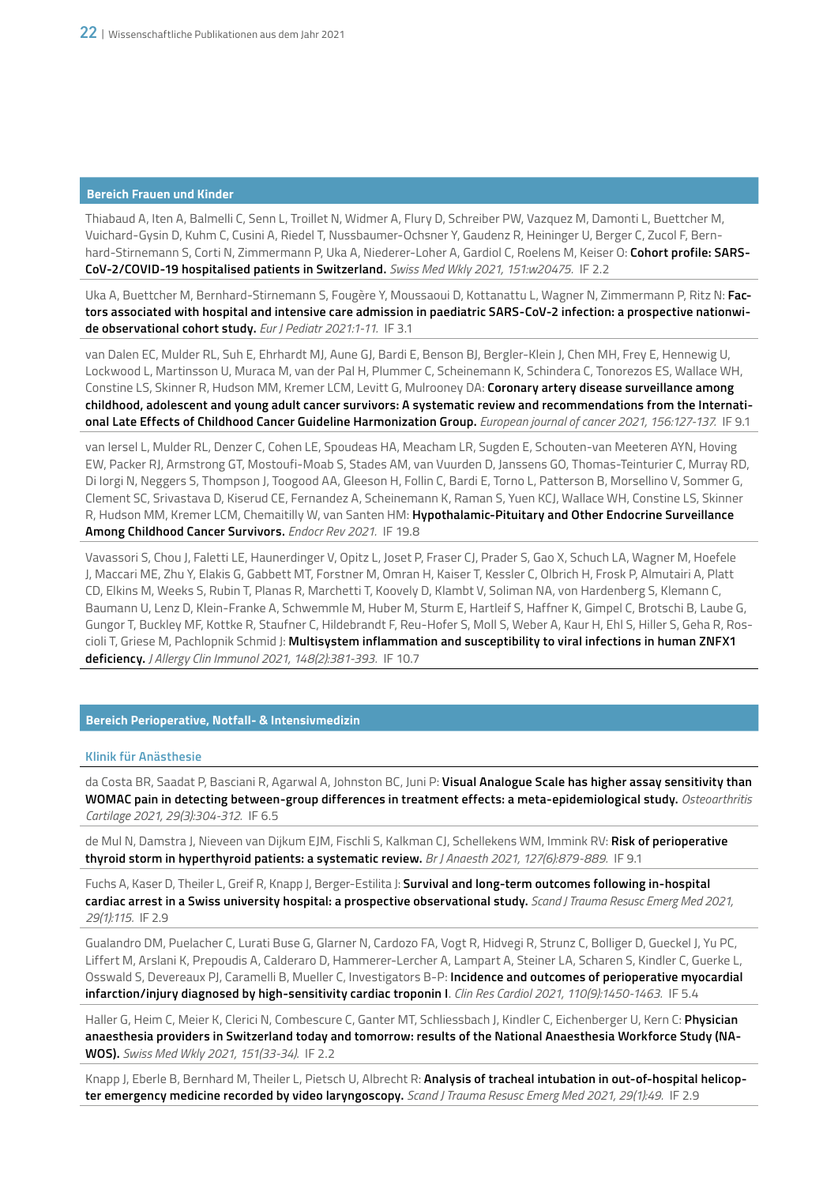## Bereich Frauen und Kinder

Thiabaud A, Iten A, Balmelli C, Senn L, Troillet N, Widmer A, Flury D, Schreiber PW, Vazquez M, Damonti L, Buettcher M, Vuichard-Gysin D, Kuhm C, Cusini A, Riedel T, Nussbaumer-Ochsner Y, Gaudenz R, Heininger U, Berger C, Zucol F, Bernhard-Stirnemann S, Corti N, Zimmermann P, Uka A, Niederer-Loher A, Gardiol C, Roelens M, Keiser O: **Cohort profile: SARS-CoV-2/COVID-19 hospitalised patients in Switzerland.** *Swiss Med Wkly 2021, 151:w20475.* IF 2.2

Uka A, Buettcher M, Bernhard-Stirnemann S, Fougère Y, Moussaoui D, Kottanattu L, Wagner N, Zimmermann P, Ritz N: **Factors associated with hospital and intensive care admission in paediatric SARS-CoV-2 infection: a prospective nationwide observational cohort study.** *Eur J Pediatr 2021:1-11.* IF 3.1

van Dalen EC, Mulder RL, Suh E, Ehrhardt MJ, Aune GJ, Bardi E, Benson BJ, Bergler-Klein J, Chen MH, Frey E, Hennewig U, Lockwood L, Martinsson U, Muraca M, van der Pal H, Plummer C, Scheinemann K, Schindera C, Tonorezos ES, Wallace WH, Constine LS, Skinner R, Hudson MM, Kremer LCM, Levitt G, Mulrooney DA: **Coronary artery disease surveillance among childhood, adolescent and young adult cancer survivors: A systematic review and recommendations from the International Late Effects of Childhood Cancer Guideline Harmonization Group.** *European journal of cancer 2021, 156:127-137.* IF 9.1

van Iersel L, Mulder RL, Denzer C, Cohen LE, Spoudeas HA, Meacham LR, Sugden E, Schouten-van Meeteren AYN, Hoving EW, Packer RJ, Armstrong GT, Mostoufi-Moab S, Stades AM, van Vuurden D, Janssens GO, Thomas-Teinturier C, Murray RD, Di Iorgi N, Neggers S, Thompson J, Toogood AA, Gleeson H, Follin C, Bardi E, Torno L, Patterson B, Morsellino V, Sommer G, Clement SC, Srivastava D, Kiserud CE, Fernandez A, Scheinemann K, Raman S, Yuen KCJ, Wallace WH, Constine LS, Skinner R, Hudson MM, Kremer LCM, Chemaitilly W, van Santen HM: **Hypothalamic-Pituitary and Other Endocrine Surveillance Among Childhood Cancer Survivors.** *Endocr Rev 2021.* IF 19.8

Vavassori S, Chou J, Faletti LE, Haunerdinger V, Opitz L, Joset P, Fraser CJ, Prader S, Gao X, Schuch LA, Wagner M, Hoefele J, Maccari ME, Zhu Y, Elakis G, Gabbett MT, Forstner M, Omran H, Kaiser T, Kessler C, Olbrich H, Frosk P, Almutairi A, Platt CD, Elkins M, Weeks S, Rubin T, Planas R, Marchetti T, Koovely D, Klambt V, Soliman NA, von Hardenberg S, Klemann C, Baumann U, Lenz D, Klein-Franke A, Schwemmle M, Huber M, Sturm E, Hartleif S, Haffner K, Gimpel C, Brotschi B, Laube G, Gungor T, Buckley MF, Kottke R, Staufner C, Hildebrandt F, Reu-Hofer S, Moll S, Weber A, Kaur H, Ehl S, Hiller S, Geha R, Roscioli T, Griese M, Pachlopnik Schmid J: **Multisystem inflammation and susceptibility to viral infections in human ZNFX1 deficiency.** *J Allergy Clin Immunol 2021, 148(2):381-393.* IF 10.7

## Bereich Perioperative, Notfall- & Intensivmedizin

### Klinik für Anästhesie

da Costa BR, Saadat P, Basciani R, Agarwal A, Johnston BC, Juni P: **Visual Analogue Scale has higher assay sensitivity than WOMAC pain in detecting between-group differences in treatment effects: a meta-epidemiological study.** *Osteoarthritis Cartilage 2021, 29(3):304-312.* IF 6.5

de Mul N, Damstra J, Nieveen van Dijkum EJM, Fischli S, Kalkman CJ, Schellekens WM, Immink RV: **Risk of perioperative thyroid storm in hyperthyroid patients: a systematic review.** *Br J Anaesth 2021, 127(6):879-889.* IF 9.1

Fuchs A, Kaser D, Theiler L, Greif R, Knapp J, Berger-Estilita J: **Survival and long-term outcomes following in-hospital cardiac arrest in a Swiss university hospital: a prospective observational study.** *Scand J Trauma Resusc Emerg Med 2021, 29(1):115.* IF 2.9

Gualandro DM, Puelacher C, Lurati Buse G, Glarner N, Cardozo FA, Vogt R, Hidvegi R, Strunz C, Bolliger D, Gueckel J, Yu PC, Liffert M, Arslani K, Prepoudis A, Calderaro D, Hammerer-Lercher A, Lampart A, Steiner LA, Scharen S, Kindler C, Guerke L, Osswald S, Devereaux PJ, Caramelli B, Mueller C, Investigators B-P: **Incidence and outcomes of perioperative myocardial infarction/injury diagnosed by high-sensitivity cardiac troponin I.** *Clin Res Cardiol 2021, 110(9):1450-1463.* IF 5.4

Haller G, Heim C, Meier K, Clerici N, Combescure C, Ganter MT, Schliessbach J, Kindler C, Eichenberger U, Kern C: **Physician anaesthesia providers in Switzerland today and tomorrow: results of the National Anaesthesia Workforce Study (NAWOS).** *Swiss Med Wkly 2021, 151(33-34).* IF 2.2

Knapp J, Eberle B, Bernhard M, Theiler L, Pietsch U, Albrecht R: **Analysis of tracheal intubation in out-of-hospital helicopter emergency medicine recorded by video laryngoscopy.** *Scand J Trauma Resusc Emerg Med 2021, 29(1):49.* IF 2.9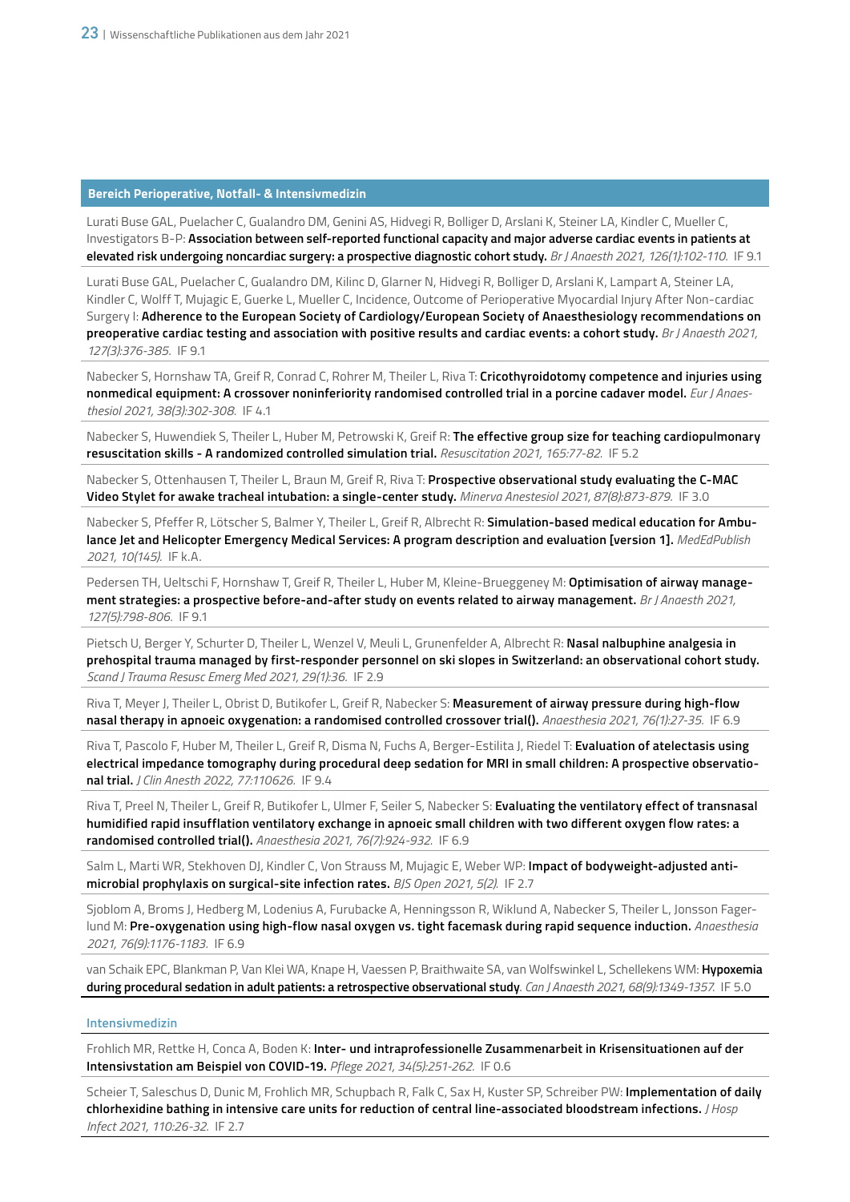## Bereich Perioperative, Notfall- & Intensivmedizin

Lurati Buse GAL, Puelacher C, Gualandro DM, Genini AS, Hidvegi R, Bolliger D, Arslani K, Steiner LA, Kindler C, Mueller C, Investigators B-P: **Association between self-reported functional capacity and major adverse cardiac events in patients at elevated risk undergoing noncardiac surgery: a prospective diagnostic cohort study.** *Br J Anaesth 2021, 126(1):102-110.* IF 9.1

Lurati Buse GAL, Puelacher C, Gualandro DM, Kilinc D, Glarner N, Hidvegi R, Bolliger D, Arslani K, Lampart A, Steiner LA, Kindler C, Wolff T, Mujagic E, Guerke L, Mueller C, Incidence, Outcome of Perioperative Myocardial Injury After Non-cardiac Surgery I: **Adherence to the European Society of Cardiology/European Society of Anaesthesiology recommendations on preoperative cardiac testing and association with positive results and cardiac events: a cohort study.** *Br J Anaesth 2021, 127(3):376-385.* IF 9.1

Nabecker S, Hornshaw TA, Greif R, Conrad C, Rohrer M, Theiler L, Riva T: **Cricothyroidotomy competence and injuries using nonmedical equipment: A crossover noninferiority randomised controlled trial in a porcine cadaver model.** *Eur J Anaesthesiol 2021, 38(3):302-308.* IF 4.1

Nabecker S, Huwendiek S, Theiler L, Huber M, Petrowski K, Greif R: **The effective group size for teaching cardiopulmonary resuscitation skills - A randomized controlled simulation trial.** *Resuscitation 2021, 165:77-82.* IF 5.2

Nabecker S, Ottenhausen T, Theiler L, Braun M, Greif R, Riva T: **Prospective observational study evaluating the C-MAC Video Stylet for awake tracheal intubation: a single-center study.** *Minerva Anestesiol 2021, 87(8):873-879.* IF 3.0

Nabecker S, Pfeffer R, Lötscher S, Balmer Y, Theiler L, Greif R, Albrecht R: **Simulation-based medical education for Ambulance Jet and Helicopter Emergency Medical Services: A program description and evaluation [version 1].** *MedEdPublish 2021, 10(145).* IF k.A.

Pedersen TH, Ueltschi F, Hornshaw T, Greif R, Theiler L, Huber M, Kleine-Brueggeney M: **Optimisation of airway management strategies: a prospective before-and-after study on events related to airway management.** *Br J Anaesth 2021, 127(5):798-806.* IF 9.1

Pietsch U, Berger Y, Schurter D, Theiler L, Wenzel V, Meuli L, Grunenfelder A, Albrecht R: **Nasal nalbuphine analgesia in prehospital trauma managed by first-responder personnel on ski slopes in Switzerland: an observational cohort study.** *Scand J Trauma Resusc Emerg Med 2021, 29(1):36.* IF 2.9

Riva T, Meyer J, Theiler L, Obrist D, Butikofer L, Greif R, Nabecker S: **Measurement of airway pressure during high-flow nasal therapy in apnoeic oxygenation: a randomised controlled crossover trial().** *Anaesthesia 2021, 76(1):27-35.* IF 6.9

Riva T, Pascolo F, Huber M, Theiler L, Greif R, Disma N, Fuchs A, Berger-Estilita J, Riedel T: **Evaluation of atelectasis using electrical impedance tomography during procedural deep sedation for MRI in small children: A prospective observational trial.** *J Clin Anesth 2022, 77:110626.* IF 9.4

Riva T, Preel N, Theiler L, Greif R, Butikofer L, Ulmer F, Seiler S, Nabecker S: **Evaluating the ventilatory effect of transnasal humidified rapid insufflation ventilatory exchange in apnoeic small children with two different oxygen flow rates: a randomised controlled trial().** *Anaesthesia 2021, 76(7):924-932.* IF 6.9

Salm L, Marti WR, Stekhoven DJ, Kindler C, Von Strauss M, Mujagic E, Weber WP: **Impact of bodyweight-adjusted antimicrobial prophylaxis on surgical-site infection rates.** *BJS Open 2021, 5(2).* IF 2.7

Sjoblom A, Broms J, Hedberg M, Lodenius A, Furubacke A, Henningsson R, Wiklund A, Nabecker S, Theiler L, Jonsson Fagerlund M: **Pre-oxygenation using high-flow nasal oxygen vs. tight facemask during rapid sequence induction.** *Anaesthesia 2021, 76(9):1176-1183.* IF 6.9

van Schaik EPC, Blankman P, Van Klei WA, Knape H, Vaessen P, Braithwaite SA, van Wolfswinkel L, Schellekens WM: **Hypoxemia during procedural sedation in adult patients: a retrospective observational study**. *Can J Anaesth 2021, 68(9):1349-1357.* IF 5.0

### Intensivmedizin

Frohlich MR, Rettke H, Conca A, Boden K: **Inter- und intraprofessionelle Zusammenarbeit in Krisensituationen auf der Intensivstation am Beispiel von COVID-19.** *Pflege 2021, 34(5):251-262.* IF 0.6

Scheier T, Saleschus D, Dunic M, Frohlich MR, Schupbach R, Falk C, Sax H, Kuster SP, Schreiber PW: **Implementation of daily chlorhexidine bathing in intensive care units for reduction of central line-associated bloodstream infections.** *J Hosp Infect 2021, 110:26-32.* IF 2.7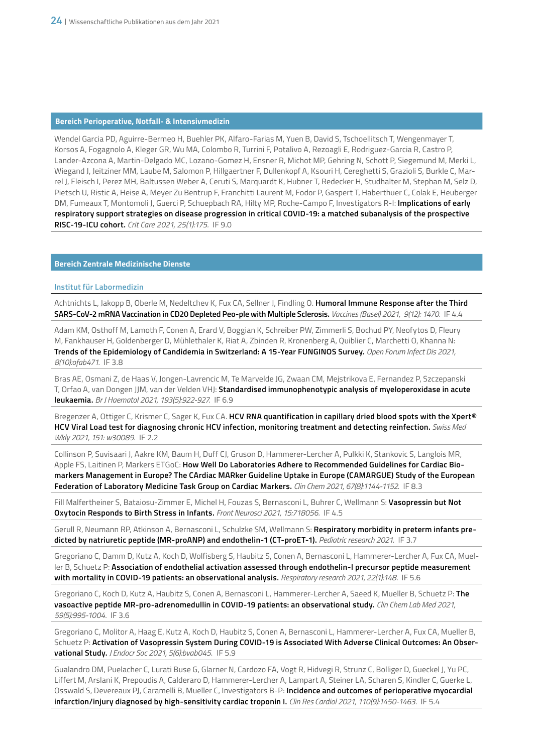## Bereich Perioperative, Notfall- & Intensivmedizin

Wendel Garcia PD, Aguirre-Bermeo H, Buehler PK, Alfaro-Farias M, Yuen B, David S, Tschoellitsch T, Wengenmayer T, Korsos A, Fogagnolo A, Kleger GR, Wu MA, Colombo R, Turrini F, Potalivo A, Rezoagli E, Rodriguez-Garcia R, Castro P, Lander-Azcona A, Martin-Delgado MC, Lozano-Gomez H, Ensner R, Michot MP, Gehring N, Schott P, Siegemund M, Merki L, Wiegand J, Jeitziner MM, Laube M, Salomon P, Hillgaertner F, Dullenkopf A, Ksouri H, Cereghetti S, Grazioli S, Burkle C, Marrel J, Fleisch I, Perez MH, Baltussen Weber A, Ceruti S, Marquardt K, Hubner T, Redecker H, Studhalter M, Stephan M, Selz D, Pietsch U, Ristic A, Heise A, Meyer Zu Bentrup F, Franchitti Laurent M, Fodor P, Gaspert T, Haberthuer C, Colak E, Heuberger DM, Fumeaux T, Montomoli J, Guerci P, Schuepbach RA, Hilty MP, Roche-Campo F, Investigators R-I: **Implications of early respiratory support strategies on disease progression in critical COVID-19: a matched subanalysis of the prospective RISC-19-ICU cohort.** *Crit Care 2021, 25(1):175.* IF 9.0

## Bereich Zentrale Medizinische Dienste

### Institut für Labormedizin

Achtnichts L, Jakopp B, Oberle M, Nedeltchev K, Fux CA, Sellner J, Findling O. **Humoral Immune Response after the Third SARS-CoV-2 mRNA Vaccination in CD20 Depleted Peo-ple with Multiple Sclerosis.** *Vaccines (Basel) 2021, 9(12): 1470.* IF 4.4

Adam KM, Osthoff M, Lamoth F, Conen A, Erard V, Boggian K, Schreiber PW, Zimmerli S, Bochud PY, Neofytos D, Fleury M, Fankhauser H, Goldenberger D, Mühlethaler K, Riat A, Zbinden R, Kronenberg A, Quiblier C, Marchetti O, Khanna N: **Trends of the Epidemiology of Candidemia in Switzerland: A 15-Year FUNGINOS Survey.** *Open Forum Infect Dis 2021, 8(10):ofab471.* IF 3.8

Bras AE, Osmani Z, de Haas V, Jongen-Lavrencic M, Te Marvelde JG, Zwaan CM, Mejstrikova E, Fernandez P, Szczepanski T, Orfao A, van Dongen JJM, van der Velden VHJ: **Standardised immunophenotypic analysis of myeloperoxidase in acute leukaemia.** *Br J Haematol 2021, 193(5):922-927.* IF 6.9

Bregenzer A, Ottiger C, Krismer C, Sager K, Fux CA. **HCV RNA quantification in capillary dried blood spots with the Xpert® HCV Viral Load test for diagnosing chronic HCV infection, monitoring treatment and detecting reinfection.** *Swiss Med Wkly 2021, 151: w30089.* IF 2.2

Collinson P, Suvisaari J, Aakre KM, Baum H, Duff CJ, Gruson D, Hammerer-Lercher A, Pulkki K, Stankovic S, Langlois MR, Apple FS, Laitinen P, Markers ETGoC: **How Well Do Laboratories Adhere to Recommended Guidelines for Cardiac Biomarkers Management in Europe? The CArdiac MARker Guideline Uptake in Europe (CAMARGUE) Study of the European Federation of Laboratory Medicine Task Group on Cardiac Markers.** *Clin Chem 2021, 67(8):1144-1152.* IF 8.3

Fill Malfertheiner S, Bataiosu-Zimmer E, Michel H, Fouzas S, Bernasconi L, Buhrer C, Wellmann S: **Vasopressin but Not Oxytocin Responds to Birth Stress in Infants.** *Front Neurosci 2021, 15:718056.* IF 4.5

Gerull R, Neumann RP, Atkinson A, Bernasconi L, Schulzke SM, Wellmann S: **Respiratory morbidity in preterm infants predicted by natriuretic peptide (MR-proANP) and endothelin-1 (CT-proET-1).** *Pediatric research 2021.* IF 3.7

Gregoriano C, Damm D, Kutz A, Koch D, Wolfisberg S, Haubitz S, Conen A, Bernasconi L, Hammerer-Lercher A, Fux CA, Mueller B, Schuetz P: **Association of endothelial activation assessed through endothelin-I precursor peptide measurement with mortality in COVID-19 patients: an observational analysis.** *Respiratory research 2021, 22(1):148.* IF 5.6

Gregoriano C, Koch D, Kutz A, Haubitz S, Conen A, Bernasconi L, Hammerer-Lercher A, Saeed K, Mueller B, Schuetz P: **The vasoactive peptide MR-pro-adrenomedullin in COVID-19 patients: an observational study.** *Clin Chem Lab Med 2021, 59(5):995-1004.* IF 3.6

Gregoriano C, Molitor A, Haag E, Kutz A, Koch D, Haubitz S, Conen A, Bernasconi L, Hammerer-Lercher A, Fux CA, Mueller B, Schuetz P: **Activation of Vasopressin System During COVID-19 is Associated With Adverse Clinical Outcomes: An Observational Study.** *J Endocr Soc 2021, 5(6):bvab045.* IF 5.9

Gualandro DM, Puelacher C, Lurati Buse G, Glarner N, Cardozo FA, Vogt R, Hidvegi R, Strunz C, Bolliger D, Gueckel J, Yu PC, Liffert M, Arslani K, Prepoudis A, Calderaro D, Hammerer-Lercher A, Lampart A, Steiner LA, Scharen S, Kindler C, Guerke L, Osswald S, Devereaux PJ, Caramelli B, Mueller C, Investigators B-P: **Incidence and outcomes of perioperative myocardial infarction/injury diagnosed by high-sensitivity cardiac troponin I.** *Clin Res Cardiol 2021, 110(9):1450-1463.* IF 5.4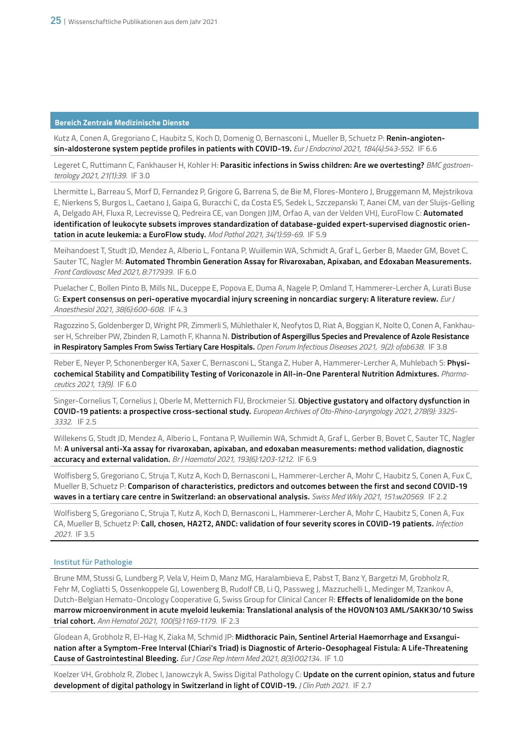## Bereich Zentrale Medizinische Dienste

Kutz A, Conen A, Gregoriano C, Haubitz S, Koch D, Domenig O, Bernasconi L, Mueller B, Schuetz P: **Renin-angiotensin-aldosterone system peptide profiles in patients with COVID-19.** *Eur J Endocrinol 2021, 184(4):543-552.* IF 6.6

Legeret C, Ruttimann C, Fankhauser H, Kohler H: **Parasitic infections in Swiss children: Are we overtesting?** *BMC gastroenterology 2021, 21(1):39.* IF 3.0

Lhermitte L, Barreau S, Morf D, Fernandez P, Grigore G, Barrena S, de Bie M, Flores-Montero J, Bruggemann M, Mejstrikova E, Nierkens S, Burgos L, Caetano J, Gaipa G, Buracchi C, da Costa ES, Sedek L, Szczepanski T, Aanei CM, van der Sluijs-Gelling A, Delgado AH, Fluxa R, Lecrevisse Q, Pedreira CE, van Dongen JJM, Orfao A, van der Velden VHJ, EuroFlow C: **Automated identification of leukocyte subsets improves standardization of database-guided expert-supervised diagnostic orientation in acute leukemia: a EuroFlow study.** *Mod Pathol 2021, 34(1):59-69.* IF 5.9

Meihandoest T, Studt JD, Mendez A, Alberio L, Fontana P, Wuillemin WA, Schmidt A, Graf L, Gerber B, Maeder GM, Bovet C, Sauter TC, Nagler M: **Automated Thrombin Generation Assay for Rivaroxaban, Apixaban, and Edoxaban Measurements.** *Front Cardiovasc Med 2021, 8:717939.* IF 6.0

Puelacher C, Bollen Pinto B, Mills NL, Duceppe E, Popova E, Duma A, Nagele P, Omland T, Hammerer-Lercher A, Lurati Buse G: **Expert consensus on peri-operative myocardial injury screening in noncardiac surgery: A literature review.** *Eur J Anaesthesiol 2021, 38(6):600-608.* IF 4.3

Ragozzino S, Goldenberger D, Wright PR, Zimmerli S, Mühlethaler K, Neofytos D, Riat A, Boggian K, Nolte O, Conen A, Fankhauser H, Schreiber PW, Zbinden R, Lamoth F, Khanna N. **Distribution of Aspergillus Species and Prevalence of Azole Resistance in Respiratory Samples From Swiss Tertiary Care Hospitals.** *Open Forum Infectious Diseases 2021, 9(2): ofab638.* IF 3.8

Reber E, Neyer P, Schonenberger KA, Saxer C, Bernasconi L, Stanga Z, Huber A, Hammerer-Lercher A, Muhlebach S: **Physicochemical Stability and Compatibility Testing of Voriconazole in All-in-One Parenteral Nutrition Admixtures.** *Pharmaceutics 2021, 13(9).* IF 6.0

Singer-Cornelius T, Cornelius J, Oberle M, Metternich FU, Brockmeier SJ. **Objective gustatory and olfactory dysfunction in COVID-19 patients: a prospective cross-sectional study.** *European Archives of Oto-Rhino-Laryngology 2021, 278(9): 3325-3332.* IF 2.5

Willekens G, Studt JD, Mendez A, Alberio L, Fontana P, Wuillemin WA, Schmidt A, Graf L, Gerber B, Bovet C, Sauter TC, Nagler M: **A universal anti-Xa assay for rivaroxaban, apixaban, and edoxaban measurements: method validation, diagnostic accuracy and external validation.** *Br J Haematol 2021, 193(6):1203-1212.* IF 6.9

Wolfisberg S, Gregoriano C, Struja T, Kutz A, Koch D, Bernasconi L, Hammerer-Lercher A, Mohr C, Haubitz S, Conen A, Fux C, Mueller B, Schuetz P: **Comparison of characteristics, predictors and outcomes between the first and second COVID-19 waves in a tertiary care centre in Switzerland: an observational analysis.** *Swiss Med Wkly 2021, 151:w20569.* IF 2.2

Wolfisberg S, Gregoriano C, Struja T, Kutz A, Koch D, Bernasconi L, Hammerer-Lercher A, Mohr C, Haubitz S, Conen A, Fux CA, Mueller B, Schuetz P: **Call, chosen, HA2T2, ANDC: validation of four severity scores in COVID-19 patients.** *Infection 2021.* IF 3.5

### Institut für Pathologie

Brune MM, Stussi G, Lundberg P, Vela V, Heim D, Manz MG, Haralambieva E, Pabst T, Banz Y, Bargetzi M, Grobholz R, Fehr M, Cogliatti S, Ossenkoppele GJ, Lowenberg B, Rudolf CB, Li Q, Passweg J, Mazzuchelli L, Medinger M, Tzankov A, Dutch-Belgian Hemato-Oncology Cooperative G, Swiss Group for Clinical Cancer R: **Effects of lenalidomide on the bone marrow microenvironment in acute myeloid leukemia: Translational analysis of the HOVON103 AML/SAKK30/10 Swiss trial cohort.** *Ann Hematol 2021, 100(5):1169-1179.* IF 2.3

Glodean A, Grobholz R, El-Hag K, Ziaka M, Schmid JP: **Midthoracic Pain, Sentinel Arterial Haemorrhage and Exsanguination after a Symptom-Free Interval (Chiari's Triad) is Diagnostic of Arterio-Oesophageal Fistula: A Life-Threatening Cause of Gastrointestinal Bleeding.** *Eur J Case Rep Intern Med 2021, 8(3):002134.* IF 1.0

Koelzer VH, Grobholz R, Zlobec I, Janowczyk A, Swiss Digital Pathology C: **Update on the current opinion, status and future development of digital pathology in Switzerland in light of COVID-19.** *J Clin Path 2021.* IF 2.7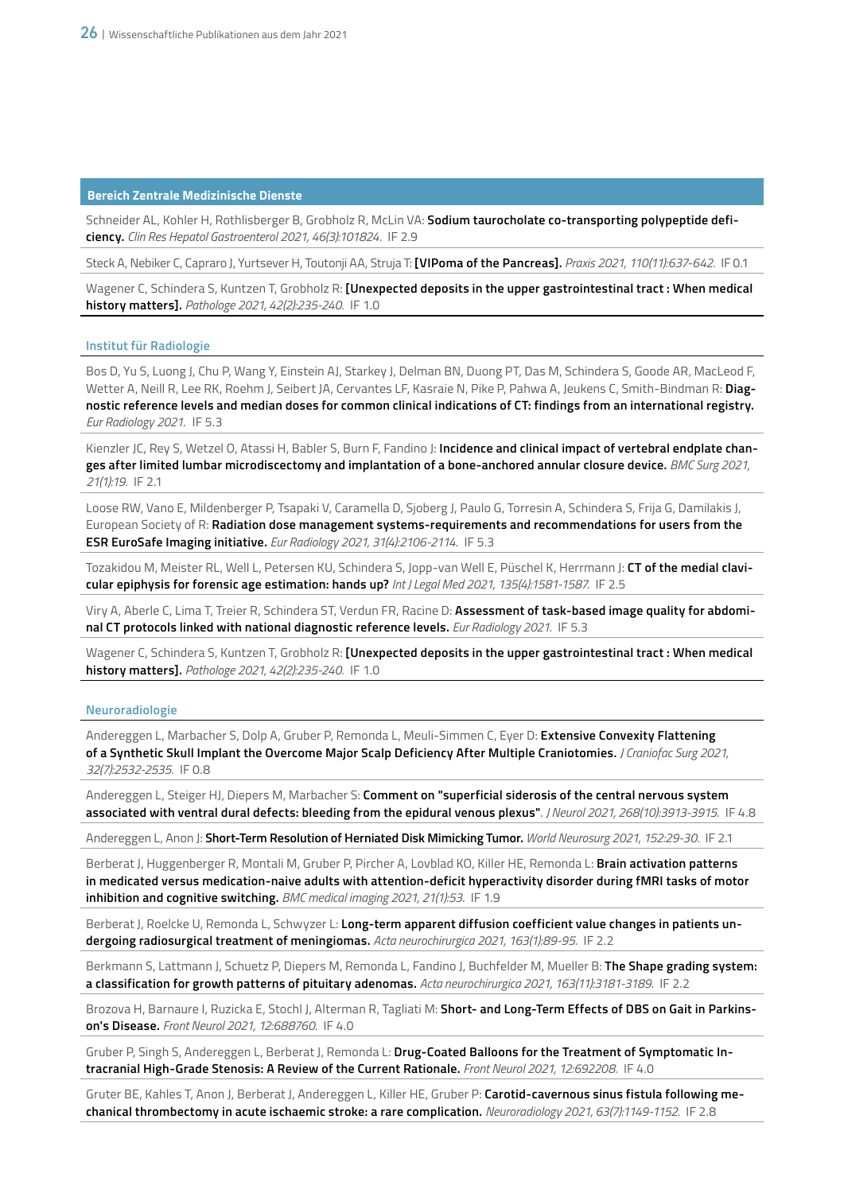## Bereich Zentrale Medizinische Dienste

Schneider AL, Kohler H, Rothlisberger B, Grobholz R, McLin VA: **Sodium taurocholate co-transporting polypeptide deficiency.** *Clin Res Hepatol Gastroenterol 2021, 46(3):101824.* IF 2.9

Steck A, Nebiker C, Capraro J, Yurtsever H, Toutonji AA, Struja T: **[VIPoma of the Pancreas].** *Praxis 2021, 110(11):637-642.* IF 0.1

Wagener C, Schindera S, Kuntzen T, Grobholz R: **[Unexpected deposits in the upper gastrointestinal tract : When medical history matters].** *Pathologe 2021, 42(2):235-240.* IF 1.0

### Institut für Radiologie

Bos D, Yu S, Luong J, Chu P, Wang Y, Einstein AJ, Starkey J, Delman BN, Duong PT, Das M, Schindera S, Goode AR, MacLeod F, Wetter A, Neill R, Lee RK, Roehm J, Seibert JA, Cervantes LF, Kasraie N, Pike P, Pahwa A, Jeukens C, Smith-Bindman R: **Diagnostic reference levels and median doses for common clinical indications of CT: findings from an international registry.** *Eur Radiology 2021.* IF 5.3

Kienzler JC, Rey S, Wetzel O, Atassi H, Babler S, Burn F, Fandino J: **Incidence and clinical impact of vertebral endplate changes after limited lumbar microdiscectomy and implantation of a bone-anchored annular closure device.** *BMC Surg 2021, 21(1):19.* IF 2.1

Loose RW, Vano E, Mildenberger P, Tsapaki V, Caramella D, Sjoberg J, Paulo G, Torresin A, Schindera S, Frija G, Damilakis J, European Society of R: **Radiation dose management systems-requirements and recommendations for users from the ESR EuroSafe Imaging initiative.** *Eur Radiology 2021, 31(4):2106-2114.* IF 5.3

Tozakidou M, Meister RL, Well L, Petersen KU, Schindera S, Jopp-van Well E, Püschel K, Herrmann J: **CT of the medial clavicular epiphysis for forensic age estimation: hands up?** *Int J Legal Med 2021, 135(4):1581-1587.* IF 2.5

Viry A, Aberle C, Lima T, Treier R, Schindera ST, Verdun FR, Racine D: **Assessment of task-based image quality for abdominal CT protocols linked with national diagnostic reference levels.** *Eur Radiology 2021.* IF 5.3

Wagener C, Schindera S, Kuntzen T, Grobholz R: **[Unexpected deposits in the upper gastrointestinal tract : When medical history matters].** *Pathologe 2021, 42(2):235-240.* IF 1.0

### Neuroradiologie

Andereggen L, Marbacher S, Dolp A, Gruber P, Remonda L, Meuli-Simmen C, Eyer D: **Extensive Convexity Flattening of a Synthetic Skull Implant the Overcome Major Scalp Deficiency After Multiple Craniotomies.** *J Craniofac Surg 2021, 32(7):2532-2535.* IF 0.8

Andereggen L, Steiger HJ, Diepers M, Marbacher S: **Comment on "superficial siderosis of the central nervous system associated with ventral dural defects: bleeding from the epidural venous plexus".** *J Neurol 2021, 268(10):3913-3915.* IF 4.8

Andereggen L, Anon J: **Short-Term Resolution of Herniated Disk Mimicking Tumor.** *World Neurosurg 2021, 152:29-30.* IF 2.1

Berberat J, Huggenberger R, Montali M, Gruber P, Pircher A, Lovblad KO, Killer HE, Remonda L: **Brain activation patterns in medicated versus medication-naive adults with attention-deficit hyperactivity disorder during fMRI tasks of motor inhibition and cognitive switching.** *BMC medical imaging 2021, 21(1):53.* IF 1.9

Berberat J, Roelcke U, Remonda L, Schwyzer L: **Long-term apparent diffusion coefficient value changes in patients undergoing radiosurgical treatment of meningiomas.** *Acta neurochirurgica 2021, 163(1):89-95.* IF 2.2

Berkmann S, Lattmann J, Schuetz P, Diepers M, Remonda L, Fandino J, Buchfelder M, Mueller B: **The Shape grading system: a classification for growth patterns of pituitary adenomas.** *Acta neurochirurgica 2021, 163(11):3181-3189.* IF 2.2

Brozova H, Barnaure I, Ruzicka E, Stochl J, Alterman R, Tagliati M: **Short- and Long-Term Effects of DBS on Gait in Parkinson's Disease.** *Front Neurol 2021, 12:688760.* IF 4.0

Gruber P, Singh S, Andereggen L, Berberat J, Remonda L: **Drug-Coated Balloons for the Treatment of Symptomatic Intracranial High-Grade Stenosis: A Review of the Current Rationale.** *Front Neurol 2021, 12:692208.* IF 4.0

Gruter BE, Kahles T, Anon J, Berberat J, Andereggen L, Killer HE, Gruber P: **Carotid-cavernous sinus fistula following mechanical thrombectomy in acute ischaemic stroke: a rare complication.** *Neuroradiology 2021, 63(7):1149-1152.* IF 2.8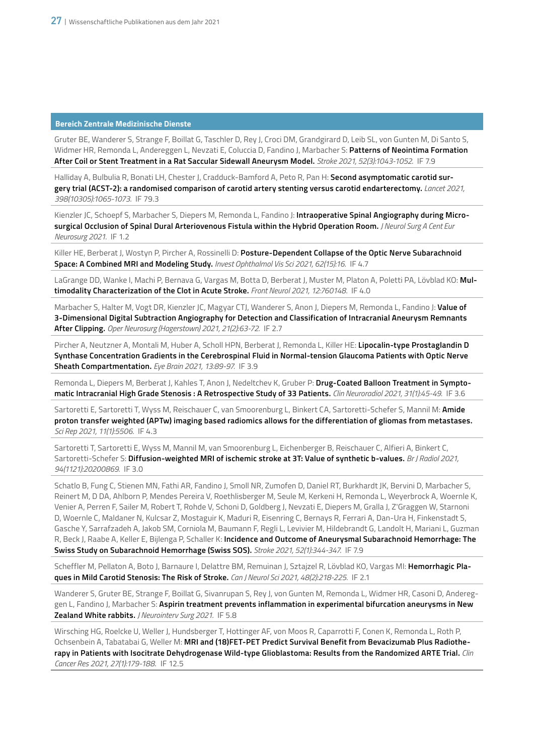## Bereich Zentrale Medizinische Dienste

Gruter BE, Wanderer S, Strange F, Boillat G, Taschler D, Rey J, Croci DM, Grandgirard D, Leib SL, von Gunten M, Di Santo S, Widmer HR, Remonda L, Andereggen L, Nevzati E, Coluccia D, Fandino J, Marbacher S: **Patterns of Neointima Formation After Coil or Stent Treatment in a Rat Saccular Sidewall Aneurysm Model.** *Stroke 2021, 52(3):1043-1052.* IF 7.9

Halliday A, Bulbulia R, Bonati LH, Chester J, Cradduck-Bamford A, Peto R, Pan H: **Second asymptomatic carotid surgery trial (ACST-2): a randomised comparison of carotid artery stenting versus carotid endarterectomy.** *Lancet 2021, 398(10305):1065-1073.* IF 79.3

Kienzler JC, Schoepf S, Marbacher S, Diepers M, Remonda L, Fandino J: **Intraoperative Spinal Angiography during Microsurgical Occlusion of Spinal Dural Arteriovenous Fistula within the Hybrid Operation Room.** *J Neurol Surg A Cent Eur Neurosurg 2021.* IF 1.2

Killer HE, Berberat J, Wostyn P, Pircher A, Rossinelli D: **Posture-Dependent Collapse of the Optic Nerve Subarachnoid Space: A Combined MRI and Modeling Study.** *Invest Ophthalmol Vis Sci 2021, 62(15):16.* IF 4.7

LaGrange DD, Wanke I, Machi P, Bernava G, Vargas M, Botta D, Berberat J, Muster M, Platon A, Poletti PA, Lövblad KO: **Multimodality Characterization of the Clot in Acute Stroke.** *Front Neurol 2021, 12:760148.* IF 4.0

Marbacher S, Halter M, Vogt DR, Kienzler JC, Magyar CTJ, Wanderer S, Anon J, Diepers M, Remonda L, Fandino J: **Value of 3-Dimensional Digital Subtraction Angiography for Detection and Classification of Intracranial Aneurysm Remnants After Clipping.** *Oper Neurosurg (Hagerstown) 2021, 21(2):63-72.* IF 2.7

Pircher A, Neutzner A, Montali M, Huber A, Scholl HPN, Berberat J, Remonda L, Killer HE: **Lipocalin-type Prostaglandin D Synthase Concentration Gradients in the Cerebrospinal Fluid in Normal-tension Glaucoma Patients with Optic Nerve Sheath Compartmentation.** *Eye Brain 2021, 13:89-97.* IF 3.9

Remonda L, Diepers M, Berberat J, Kahles T, Anon J, Nedeltchev K, Gruber P: **Drug-Coated Balloon Treatment in Symptomatic Intracranial High Grade Stenosis : A Retrospective Study of 33 Patients.** *Clin Neuroradiol 2021, 31(1):45-49.* IF 3.6

Sartoretti E, Sartoretti T, Wyss M, Reischauer C, van Smoorenburg L, Binkert CA, Sartoretti-Schefer S, Mannil M: **Amide proton transfer weighted (APTw) imaging based radiomics allows for the differentiation of gliomas from metastases.** *Sci Rep 2021, 11(1):5506.* IF 4.3

Sartoretti T, Sartoretti E, Wyss M, Mannil M, van Smoorenburg L, Eichenberger B, Reischauer C, Alfieri A, Binkert C, Sartoretti-Schefer S: **Diffusion-weighted MRI of ischemic stroke at 3T: Value of synthetic b-values.** *Br J Radiol 2021, 94(1121):20200869.* IF 3.0

Schatlo B, Fung C, Stienen MN, Fathi AR, Fandino J, Smoll NR, Zumofen D, Daniel RT, Burkhardt JK, Bervini D, Marbacher S, Reinert M, D DA, Ahlborn P, Mendes Pereira V, Roethlisberger M, Seule M, Kerkeni H, Remonda L, Weyerbrock A, Woernle K, Venier A, Perren F, Sailer M, Robert T, Rohde V, Schoni D, Goldberg J, Nevzati E, Diepers M, Gralla J, Z'Graggen W, Starnoni D, Woernle C, Maldaner N, Kulcsar Z, Mostaguir K, Maduri R, Eisenring C, Bernays R, Ferrari A, Dan-Ura H, Finkenstadt S, Gasche Y, Sarrafzadeh A, Jakob SM, Corniola M, Baumann F, Regli L, Levivier M, Hildebrandt G, Landolt H, Mariani L, Guzman R, Beck J, Raabe A, Keller E, Bijlenga P, Schaller K: **Incidence and Outcome of Aneurysmal Subarachnoid Hemorrhage: The Swiss Study on Subarachnoid Hemorrhage (Swiss SOS).** *Stroke 2021, 52(1):344-347.* IF 7.9

Scheffler M, Pellaton A, Boto J, Barnaure I, Delattre BM, Remuinan J, Sztajzel R, Lövblad KO, Vargas MI: **Hemorrhagic Plaques in Mild Carotid Stenosis: The Risk of Stroke.** *Can J Neurol Sci 2021, 48(2):218-225.* IF 2.1

Wanderer S, Gruter BE, Strange F, Boillat G, Sivanrupan S, Rey J, von Gunten M, Remonda L, Widmer HR, Casoni D, Andereggen L, Fandino J, Marbacher S: **Aspirin treatment prevents inflammation in experimental bifurcation aneurysms in New Zealand White rabbits.** *J Neurointerv Surg 2021.* IF 5.8

Wirsching HG, Roelcke U, Weller J, Hundsberger T, Hottinger AF, von Moos R, Caparrotti F, Conen K, Remonda L, Roth P, Ochsenbein A, Tabatabai G, Weller M: **MRI and (18)FET-PET Predict Survival Benefit from Bevacizumab Plus Radiotherapy in Patients with Isocitrate Dehydrogenase Wild-type Glioblastoma: Results from the Randomized ARTE Trial.** *Clin Cancer Res 2021, 27(1):179-188.* IF 12.5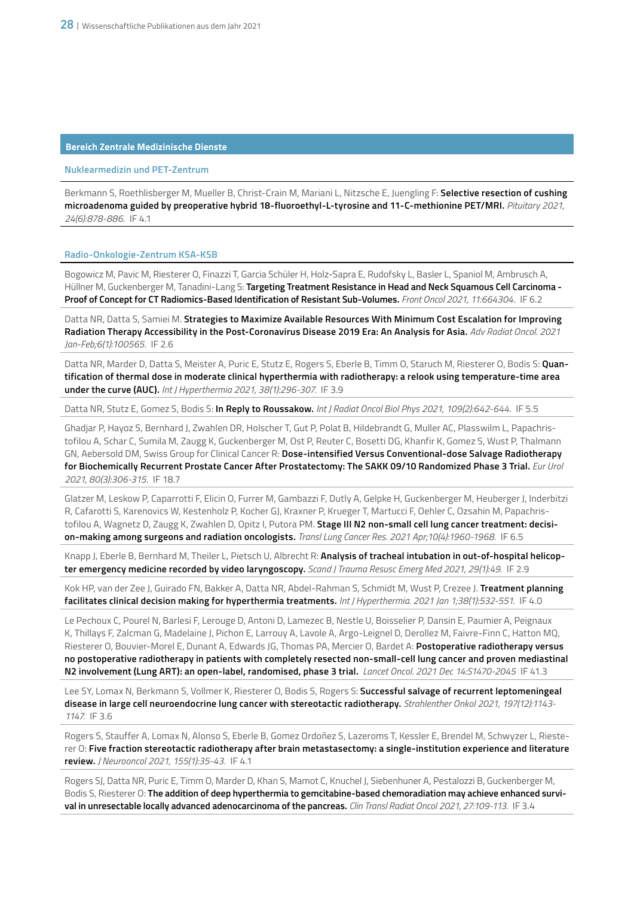## Bereich Zentrale Medizinische Dienste

### Nuklearmedizin und PET-Zentrum

Berkmann S, Roethlisberger M, Mueller B, Christ-Crain M, Mariani L, Nitzsche E, Juengling F: **Selective resection of cushing microadenoma guided by preoperative hybrid 18-fluoroethyl-L-tyrosine and 11-C-methionine PET/MRI.** *Pituitary 2021, 24(6):878-886.* IF 4.1

### Radio-Onkologie-Zentrum KSA-KSB

Bogowicz M, Pavic M, Riesterer O, Finazzi T, Garcia Schüler H, Holz-Sapra E, Rudofsky L, Basler L, Spaniol M, Ambrusch A, Hüllner M, Guckenberger M, Tanadini-Lang S: **Targeting Treatment Resistance in Head and Neck Squamous Cell Carcinoma - Proof of Concept for CT Radiomics-Based Identification of Resistant Sub-Volumes.** *Front Oncol 2021, 11:664304.* IF 6.2

Datta NR, Datta S, Samiei M. **Strategies to Maximize Available Resources With Minimum Cost Escalation for Improving Radiation Therapy Accessibility in the Post-Coronavirus Disease 2019 Era: An Analysis for Asia.** *Adv Radiat Oncol. 2021 Jan-Feb;6(1):100565.* IF 2.6

Datta NR, Marder D, Datta S, Meister A, Puric E, Stutz E, Rogers S, Eberle B, Timm O, Staruch M, Riesterer O, Bodis S: **Quantification of thermal dose in moderate clinical hyperthermia with radiotherapy: a relook using temperature-time area under the curve (AUC).** *Int J Hyperthermia 2021, 38(1):296-307.* IF 3.9

Datta NR, Stutz E, Gomez S, Bodis S: **In Reply to Roussakow.** *Int J Radiat Oncol Biol Phys 2021, 109(2):642-644.* IF 5.5

Ghadjar P, Hayoz S, Bernhard J, Zwahlen DR, Holscher T, Gut P, Polat B, Hildebrandt G, Muller AC, Plasswilm L, Papachristofilou A, Schar C, Sumila M, Zaugg K, Guckenberger M, Ost P, Reuter C, Bosetti DG, Khanfir K, Gomez S, Wust P, Thalmann GN, Aebersold DM, Swiss Group for Clinical Cancer R: **Dose-intensified Versus Conventional-dose Salvage Radiotherapy for Biochemically Recurrent Prostate Cancer After Prostatectomy: The SAKK 09/10 Randomized Phase 3 Trial.** *Eur Urol 2021, 80(3):306-315.* IF 18.7

Glatzer M, Leskow P, Caparrotti F, Elicin O, Furrer M, Gambazzi F, Dutly A, Gelpke H, Guckenberger M, Heuberger J, Inderbitzi R, Cafarotti S, Karenovics W, Kestenholz P, Kocher GJ, Kraxner P, Krueger T, Martucci F, Oehler C, Ozsahin M, Papachristofilou A, Wagnetz D, Zaugg K, Zwahlen D, Opitz I, Putora PM. **Stage III N2 non-small cell lung cancer treatment: decision-making among surgeons and radiation oncologists.** *Transl Lung Cancer Res. 2021 Apr;10(4):1960-1968.* IF 6.5

Knapp J, Eberle B, Bernhard M, Theiler L, Pietsch U, Albrecht R: **Analysis of tracheal intubation in out-of-hospital helicopter emergency medicine recorded by video laryngoscopy.** *Scand J Trauma Resusc Emerg Med 2021, 29(1):49.* IF 2.9

Kok HP, van der Zee J, Guirado FN, Bakker A, Datta NR, Abdel-Rahman S, Schmidt M, Wust P, Crezee J. **Treatment planning facilitates clinical decision making for hyperthermia treatments.** *Int J Hyperthermia. 2021 Jan 1;38(1):532-551.* IF 4.0

Le Pechoux C, Pourel N, Barlesi F, Lerouge D, Antoni D, Lamezec B, Nestle U, Boisselier P, Dansin E, Paumier A, Peignaux K, Thillays F, Zalcman G, Madelaine J, Pichon E, Larrouy A, Lavole A, Argo-Leignel D, Derollez M, Faivre-Finn C, Hatton MQ, Riesterer O, Bouvier-Morel E, Dunant A, Edwards JG, Thomas PA, Mercier O, Bardet A: **Postoperative radiotherapy versus no postoperative radiotherapy in patients with completely resected non-small-cell lung cancer and proven mediastinal N2 involvement (Lung ART): an open-label, randomised, phase 3 trial.** *Lancet Oncol. 2021 Dec 14:S1470-2045* IF 41.3

Lee SY, Lomax N, Berkmann S, Vollmer K, Riesterer O, Bodis S, Rogers S: **Successful salvage of recurrent leptomeningeal disease in large cell neuroendocrine lung cancer with stereotactic radiotherapy.** *Strahlenther Onkol 2021, 197(12):1143-1147.* IF 3.6

Rogers S, Stauffer A, Lomax N, Alonso S, Eberle B, Gomez Ordoñez S, Lazeroms T, Kessler E, Brendel M, Schwyzer L, Riesterer O: **Five fraction stereotactic radiotherapy after brain metastasectomy: a single-institution experience and literature review.** *J Neurooncol 2021, 155(1):35-43.* IF 4.1

Rogers SJ, Datta NR, Puric E, Timm O, Marder D, Khan S, Mamot C, Knuchel J, Siebenhuner A, Pestalozzi B, Guckenberger M, Bodis S, Riesterer O: **The addition of deep hyperthermia to gemcitabine-based chemoradiation may achieve enhanced survival in unresectable locally advanced adenocarcinoma of the pancreas.** *Clin Transl Radiat Oncol 2021, 27:109-113.* IF 3.4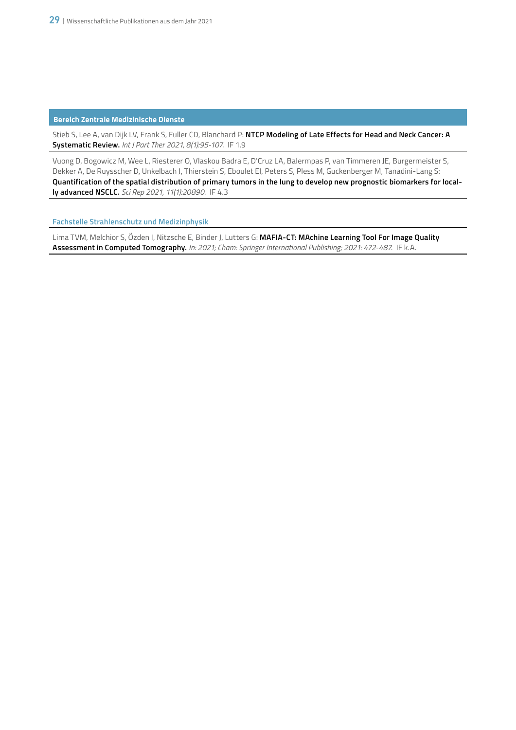## Bereich Zentrale Medizinische Dienste

Stieb S, Lee A, van Dijk LV, Frank S, Fuller CD, Blanchard P: **NTCP Modeling of Late Effects for Head and Neck Cancer: A Systematic Review.** *Int J Part Ther 2021, 8(1):95-107.* IF 1.9

Vuong D, Bogowicz M, Wee L, Riesterer O, Vlaskou Badra E, D'Cruz LA, Balermpas P, van Timmeren JE, Burgermeister S, Dekker A, De Ruysscher D, Unkelbach J, Thierstein S, Eboulet EI, Peters S, Pless M, Guckenberger M, Tanadini-Lang S: **Quantification of the spatial distribution of primary tumors in the lung to develop new prognostic biomarkers for locally advanced NSCLC.** *Sci Rep 2021, 11(1):20890.* IF 4.3

### Fachstelle Strahlenschutz und Medizinphysik

Lima TVM, Melchior S, Özden I, Nitzsche E, Binder J, Lutters G: **MAFIA-CT: MAchine Learning Tool For Image Quality Assessment in Computed Tomography.** *In: 2021; Cham: Springer International Publishing; 2021: 472-487.* IF k.A.